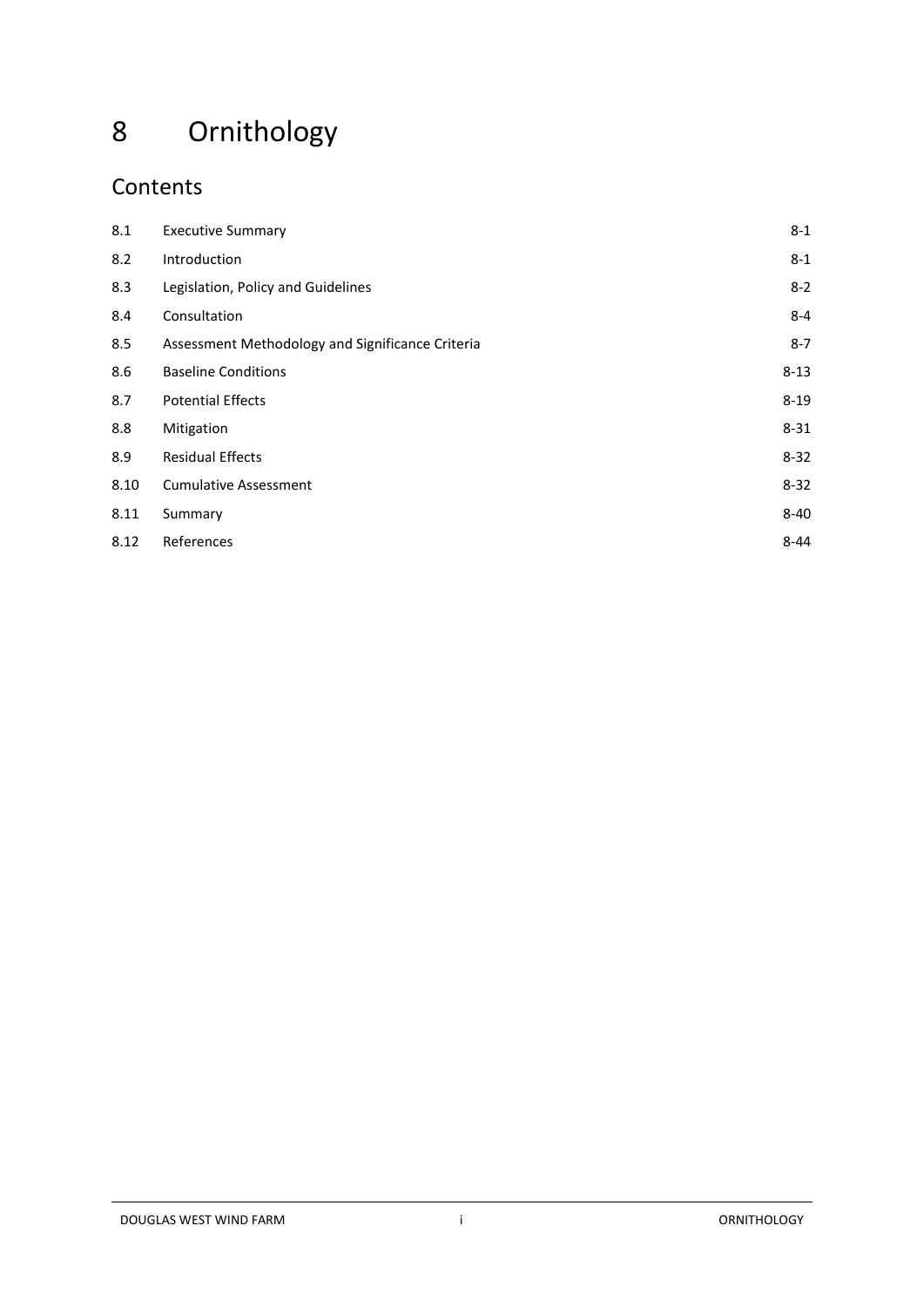# 8 Ornithology

## Contents

| | | |
|---|---|---|
| 8.1 | Executive Summary | 8-1 |
| 8.2 | Introduction | 8-1 |
| 8.3 | Legislation, Policy and Guidelines | 8-2 |
| 8.4 | Consultation | 8-4 |
| 8.5 | Assessment Methodology and Significance Criteria | 8-7 |
| 8.6 | Baseline Conditions | 8-13 |
| 8.7 | Potential Effects | 8-19 |
| 8.8 | Mitigation | 8-31 |
| 8.9 | Residual Effects | 8-32 |
| 8.10 | Cumulative Assessment | 8-32 |
| 8.11 | Summary | 8-40 |
| 8.12 | References | 8-44 |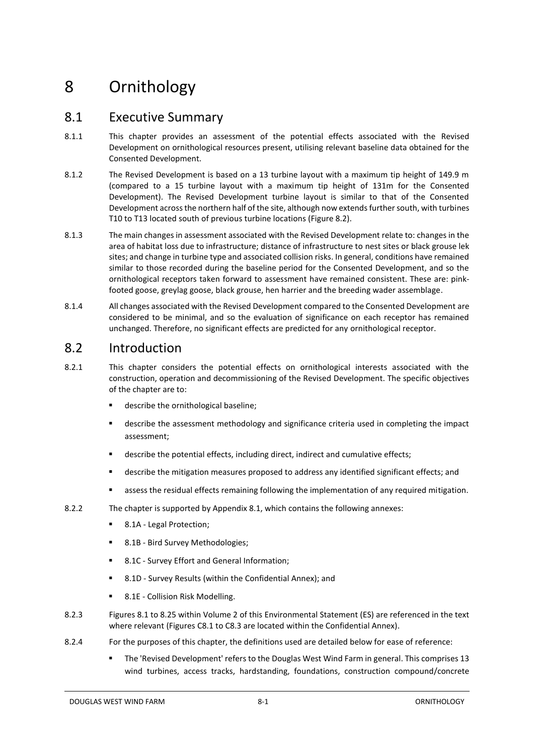# 8 Ornithology

## 8.1 Executive Summary

8.1.1 This chapter provides an assessment of the potential effects associated with the Revised Development on ornithological resources present, utilising relevant baseline data obtained for the Consented Development.

8.1.2 The Revised Development is based on a 13 turbine layout with a maximum tip height of 149.9 m (compared to a 15 turbine layout with a maximum tip height of 131m for the Consented Development). The Revised Development turbine layout is similar to that of the Consented Development across the northern half of the site, although now extends further south, with turbines T10 to T13 located south of previous turbine locations (Figure 8.2).

8.1.3 The main changes in assessment associated with the Revised Development relate to: changes in the area of habitat loss due to infrastructure; distance of infrastructure to nest sites or black grouse lek sites; and change in turbine type and associated collision risks. In general, conditions have remained similar to those recorded during the baseline period for the Consented Development, and so the ornithological receptors taken forward to assessment have remained consistent. These are: pink-footed goose, greylag goose, black grouse, hen harrier and the breeding wader assemblage.

8.1.4 All changes associated with the Revised Development compared to the Consented Development are considered to be minimal, and so the evaluation of significance on each receptor has remained unchanged. Therefore, no significant effects are predicted for any ornithological receptor.

## 8.2 Introduction

8.2.1 This chapter considers the potential effects on ornithological interests associated with the construction, operation and decommissioning of the Revised Development. The specific objectives of the chapter are to:

- describe the ornithological baseline;
- describe the assessment methodology and significance criteria used in completing the impact assessment;
- describe the potential effects, including direct, indirect and cumulative effects;
- describe the mitigation measures proposed to address any identified significant effects; and
- assess the residual effects remaining following the implementation of any required mitigation.

8.2.2 The chapter is supported by Appendix 8.1, which contains the following annexes:

- 8.1A - Legal Protection;
- 8.1B - Bird Survey Methodologies;
- 8.1C - Survey Effort and General Information;
- 8.1D - Survey Results (within the Confidential Annex); and
- 8.1E - Collision Risk Modelling.

8.2.3 Figures 8.1 to 8.25 within Volume 2 of this Environmental Statement (ES) are referenced in the text where relevant (Figures C8.1 to C8.3 are located within the Confidential Annex).

8.2.4 For the purposes of this chapter, the definitions used are detailed below for ease of reference:

- The 'Revised Development' refers to the Douglas West Wind Farm in general. This comprises 13 wind turbines, access tracks, hardstanding, foundations, construction compound/concrete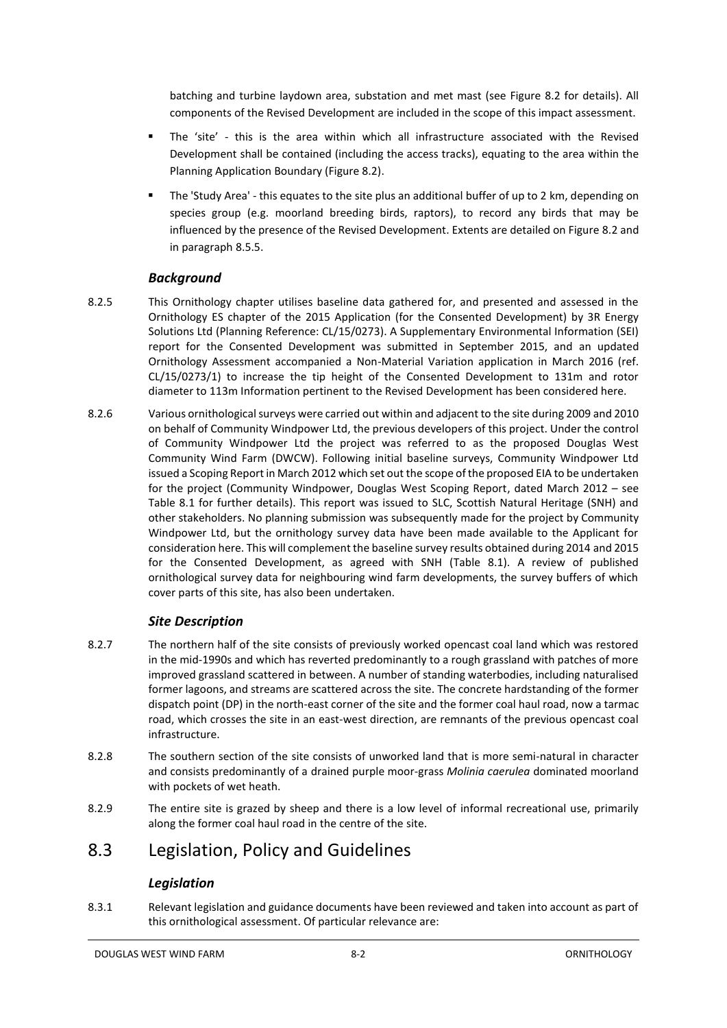batching and turbine laydown area, substation and met mast (see Figure 8.2 for details). All components of the Revised Development are included in the scope of this impact assessment.

- The 'site' - this is the area within which all infrastructure associated with the Revised Development shall be contained (including the access tracks), equating to the area within the Planning Application Boundary (Figure 8.2).
- The 'Study Area' - this equates to the site plus an additional buffer of up to 2 km, depending on species group (e.g. moorland breeding birds, raptors), to record any birds that may be influenced by the presence of the Revised Development. Extents are detailed on Figure 8.2 and in paragraph 8.5.5.

### *Background*

8.2.5 This Ornithology chapter utilises baseline data gathered for, and presented and assessed in the Ornithology ES chapter of the 2015 Application (for the Consented Development) by 3R Energy Solutions Ltd (Planning Reference: CL/15/0273). A Supplementary Environmental Information (SEI) report for the Consented Development was submitted in September 2015, and an updated Ornithology Assessment accompanied a Non-Material Variation application in March 2016 (ref. CL/15/0273/1) to increase the tip height of the Consented Development to 131m and rotor diameter to 113m Information pertinent to the Revised Development has been considered here.

8.2.6 Various ornithological surveys were carried out within and adjacent to the site during 2009 and 2010 on behalf of Community Windpower Ltd, the previous developers of this project. Under the control of Community Windpower Ltd the project was referred to as the proposed Douglas West Community Wind Farm (DWCW). Following initial baseline surveys, Community Windpower Ltd issued a Scoping Report in March 2012 which set out the scope of the proposed EIA to be undertaken for the project (Community Windpower, Douglas West Scoping Report, dated March 2012 – see Table 8.1 for further details). This report was issued to SLC, Scottish Natural Heritage (SNH) and other stakeholders. No planning submission was subsequently made for the project by Community Windpower Ltd, but the ornithology survey data have been made available to the Applicant for consideration here. This will complement the baseline survey results obtained during 2014 and 2015 for the Consented Development, as agreed with SNH (Table 8.1). A review of published ornithological survey data for neighbouring wind farm developments, the survey buffers of which cover parts of this site, has also been undertaken.

### *Site Description*

8.2.7 The northern half of the site consists of previously worked opencast coal land which was restored in the mid-1990s and which has reverted predominantly to a rough grassland with patches of more improved grassland scattered in between. A number of standing waterbodies, including naturalised former lagoons, and streams are scattered across the site. The concrete hardstanding of the former dispatch point (DP) in the north-east corner of the site and the former coal haul road, now a tarmac road, which crosses the site in an east-west direction, are remnants of the previous opencast coal infrastructure.

8.2.8 The southern section of the site consists of unworked land that is more semi-natural in character and consists predominantly of a drained purple moor-grass *Molinia caerulea* dominated moorland with pockets of wet heath.

8.2.9 The entire site is grazed by sheep and there is a low level of informal recreational use, primarily along the former coal haul road in the centre of the site.

## 8.3 Legislation, Policy and Guidelines

### *Legislation*

8.3.1 Relevant legislation and guidance documents have been reviewed and taken into account as part of this ornithological assessment. Of particular relevance are: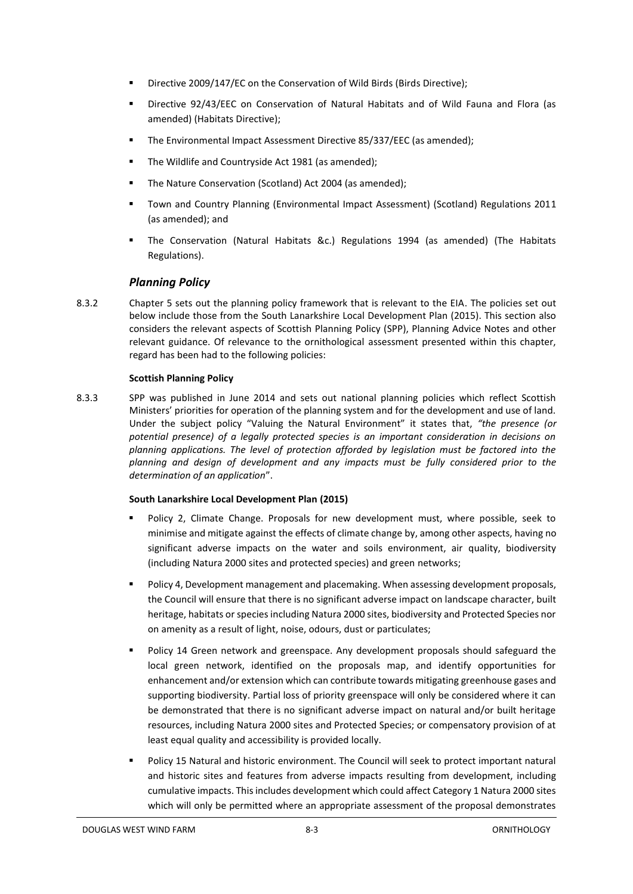- Directive 2009/147/EC on the Conservation of Wild Birds (Birds Directive);
- Directive 92/43/EEC on Conservation of Natural Habitats and of Wild Fauna and Flora (as amended) (Habitats Directive);
- The Environmental Impact Assessment Directive 85/337/EEC (as amended);
- The Wildlife and Countryside Act 1981 (as amended);
- The Nature Conservation (Scotland) Act 2004 (as amended);
- Town and Country Planning (Environmental Impact Assessment) (Scotland) Regulations 2011 (as amended); and
- The Conservation (Natural Habitats &c.) Regulations 1994 (as amended) (The Habitats Regulations).

### *Planning Policy*

8.3.2 Chapter 5 sets out the planning policy framework that is relevant to the EIA. The policies set out below include those from the South Lanarkshire Local Development Plan (2015). This section also considers the relevant aspects of Scottish Planning Policy (SPP), Planning Advice Notes and other relevant guidance. Of relevance to the ornithological assessment presented within this chapter, regard has been had to the following policies:

**Scottish Planning Policy**

8.3.3 SPP was published in June 2014 and sets out national planning policies which reflect Scottish Ministers' priorities for operation of the planning system and for the development and use of land. Under the subject policy "Valuing the Natural Environment" it states that, *"the presence (or potential presence) of a legally protected species is an important consideration in decisions on planning applications. The level of protection afforded by legislation must be factored into the planning and design of development and any impacts must be fully considered prior to the determination of an application*".

**South Lanarkshire Local Development Plan (2015)**

- Policy 2, Climate Change. Proposals for new development must, where possible, seek to minimise and mitigate against the effects of climate change by, among other aspects, having no significant adverse impacts on the water and soils environment, air quality, biodiversity (including Natura 2000 sites and protected species) and green networks;
- Policy 4, Development management and placemaking. When assessing development proposals, the Council will ensure that there is no significant adverse impact on landscape character, built heritage, habitats or species including Natura 2000 sites, biodiversity and Protected Species nor on amenity as a result of light, noise, odours, dust or particulates;
- Policy 14 Green network and greenspace. Any development proposals should safeguard the local green network, identified on the proposals map, and identify opportunities for enhancement and/or extension which can contribute towards mitigating greenhouse gases and supporting biodiversity. Partial loss of priority greenspace will only be considered where it can be demonstrated that there is no significant adverse impact on natural and/or built heritage resources, including Natura 2000 sites and Protected Species; or compensatory provision of at least equal quality and accessibility is provided locally.
- Policy 15 Natural and historic environment. The Council will seek to protect important natural and historic sites and features from adverse impacts resulting from development, including cumulative impacts. This includes development which could affect Category 1 Natura 2000 sites which will only be permitted where an appropriate assessment of the proposal demonstrates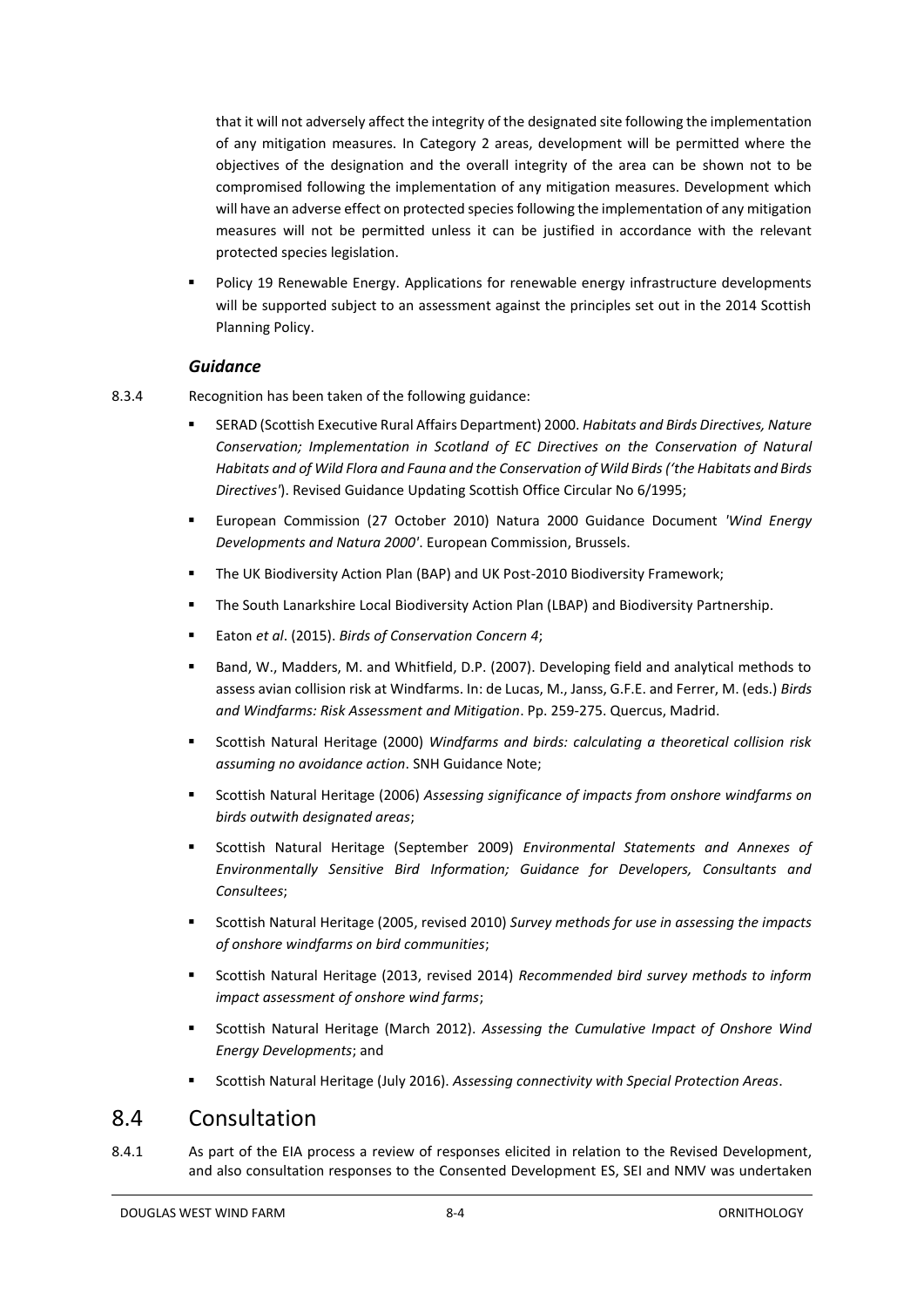that it will not adversely affect the integrity of the designated site following the implementation of any mitigation measures. In Category 2 areas, development will be permitted where the objectives of the designation and the overall integrity of the area can be shown not to be compromised following the implementation of any mitigation measures. Development which will have an adverse effect on protected species following the implementation of any mitigation measures will not be permitted unless it can be justified in accordance with the relevant protected species legislation.

- Policy 19 Renewable Energy. Applications for renewable energy infrastructure developments will be supported subject to an assessment against the principles set out in the 2014 Scottish Planning Policy.

### *Guidance*

8.3.4 Recognition has been taken of the following guidance:

- SERAD (Scottish Executive Rural Affairs Department) 2000. *Habitats and Birds Directives, Nature Conservation; Implementation in Scotland of EC Directives on the Conservation of Natural Habitats and of Wild Flora and Fauna and the Conservation of Wild Birds ('the Habitats and Birds Directives'*). Revised Guidance Updating Scottish Office Circular No 6/1995;
- European Commission (27 October 2010) Natura 2000 Guidance Document *'Wind Energy Developments and Natura 2000'*. European Commission, Brussels.
- The UK Biodiversity Action Plan (BAP) and UK Post-2010 Biodiversity Framework;
- The South Lanarkshire Local Biodiversity Action Plan (LBAP) and Biodiversity Partnership.
- Eaton *et al*. (2015). *Birds of Conservation Concern 4*;
- Band, W., Madders, M. and Whitfield, D.P. (2007). Developing field and analytical methods to assess avian collision risk at Windfarms. In: de Lucas, M., Janss, G.F.E. and Ferrer, M. (eds.) *Birds and Windfarms: Risk Assessment and Mitigation*. Pp. 259-275. Quercus, Madrid.
- Scottish Natural Heritage (2000) *Windfarms and birds: calculating a theoretical collision risk assuming no avoidance action*. SNH Guidance Note;
- Scottish Natural Heritage (2006) *Assessing significance of impacts from onshore windfarms on birds outwith designated areas*;
- Scottish Natural Heritage (September 2009) *Environmental Statements and Annexes of Environmentally Sensitive Bird Information; Guidance for Developers, Consultants and Consultees*;
- Scottish Natural Heritage (2005, revised 2010) *Survey methods for use in assessing the impacts of onshore windfarms on bird communities*;
- Scottish Natural Heritage (2013, revised 2014) *Recommended bird survey methods to inform impact assessment of onshore wind farms*;
- Scottish Natural Heritage (March 2012). *Assessing the Cumulative Impact of Onshore Wind Energy Developments*; and
- Scottish Natural Heritage (July 2016). *Assessing connectivity with Special Protection Areas*.

## 8.4 Consultation

8.4.1 As part of the EIA process a review of responses elicited in relation to the Revised Development, and also consultation responses to the Consented Development ES, SEI and NMV was undertaken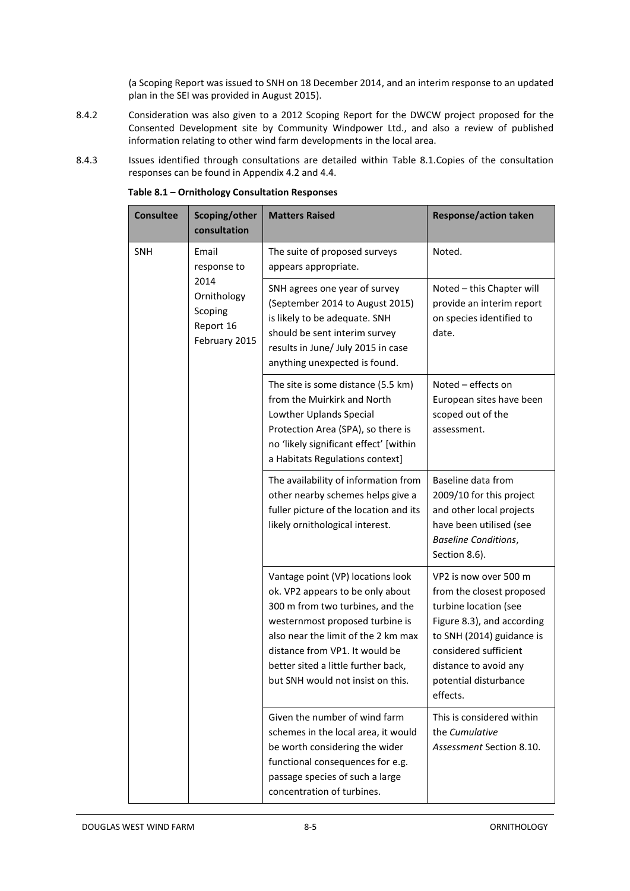(a Scoping Report was issued to SNH on 18 December 2014, and an interim response to an updated plan in the SEI was provided in August 2015).

8.4.2 Consideration was also given to a 2012 Scoping Report for the DWCW project proposed for the Consented Development site by Community Windpower Ltd., and also a review of published information relating to other wind farm developments in the local area.

8.4.3 Issues identified through consultations are detailed within Table 8.1.Copies of the consultation responses can be found in Appendix 4.2 and 4.4.

**Table 8.1 – Ornithology Consultation Responses**

| Consultee | Scoping/other consultation | Matters Raised | Response/action taken |
|---|---|---|---|
| SNH | Email response to 2014 Ornithology Scoping Report 16 February 2015 | The suite of proposed surveys appears appropriate. | Noted. |
| | | SNH agrees one year of survey (September 2014 to August 2015) is likely to be adequate. SNH should be sent interim survey results in June/ July 2015 in case anything unexpected is found. | Noted – this Chapter will provide an interim report on species identified to date. |
| | | The site is some distance (5.5 km) from the Muirkirk and North Lowther Uplands Special Protection Area (SPA), so there is no 'likely significant effect' [within a Habitats Regulations context] | Noted – effects on European sites have been scoped out of the assessment. |
| | | The availability of information from other nearby schemes helps give a fuller picture of the location and its likely ornithological interest. | Baseline data from 2009/10 for this project and other local projects have been utilised (see *Baseline Conditions*, Section 8.6). |
| | | Vantage point (VP) locations look ok. VP2 appears to be only about 300 m from two turbines, and the westernmost proposed turbine is also near the limit of the 2 km max distance from VP1. It would be better sited a little further back, but SNH would not insist on this. | VP2 is now over 500 m from the closest proposed turbine location (see Figure 8.3), and according to SNH (2014) guidance is considered sufficient distance to avoid any potential disturbance effects. |
| | | Given the number of wind farm schemes in the local area, it would be worth considering the wider functional consequences for e.g. passage species of such a large concentration of turbines. | This is considered within the *Cumulative Assessment* Section 8.10. |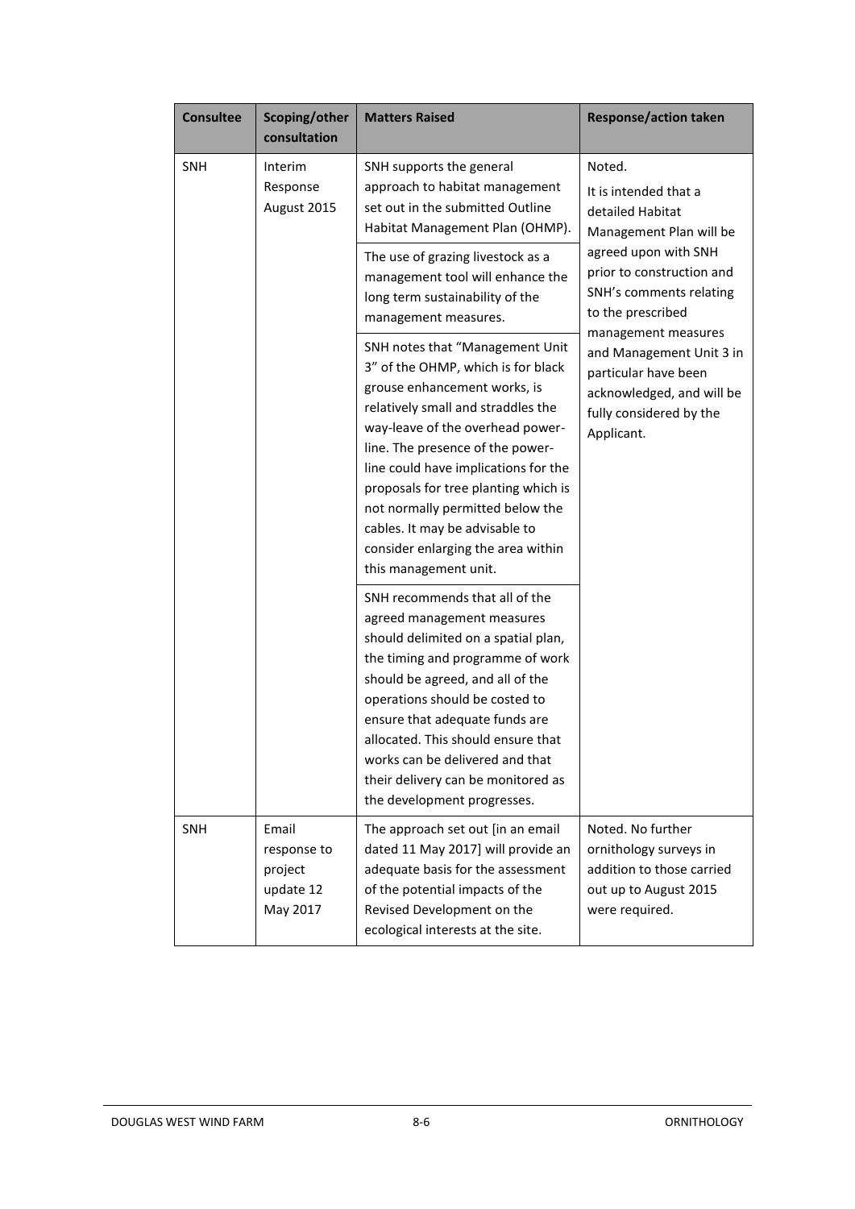| Consultee | Scoping/other consultation | Matters Raised | Response/action taken |
|---|---|---|---|
| SNH | Interim Response August 2015 | SNH supports the general approach to habitat management set out in the submitted Outline Habitat Management Plan (OHMP). | Noted. It is intended that a detailed Habitat Management Plan will be agreed upon with SNH prior to construction and SNH's comments relating to the prescribed management measures and Management Unit 3 in particular have been acknowledged, and will be fully considered by the Applicant. |
| | | The use of grazing livestock as a management tool will enhance the long term sustainability of the management measures. | |
| | | SNH notes that "Management Unit 3" of the OHMP, which is for black grouse enhancement works, is relatively small and straddles the way-leave of the overhead power-line. The presence of the power-line could have implications for the proposals for tree planting which is not normally permitted below the cables. It may be advisable to consider enlarging the area within this management unit. | |
| | | SNH recommends that all of the agreed management measures should delimited on a spatial plan, the timing and programme of work should be agreed, and all of the operations should be costed to ensure that adequate funds are allocated. This should ensure that works can be delivered and that their delivery can be monitored as the development progresses. | |
| SNH | Email response to project update 12 May 2017 | The approach set out [in an email dated 11 May 2017] will provide an adequate basis for the assessment of the potential impacts of the Revised Development on the ecological interests at the site. | Noted. No further ornithology surveys in addition to those carried out up to August 2015 were required. |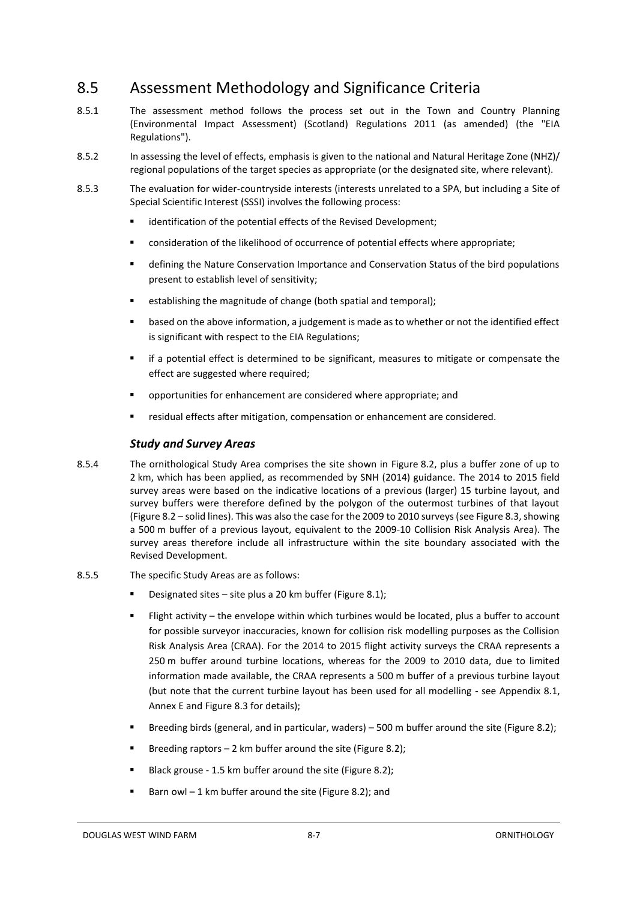## 8.5 Assessment Methodology and Significance Criteria

8.5.1 The assessment method follows the process set out in the Town and Country Planning (Environmental Impact Assessment) (Scotland) Regulations 2011 (as amended) (the "EIA Regulations").

8.5.2 In assessing the level of effects, emphasis is given to the national and Natural Heritage Zone (NHZ)/ regional populations of the target species as appropriate (or the designated site, where relevant).

8.5.3 The evaluation for wider-countryside interests (interests unrelated to a SPA, but including a Site of Special Scientific Interest (SSSI) involves the following process:

- identification of the potential effects of the Revised Development;
- consideration of the likelihood of occurrence of potential effects where appropriate;
- defining the Nature Conservation Importance and Conservation Status of the bird populations present to establish level of sensitivity;
- establishing the magnitude of change (both spatial and temporal);
- based on the above information, a judgement is made as to whether or not the identified effect is significant with respect to the EIA Regulations;
- if a potential effect is determined to be significant, measures to mitigate or compensate the effect are suggested where required;
- opportunities for enhancement are considered where appropriate; and
- residual effects after mitigation, compensation or enhancement are considered.

### *Study and Survey Areas*

8.5.4 The ornithological Study Area comprises the site shown in Figure 8.2, plus a buffer zone of up to 2 km, which has been applied, as recommended by SNH (2014) guidance. The 2014 to 2015 field survey areas were based on the indicative locations of a previous (larger) 15 turbine layout, and survey buffers were therefore defined by the polygon of the outermost turbines of that layout (Figure 8.2 – solid lines). This was also the case for the 2009 to 2010 surveys (see Figure 8.3, showing a 500 m buffer of a previous layout, equivalent to the 2009-10 Collision Risk Analysis Area). The survey areas therefore include all infrastructure within the site boundary associated with the Revised Development.

8.5.5 The specific Study Areas are as follows:

- Designated sites – site plus a 20 km buffer (Figure 8.1);
- Flight activity – the envelope within which turbines would be located, plus a buffer to account for possible surveyor inaccuracies, known for collision risk modelling purposes as the Collision Risk Analysis Area (CRAA). For the 2014 to 2015 flight activity surveys the CRAA represents a 250 m buffer around turbine locations, whereas for the 2009 to 2010 data, due to limited information made available, the CRAA represents a 500 m buffer of a previous turbine layout (but note that the current turbine layout has been used for all modelling - see Appendix 8.1, Annex E and Figure 8.3 for details);
- Breeding birds (general, and in particular, waders) – 500 m buffer around the site (Figure 8.2);
- Breeding raptors – 2 km buffer around the site (Figure 8.2);
- Black grouse - 1.5 km buffer around the site (Figure 8.2);
- Barn owl – 1 km buffer around the site (Figure 8.2); and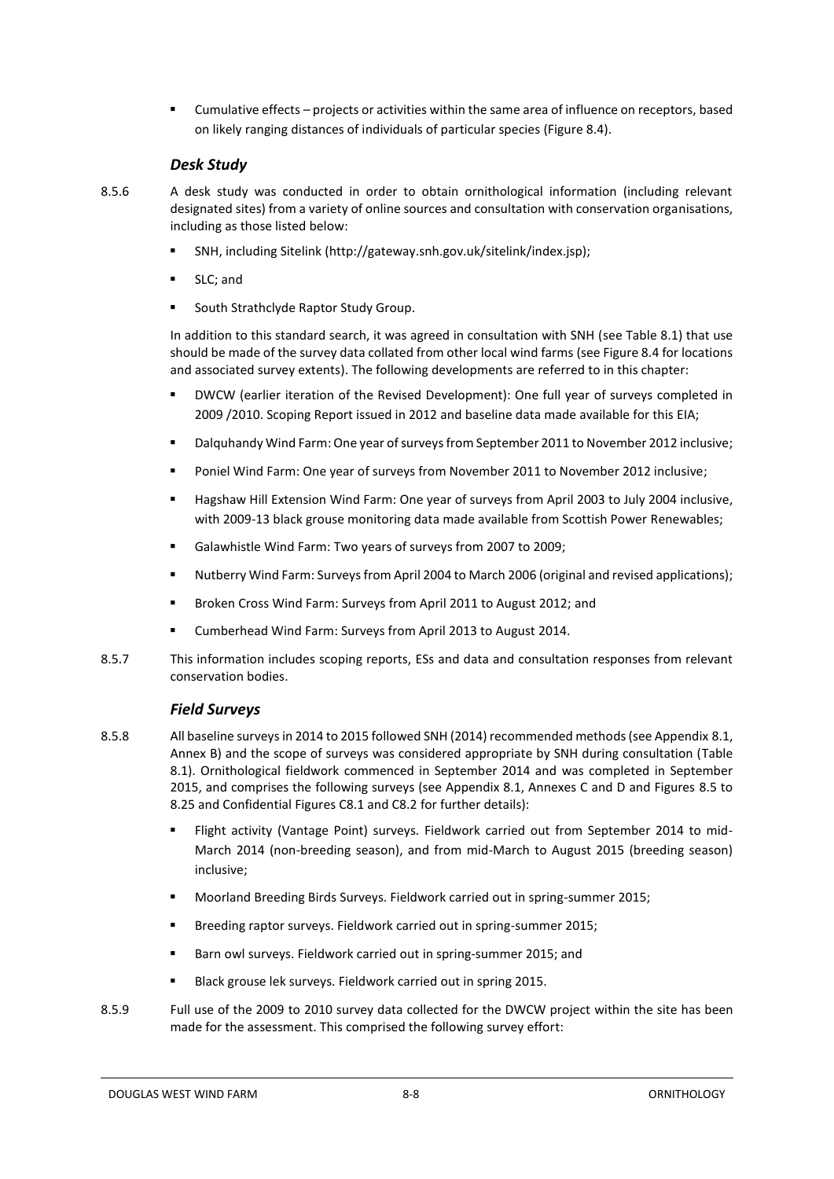- Cumulative effects – projects or activities within the same area of influence on receptors, based on likely ranging distances of individuals of particular species (Figure 8.4).

### *Desk Study*

8.5.6 A desk study was conducted in order to obtain ornithological information (including relevant designated sites) from a variety of online sources and consultation with conservation organisations, including as those listed below:

- SNH, including Sitelink (http://gateway.snh.gov.uk/sitelink/index.jsp);
- SLC; and
- South Strathclyde Raptor Study Group.

In addition to this standard search, it was agreed in consultation with SNH (see Table 8.1) that use should be made of the survey data collated from other local wind farms (see Figure 8.4 for locations and associated survey extents). The following developments are referred to in this chapter:

- DWCW (earlier iteration of the Revised Development): One full year of surveys completed in 2009 /2010. Scoping Report issued in 2012 and baseline data made available for this EIA;
- Dalquhandy Wind Farm: One year of surveys from September 2011 to November 2012 inclusive;
- Poniel Wind Farm: One year of surveys from November 2011 to November 2012 inclusive;
- Hagshaw Hill Extension Wind Farm: One year of surveys from April 2003 to July 2004 inclusive, with 2009-13 black grouse monitoring data made available from Scottish Power Renewables;
- Galawhistle Wind Farm: Two years of surveys from 2007 to 2009;
- Nutberry Wind Farm: Surveys from April 2004 to March 2006 (original and revised applications);
- Broken Cross Wind Farm: Surveys from April 2011 to August 2012; and
- Cumberhead Wind Farm: Surveys from April 2013 to August 2014.

8.5.7 This information includes scoping reports, ESs and data and consultation responses from relevant conservation bodies.

### *Field Surveys*

8.5.8 All baseline surveys in 2014 to 2015 followed SNH (2014) recommended methods (see Appendix 8.1, Annex B) and the scope of surveys was considered appropriate by SNH during consultation (Table 8.1). Ornithological fieldwork commenced in September 2014 and was completed in September 2015, and comprises the following surveys (see Appendix 8.1, Annexes C and D and Figures 8.5 to 8.25 and Confidential Figures C8.1 and C8.2 for further details):

- Flight activity (Vantage Point) surveys. Fieldwork carried out from September 2014 to mid-March 2014 (non-breeding season), and from mid-March to August 2015 (breeding season) inclusive;
- Moorland Breeding Birds Surveys. Fieldwork carried out in spring-summer 2015;
- Breeding raptor surveys. Fieldwork carried out in spring-summer 2015;
- Barn owl surveys. Fieldwork carried out in spring-summer 2015; and
- Black grouse lek surveys. Fieldwork carried out in spring 2015.

8.5.9 Full use of the 2009 to 2010 survey data collected for the DWCW project within the site has been made for the assessment. This comprised the following survey effort: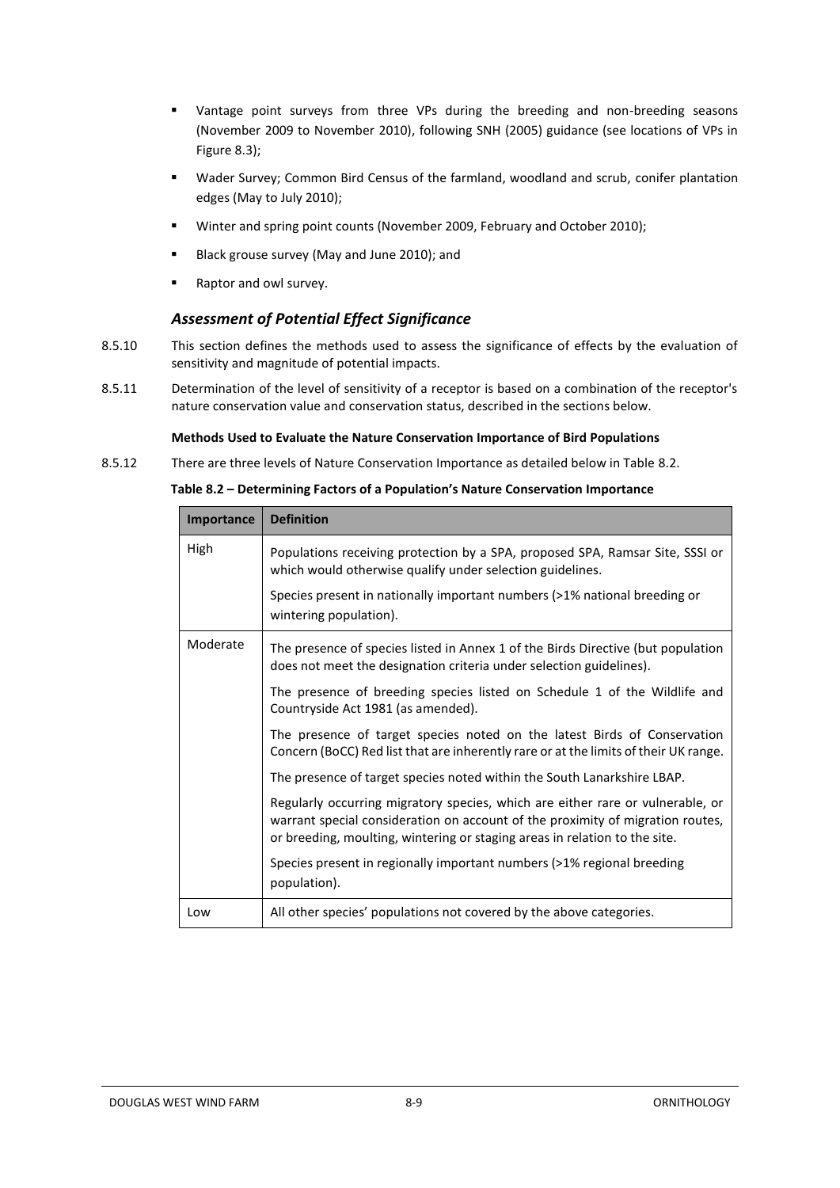- Vantage point surveys from three VPs during the breeding and non-breeding seasons (November 2009 to November 2010), following SNH (2005) guidance (see locations of VPs in Figure 8.3);
- Wader Survey; Common Bird Census of the farmland, woodland and scrub, conifer plantation edges (May to July 2010);
- Winter and spring point counts (November 2009, February and October 2010);
- Black grouse survey (May and June 2010); and
- Raptor and owl survey.

### *Assessment of Potential Effect Significance*

8.5.10 This section defines the methods used to assess the significance of effects by the evaluation of sensitivity and magnitude of potential impacts.

8.5.11 Determination of the level of sensitivity of a receptor is based on a combination of the receptor's nature conservation value and conservation status, described in the sections below.

**Methods Used to Evaluate the Nature Conservation Importance of Bird Populations**

8.5.12 There are three levels of Nature Conservation Importance as detailed below in Table 8.2.

**Table 8.2 – Determining Factors of a Population's Nature Conservation Importance**

| Importance | Definition |
|---|---|
| High | Populations receiving protection by a SPA, proposed SPA, Ramsar Site, SSSI or which would otherwise qualify under selection guidelines.<br><br>Species present in nationally important numbers (>1% national breeding or wintering population). |
| Moderate | The presence of species listed in Annex 1 of the Birds Directive (but population does not meet the designation criteria under selection guidelines).<br><br>The presence of breeding species listed on Schedule 1 of the Wildlife and Countryside Act 1981 (as amended).<br><br>The presence of target species noted on the latest Birds of Conservation Concern (BoCC) Red list that are inherently rare or at the limits of their UK range.<br><br>The presence of target species noted within the South Lanarkshire LBAP.<br><br>Regularly occurring migratory species, which are either rare or vulnerable, or warrant special consideration on account of the proximity of migration routes, or breeding, moulting, wintering or staging areas in relation to the site.<br><br>Species present in regionally important numbers (>1% regional breeding population). |
| Low | All other species' populations not covered by the above categories. |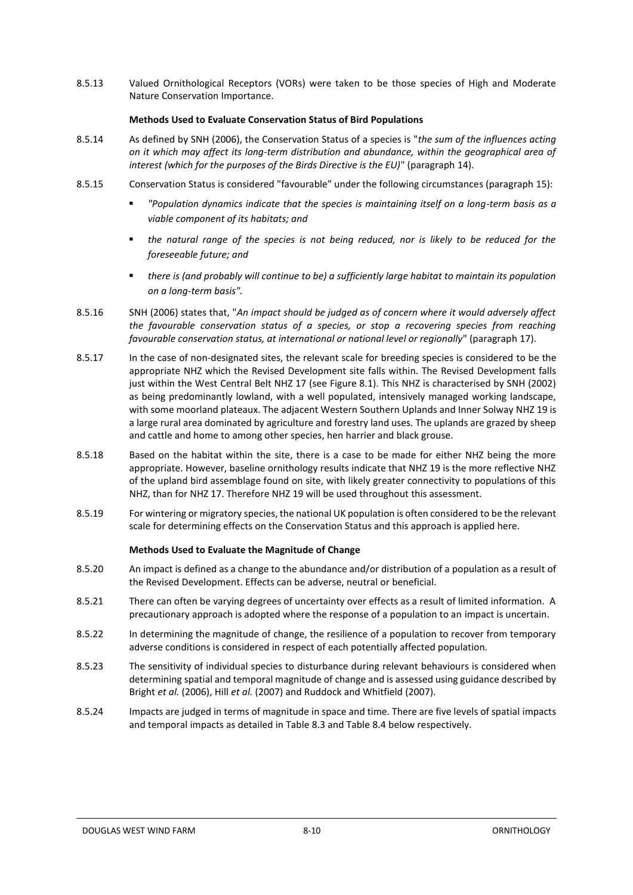8.5.13 Valued Ornithological Receptors (VORs) were taken to be those species of High and Moderate Nature Conservation Importance.

**Methods Used to Evaluate Conservation Status of Bird Populations**

8.5.14 As defined by SNH (2006), the Conservation Status of a species is "*the sum of the influences acting on it which may affect its long-term distribution and abundance, within the geographical area of interest (which for the purposes of the Birds Directive is the EU)*" (paragraph 14).

8.5.15 Conservation Status is considered "favourable" under the following circumstances (paragraph 15):

- *"Population dynamics indicate that the species is maintaining itself on a long-term basis as a viable component of its habitats; and*
- *the natural range of the species is not being reduced, nor is likely to be reduced for the foreseeable future; and*
- *there is (and probably will continue to be) a sufficiently large habitat to maintain its population on a long-term basis".*

8.5.16 SNH (2006) states that, "*An impact should be judged as of concern where it would adversely affect the favourable conservation status of a species, or stop a recovering species from reaching favourable conservation status, at international or national level or regionally*" (paragraph 17).

8.5.17 In the case of non-designated sites, the relevant scale for breeding species is considered to be the appropriate NHZ which the Revised Development site falls within. The Revised Development falls just within the West Central Belt NHZ 17 (see Figure 8.1). This NHZ is characterised by SNH (2002) as being predominantly lowland, with a well populated, intensively managed working landscape, with some moorland plateaux. The adjacent Western Southern Uplands and Inner Solway NHZ 19 is a large rural area dominated by agriculture and forestry land uses. The uplands are grazed by sheep and cattle and home to among other species, hen harrier and black grouse.

8.5.18 Based on the habitat within the site, there is a case to be made for either NHZ being the more appropriate. However, baseline ornithology results indicate that NHZ 19 is the more reflective NHZ of the upland bird assemblage found on site, with likely greater connectivity to populations of this NHZ, than for NHZ 17. Therefore NHZ 19 will be used throughout this assessment.

8.5.19 For wintering or migratory species, the national UK population is often considered to be the relevant scale for determining effects on the Conservation Status and this approach is applied here.

**Methods Used to Evaluate the Magnitude of Change**

8.5.20 An impact is defined as a change to the abundance and/or distribution of a population as a result of the Revised Development. Effects can be adverse, neutral or beneficial.

8.5.21 There can often be varying degrees of uncertainty over effects as a result of limited information. A precautionary approach is adopted where the response of a population to an impact is uncertain.

8.5.22 In determining the magnitude of change, the resilience of a population to recover from temporary adverse conditions is considered in respect of each potentially affected population.

8.5.23 The sensitivity of individual species to disturbance during relevant behaviours is considered when determining spatial and temporal magnitude of change and is assessed using guidance described by Bright *et al.* (2006), Hill *et al.* (2007) and Ruddock and Whitfield (2007).

8.5.24 Impacts are judged in terms of magnitude in space and time. There are five levels of spatial impacts and temporal impacts as detailed in Table 8.3 and Table 8.4 below respectively.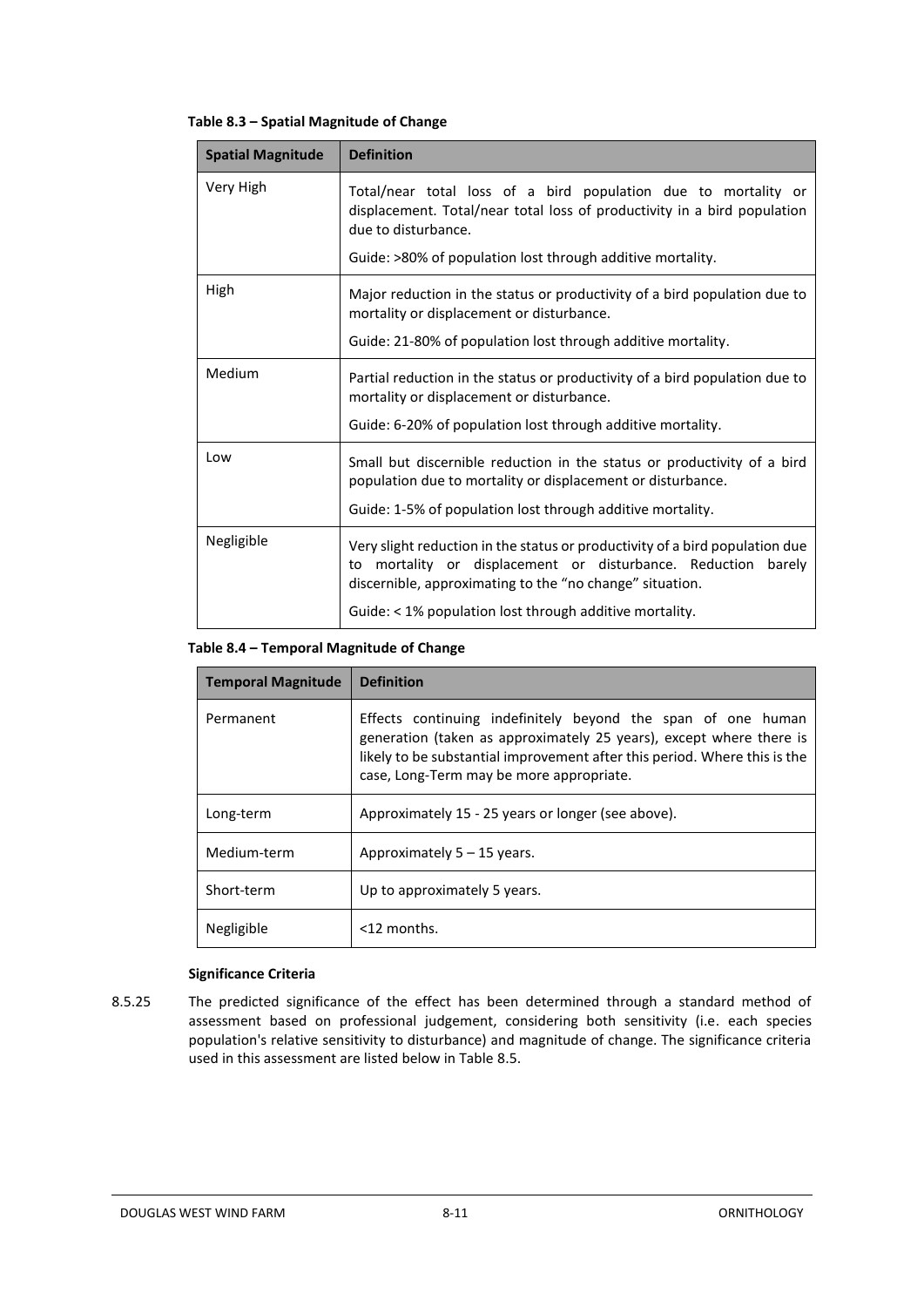**Table 8.3 – Spatial Magnitude of Change**

| Spatial Magnitude | Definition |
|---|---|
| Very High | Total/near total loss of a bird population due to mortality or displacement. Total/near total loss of productivity in a bird population due to disturbance.<br><br>Guide: >80% of population lost through additive mortality. |
| High | Major reduction in the status or productivity of a bird population due to mortality or displacement or disturbance.<br><br>Guide: 21-80% of population lost through additive mortality. |
| Medium | Partial reduction in the status or productivity of a bird population due to mortality or displacement or disturbance.<br><br>Guide: 6-20% of population lost through additive mortality. |
| Low | Small but discernible reduction in the status or productivity of a bird population due to mortality or displacement or disturbance.<br><br>Guide: 1-5% of population lost through additive mortality. |
| Negligible | Very slight reduction in the status or productivity of a bird population due to mortality or displacement or disturbance. Reduction barely discernible, approximating to the "no change" situation.<br><br>Guide: < 1% population lost through additive mortality. |

**Table 8.4 – Temporal Magnitude of Change**

| Temporal Magnitude | Definition |
|---|---|
| Permanent | Effects continuing indefinitely beyond the span of one human generation (taken as approximately 25 years), except where there is likely to be substantial improvement after this period. Where this is the case, Long-Term may be more appropriate. |
| Long-term | Approximately 15 - 25 years or longer (see above). |
| Medium-term | Approximately 5 – 15 years. |
| Short-term | Up to approximately 5 years. |
| Negligible | <12 months. |

**Significance Criteria**

8.5.25 The predicted significance of the effect has been determined through a standard method of assessment based on professional judgement, considering both sensitivity (i.e. each species population's relative sensitivity to disturbance) and magnitude of change. The significance criteria used in this assessment are listed below in Table 8.5.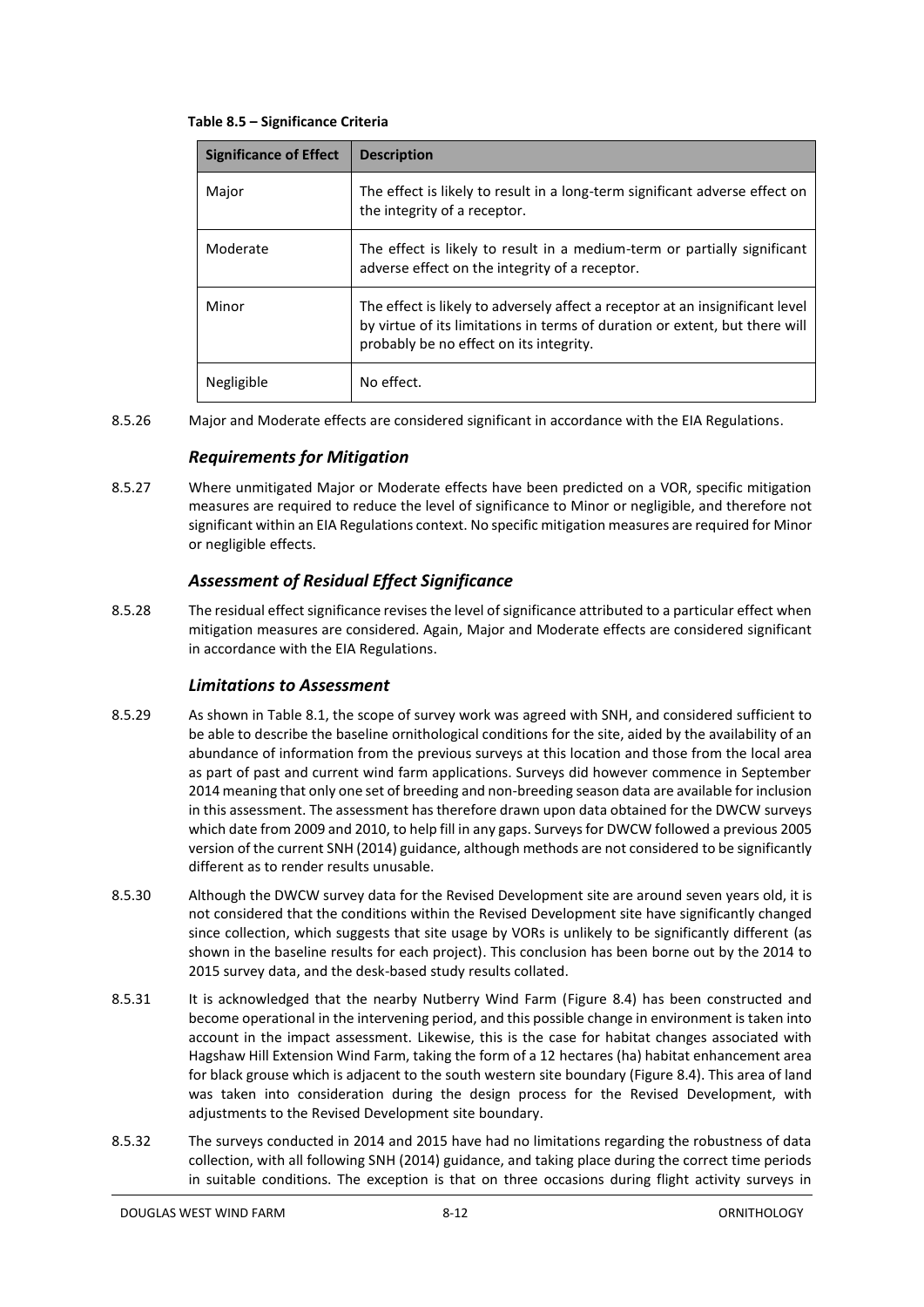**Table 8.5 – Significance Criteria**

| Significance of Effect | Description |
| --- | --- |
| Major | The effect is likely to result in a long-term significant adverse effect on the integrity of a receptor. |
| Moderate | The effect is likely to result in a medium-term or partially significant adverse effect on the integrity of a receptor. |
| Minor | The effect is likely to adversely affect a receptor at an insignificant level by virtue of its limitations in terms of duration or extent, but there will probably be no effect on its integrity. |
| Negligible | No effect. |

8.5.26 Major and Moderate effects are considered significant in accordance with the EIA Regulations.

### *Requirements for Mitigation*

8.5.27 Where unmitigated Major or Moderate effects have been predicted on a VOR, specific mitigation measures are required to reduce the level of significance to Minor or negligible, and therefore not significant within an EIA Regulations context. No specific mitigation measures are required for Minor or negligible effects.

### *Assessment of Residual Effect Significance*

8.5.28 The residual effect significance revises the level of significance attributed to a particular effect when mitigation measures are considered. Again, Major and Moderate effects are considered significant in accordance with the EIA Regulations.

### *Limitations to Assessment*

8.5.29 As shown in Table 8.1, the scope of survey work was agreed with SNH, and considered sufficient to be able to describe the baseline ornithological conditions for the site, aided by the availability of an abundance of information from the previous surveys at this location and those from the local area as part of past and current wind farm applications. Surveys did however commence in September 2014 meaning that only one set of breeding and non-breeding season data are available for inclusion in this assessment. The assessment has therefore drawn upon data obtained for the DWCW surveys which date from 2009 and 2010, to help fill in any gaps. Surveys for DWCW followed a previous 2005 version of the current SNH (2014) guidance, although methods are not considered to be significantly different as to render results unusable.

8.5.30 Although the DWCW survey data for the Revised Development site are around seven years old, it is not considered that the conditions within the Revised Development site have significantly changed since collection, which suggests that site usage by VORs is unlikely to be significantly different (as shown in the baseline results for each project). This conclusion has been borne out by the 2014 to 2015 survey data, and the desk-based study results collated.

8.5.31 It is acknowledged that the nearby Nutberry Wind Farm (Figure 8.4) has been constructed and become operational in the intervening period, and this possible change in environment is taken into account in the impact assessment. Likewise, this is the case for habitat changes associated with Hagshaw Hill Extension Wind Farm, taking the form of a 12 hectares (ha) habitat enhancement area for black grouse which is adjacent to the south western site boundary (Figure 8.4). This area of land was taken into consideration during the design process for the Revised Development, with adjustments to the Revised Development site boundary.

8.5.32 The surveys conducted in 2014 and 2015 have had no limitations regarding the robustness of data collection, with all following SNH (2014) guidance, and taking place during the correct time periods in suitable conditions. The exception is that on three occasions during flight activity surveys in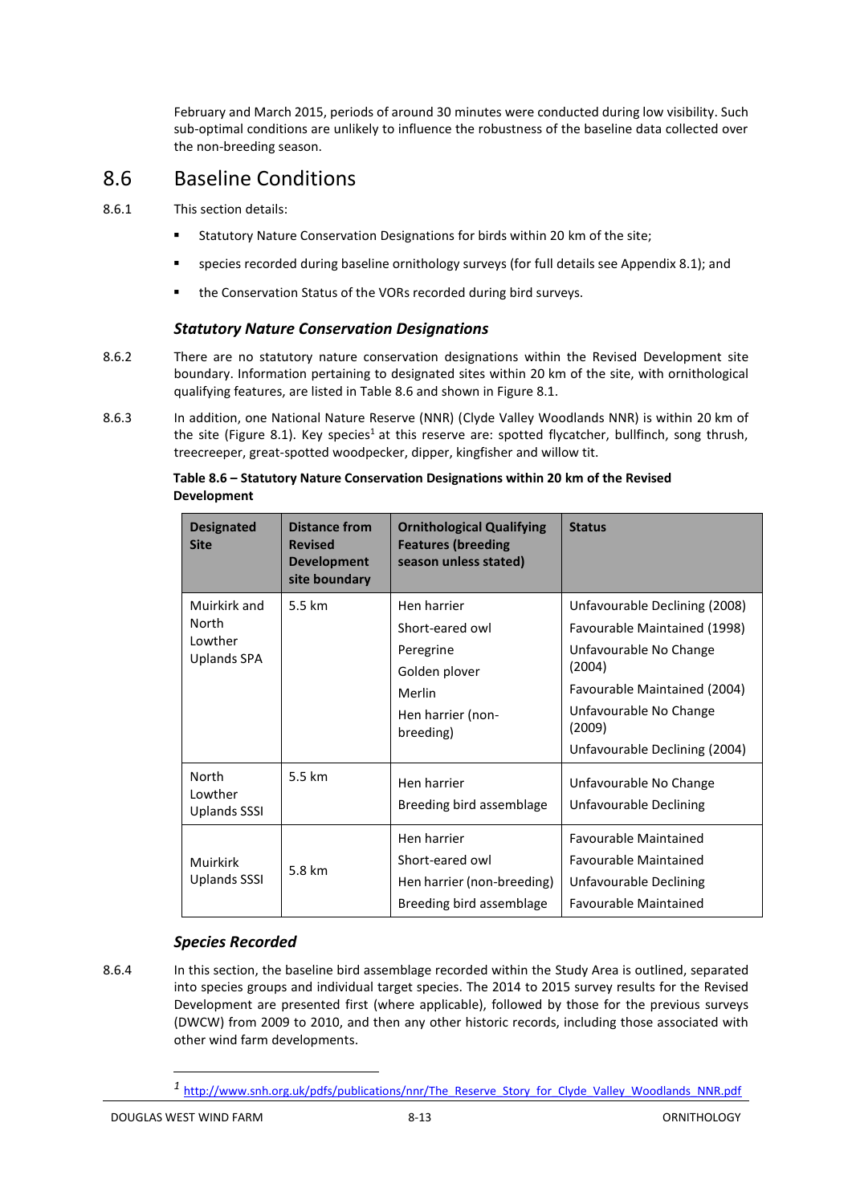February and March 2015, periods of around 30 minutes were conducted during low visibility. Such sub-optimal conditions are unlikely to influence the robustness of the baseline data collected over the non-breeding season.

## 8.6 Baseline Conditions

8.6.1 This section details:

- Statutory Nature Conservation Designations for birds within 20 km of the site;
- species recorded during baseline ornithology surveys (for full details see Appendix 8.1); and
- the Conservation Status of the VORs recorded during bird surveys.

### *Statutory Nature Conservation Designations*

8.6.2 There are no statutory nature conservation designations within the Revised Development site boundary. Information pertaining to designated sites within 20 km of the site, with ornithological qualifying features, are listed in Table 8.6 and shown in Figure 8.1.

8.6.3 In addition, one National Nature Reserve (NNR) (Clyde Valley Woodlands NNR) is within 20 km of the site (Figure 8.1). Key species[1] at this reserve are: spotted flycatcher, bullfinch, song thrush, treecreeper, great-spotted woodpecker, dipper, kingfisher and willow tit.

**Table 8.6 – Statutory Nature Conservation Designations within 20 km of the Revised Development**

| Designated Site | Distance from Revised Development site boundary | Ornithological Qualifying Features (breeding season unless stated) | Status |
|---|---|---|---|
| Muirkirk and North Lowther Uplands SPA | 5.5 km | Hen harrier<br>Short-eared owl<br>Peregrine<br>Golden plover<br>Merlin<br>Hen harrier (non-breeding) | Unfavourable Declining (2008)<br>Favourable Maintained (1998)<br>Unfavourable No Change (2004)<br>Favourable Maintained (2004)<br>Unfavourable No Change (2009)<br>Unfavourable Declining (2004) |
| North Lowther Uplands SSSI | 5.5 km | Hen harrier<br>Breeding bird assemblage | Unfavourable No Change<br>Unfavourable Declining |
| Muirkirk Uplands SSSI | 5.8 km | Hen harrier<br>Short-eared owl<br>Hen harrier (non-breeding)<br>Breeding bird assemblage | Favourable Maintained<br>Favourable Maintained<br>Unfavourable Declining<br>Favourable Maintained |

### *Species Recorded*

8.6.4 In this section, the baseline bird assemblage recorded within the Study Area is outlined, separated into species groups and individual target species. The 2014 to 2015 survey results for the Revised Development are presented first (where applicable), followed by those for the previous surveys (DWCW) from 2009 to 2010, and then any other historic records, including those associated with other wind farm developments.

[1] http://www.snh.org.uk/pdfs/publications/nnr/The_Reserve_Story_for_Clyde_Valley_Woodlands_NNR.pdf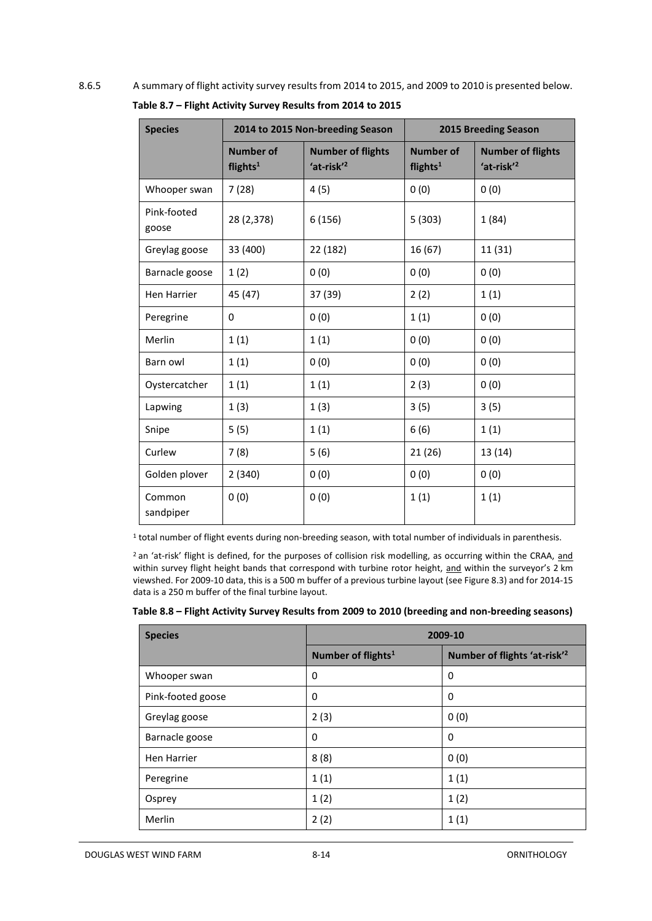8.6.5 A summary of flight activity survey results from 2014 to 2015, and 2009 to 2010 is presented below.

**Table 8.7 – Flight Activity Survey Results from 2014 to 2015**

| Species | 2014 to 2015 Non-breeding Season | | 2015 Breeding Season | |
|---|---|---|---|---|
| | Number of flights[1] | Number of flights 'at-risk'[2] | Number of flights[1] | Number of flights 'at-risk'[2] |
| Whooper swan | 7 (28) | 4 (5) | 0 (0) | 0 (0) |
| Pink-footed goose | 28 (2,378) | 6 (156) | 5 (303) | 1 (84) |
| Greylag goose | 33 (400) | 22 (182) | 16 (67) | 11 (31) |
| Barnacle goose | 1 (2) | 0 (0) | 0 (0) | 0 (0) |
| Hen Harrier | 45 (47) | 37 (39) | 2 (2) | 1 (1) |
| Peregrine | 0 | 0 (0) | 1 (1) | 0 (0) |
| Merlin | 1 (1) | 1 (1) | 0 (0) | 0 (0) |
| Barn owl | 1 (1) | 0 (0) | 0 (0) | 0 (0) |
| Oystercatcher | 1 (1) | 1 (1) | 2 (3) | 0 (0) |
| Lapwing | 1 (3) | 1 (3) | 3 (5) | 3 (5) |
| Snipe | 5 (5) | 1 (1) | 6 (6) | 1 (1) |
| Curlew | 7 (8) | 5 (6) | 21 (26) | 13 (14) |
| Golden plover | 2 (340) | 0 (0) | 0 (0) | 0 (0) |
| Common sandpiper | 0 (0) | 0 (0) | 1 (1) | 1 (1) |

[1] total number of flight events during non-breeding season, with total number of individuals in parenthesis.

[2] an 'at-risk' flight is defined, for the purposes of collision risk modelling, as occurring within the CRAA, and within survey flight height bands that correspond with turbine rotor height, and within the surveyor's 2 km viewshed. For 2009-10 data, this is a 500 m buffer of a previous turbine layout (see Figure 8.3) and for 2014-15 data is a 250 m buffer of the final turbine layout.

**Table 8.8 – Flight Activity Survey Results from 2009 to 2010 (breeding and non-breeding seasons)**

| Species | 2009-10 | |
|---|---|---|
| | Number of flights[1] | Number of flights 'at-risk'[2] |
| Whooper swan | 0 | 0 |
| Pink-footed goose | 0 | 0 |
| Greylag goose | 2 (3) | 0 (0) |
| Barnacle goose | 0 | 0 |
| Hen Harrier | 8 (8) | 0 (0) |
| Peregrine | 1 (1) | 1 (1) |
| Osprey | 1 (2) | 1 (2) |
| Merlin | 2 (2) | 1 (1) |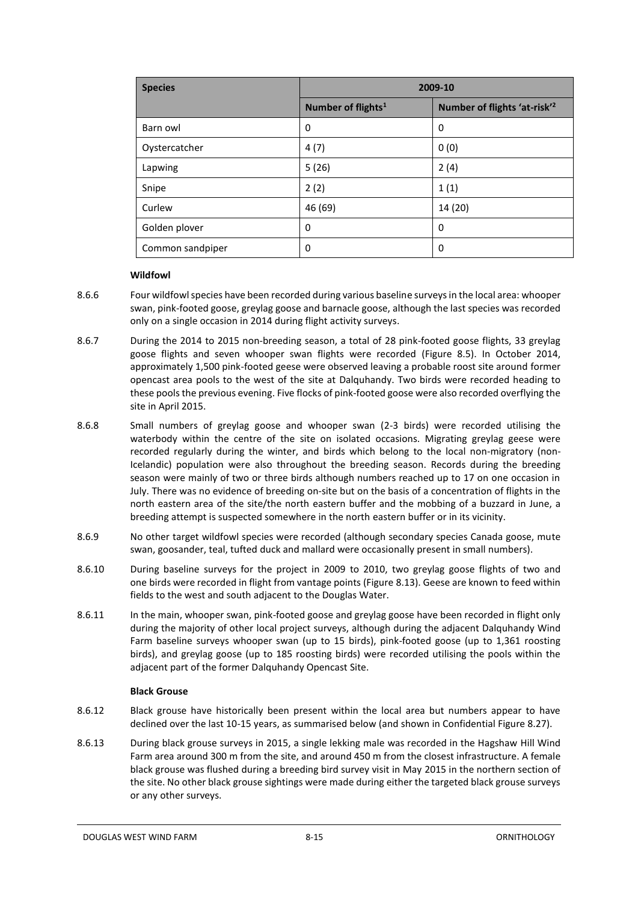| Species | 2009-10 | |
|---|---|---|
| | Number of flights[1] | Number of flights 'at-risk'[2] |
| Barn owl | 0 | 0 |
| Oystercatcher | 4 (7) | 0 (0) |
| Lapwing | 5 (26) | 2 (4) |
| Snipe | 2 (2) | 1 (1) |
| Curlew | 46 (69) | 14 (20) |
| Golden plover | 0 | 0 |
| Common sandpiper | 0 | 0 |

**Wildfowl**

8.6.6 Four wildfowl species have been recorded during various baseline surveys in the local area: whooper swan, pink-footed goose, greylag goose and barnacle goose, although the last species was recorded only on a single occasion in 2014 during flight activity surveys.

8.6.7 During the 2014 to 2015 non-breeding season, a total of 28 pink-footed goose flights, 33 greylag goose flights and seven whooper swan flights were recorded (Figure 8.5). In October 2014, approximately 1,500 pink-footed geese were observed leaving a probable roost site around former opencast area pools to the west of the site at Dalquhandy. Two birds were recorded heading to these pools the previous evening. Five flocks of pink-footed goose were also recorded overflying the site in April 2015.

8.6.8 Small numbers of greylag goose and whooper swan (2-3 birds) were recorded utilising the waterbody within the centre of the site on isolated occasions. Migrating greylag geese were recorded regularly during the winter, and birds which belong to the local non-migratory (non-Icelandic) population were also throughout the breeding season. Records during the breeding season were mainly of two or three birds although numbers reached up to 17 on one occasion in July. There was no evidence of breeding on-site but on the basis of a concentration of flights in the north eastern area of the site/the north eastern buffer and the mobbing of a buzzard in June, a breeding attempt is suspected somewhere in the north eastern buffer or in its vicinity.

8.6.9 No other target wildfowl species were recorded (although secondary species Canada goose, mute swan, goosander, teal, tufted duck and mallard were occasionally present in small numbers).

8.6.10 During baseline surveys for the project in 2009 to 2010, two greylag goose flights of two and one birds were recorded in flight from vantage points (Figure 8.13). Geese are known to feed within fields to the west and south adjacent to the Douglas Water.

8.6.11 In the main, whooper swan, pink-footed goose and greylag goose have been recorded in flight only during the majority of other local project surveys, although during the adjacent Dalquhandy Wind Farm baseline surveys whooper swan (up to 15 birds), pink-footed goose (up to 1,361 roosting birds), and greylag goose (up to 185 roosting birds) were recorded utilising the pools within the adjacent part of the former Dalquhandy Opencast Site.

**Black Grouse**

8.6.12 Black grouse have historically been present within the local area but numbers appear to have declined over the last 10-15 years, as summarised below (and shown in Confidential Figure 8.27).

8.6.13 During black grouse surveys in 2015, a single lekking male was recorded in the Hagshaw Hill Wind Farm area around 300 m from the site, and around 450 m from the closest infrastructure. A female black grouse was flushed during a breeding bird survey visit in May 2015 in the northern section of the site. No other black grouse sightings were made during either the targeted black grouse surveys or any other surveys.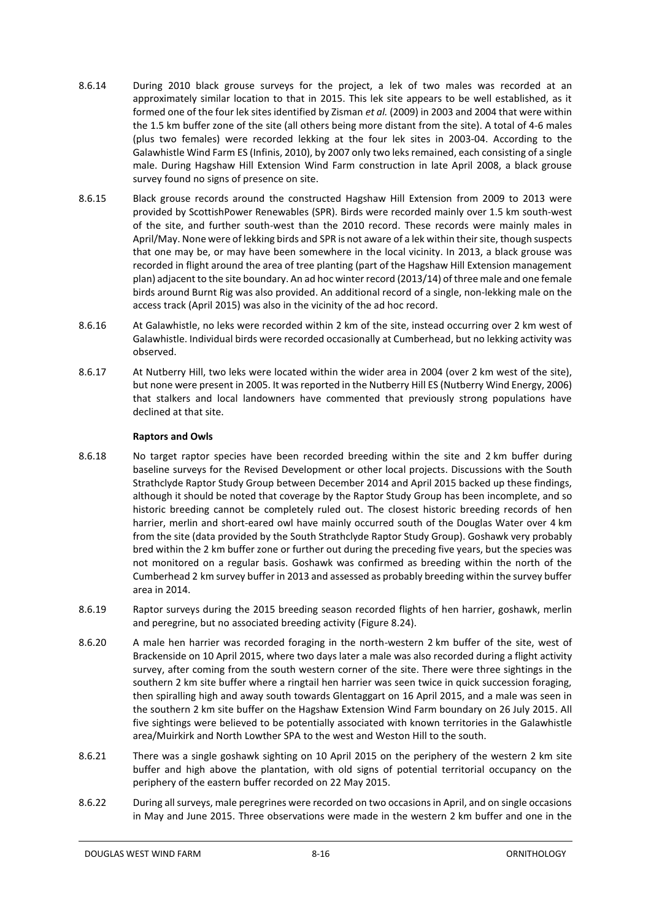8.6.14 During 2010 black grouse surveys for the project, a lek of two males was recorded at an approximately similar location to that in 2015. This lek site appears to be well established, as it formed one of the four lek sites identified by Zisman *et al.* (2009) in 2003 and 2004 that were within the 1.5 km buffer zone of the site (all others being more distant from the site). A total of 4-6 males (plus two females) were recorded lekking at the four lek sites in 2003-04. According to the Galawhistle Wind Farm ES (Infinis, 2010), by 2007 only two leks remained, each consisting of a single male. During Hagshaw Hill Extension Wind Farm construction in late April 2008, a black grouse survey found no signs of presence on site.

8.6.15 Black grouse records around the constructed Hagshaw Hill Extension from 2009 to 2013 were provided by ScottishPower Renewables (SPR). Birds were recorded mainly over 1.5 km south-west of the site, and further south-west than the 2010 record. These records were mainly males in April/May. None were of lekking birds and SPR is not aware of a lek within their site, though suspects that one may be, or may have been somewhere in the local vicinity. In 2013, a black grouse was recorded in flight around the area of tree planting (part of the Hagshaw Hill Extension management plan) adjacent to the site boundary. An ad hoc winter record (2013/14) of three male and one female birds around Burnt Rig was also provided. An additional record of a single, non-lekking male on the access track (April 2015) was also in the vicinity of the ad hoc record.

8.6.16 At Galawhistle, no leks were recorded within 2 km of the site, instead occurring over 2 km west of Galawhistle. Individual birds were recorded occasionally at Cumberhead, but no lekking activity was observed.

8.6.17 At Nutberry Hill, two leks were located within the wider area in 2004 (over 2 km west of the site), but none were present in 2005. It was reported in the Nutberry Hill ES (Nutberry Wind Energy, 2006) that stalkers and local landowners have commented that previously strong populations have declined at that site.

**Raptors and Owls**

8.6.18 No target raptor species have been recorded breeding within the site and 2 km buffer during baseline surveys for the Revised Development or other local projects. Discussions with the South Strathclyde Raptor Study Group between December 2014 and April 2015 backed up these findings, although it should be noted that coverage by the Raptor Study Group has been incomplete, and so historic breeding cannot be completely ruled out. The closest historic breeding records of hen harrier, merlin and short-eared owl have mainly occurred south of the Douglas Water over 4 km from the site (data provided by the South Strathclyde Raptor Study Group). Goshawk very probably bred within the 2 km buffer zone or further out during the preceding five years, but the species was not monitored on a regular basis. Goshawk was confirmed as breeding within the north of the Cumberhead 2 km survey buffer in 2013 and assessed as probably breeding within the survey buffer area in 2014.

8.6.19 Raptor surveys during the 2015 breeding season recorded flights of hen harrier, goshawk, merlin and peregrine, but no associated breeding activity (Figure 8.24).

8.6.20 A male hen harrier was recorded foraging in the north-western 2 km buffer of the site, west of Brackenside on 10 April 2015, where two days later a male was also recorded during a flight activity survey, after coming from the south western corner of the site. There were three sightings in the southern 2 km site buffer where a ringtail hen harrier was seen twice in quick succession foraging, then spiralling high and away south towards Glentaggart on 16 April 2015, and a male was seen in the southern 2 km site buffer on the Hagshaw Extension Wind Farm boundary on 26 July 2015. All five sightings were believed to be potentially associated with known territories in the Galawhistle area/Muirkirk and North Lowther SPA to the west and Weston Hill to the south.

8.6.21 There was a single goshawk sighting on 10 April 2015 on the periphery of the western 2 km site buffer and high above the plantation, with old signs of potential territorial occupancy on the periphery of the eastern buffer recorded on 22 May 2015.

8.6.22 During all surveys, male peregrines were recorded on two occasions in April, and on single occasions in May and June 2015. Three observations were made in the western 2 km buffer and one in the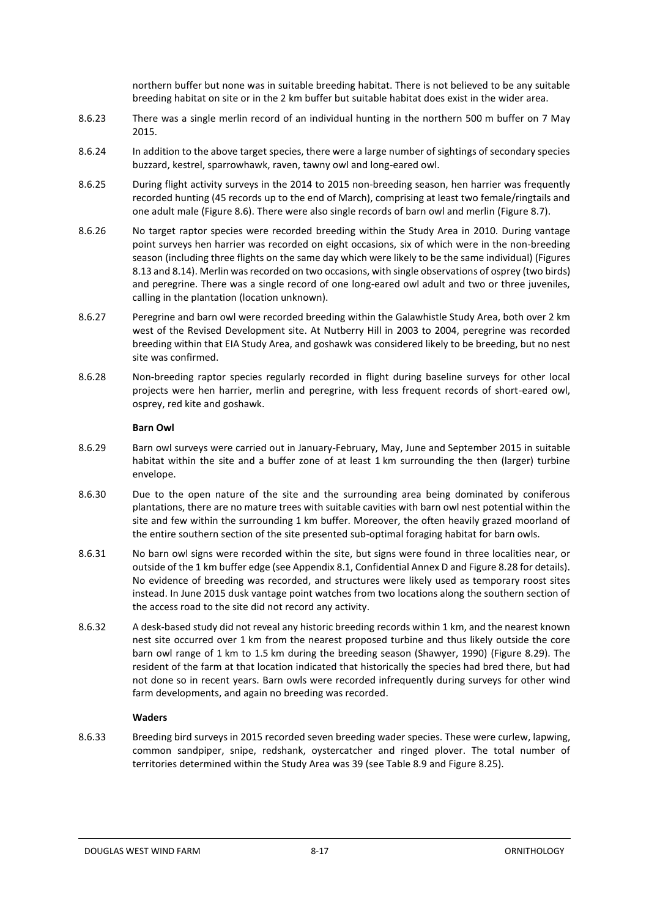northern buffer but none was in suitable breeding habitat. There is not believed to be any suitable breeding habitat on site or in the 2 km buffer but suitable habitat does exist in the wider area.

8.6.23 There was a single merlin record of an individual hunting in the northern 500 m buffer on 7 May 2015.

8.6.24 In addition to the above target species, there were a large number of sightings of secondary species buzzard, kestrel, sparrowhawk, raven, tawny owl and long-eared owl.

8.6.25 During flight activity surveys in the 2014 to 2015 non-breeding season, hen harrier was frequently recorded hunting (45 records up to the end of March), comprising at least two female/ringtails and one adult male (Figure 8.6). There were also single records of barn owl and merlin (Figure 8.7).

8.6.26 No target raptor species were recorded breeding within the Study Area in 2010. During vantage point surveys hen harrier was recorded on eight occasions, six of which were in the non-breeding season (including three flights on the same day which were likely to be the same individual) (Figures 8.13 and 8.14). Merlin was recorded on two occasions, with single observations of osprey (two birds) and peregrine. There was a single record of one long-eared owl adult and two or three juveniles, calling in the plantation (location unknown).

8.6.27 Peregrine and barn owl were recorded breeding within the Galawhistle Study Area, both over 2 km west of the Revised Development site. At Nutberry Hill in 2003 to 2004, peregrine was recorded breeding within that EIA Study Area, and goshawk was considered likely to be breeding, but no nest site was confirmed.

8.6.28 Non-breeding raptor species regularly recorded in flight during baseline surveys for other local projects were hen harrier, merlin and peregrine, with less frequent records of short-eared owl, osprey, red kite and goshawk.

**Barn Owl**

8.6.29 Barn owl surveys were carried out in January-February, May, June and September 2015 in suitable habitat within the site and a buffer zone of at least 1 km surrounding the then (larger) turbine envelope.

8.6.30 Due to the open nature of the site and the surrounding area being dominated by coniferous plantations, there are no mature trees with suitable cavities with barn owl nest potential within the site and few within the surrounding 1 km buffer. Moreover, the often heavily grazed moorland of the entire southern section of the site presented sub-optimal foraging habitat for barn owls.

8.6.31 No barn owl signs were recorded within the site, but signs were found in three localities near, or outside of the 1 km buffer edge (see Appendix 8.1, Confidential Annex D and Figure 8.28 for details). No evidence of breeding was recorded, and structures were likely used as temporary roost sites instead. In June 2015 dusk vantage point watches from two locations along the southern section of the access road to the site did not record any activity.

8.6.32 A desk-based study did not reveal any historic breeding records within 1 km, and the nearest known nest site occurred over 1 km from the nearest proposed turbine and thus likely outside the core barn owl range of 1 km to 1.5 km during the breeding season (Shawyer, 1990) (Figure 8.29). The resident of the farm at that location indicated that historically the species had bred there, but had not done so in recent years. Barn owls were recorded infrequently during surveys for other wind farm developments, and again no breeding was recorded.

**Waders**

8.6.33 Breeding bird surveys in 2015 recorded seven breeding wader species. These were curlew, lapwing, common sandpiper, snipe, redshank, oystercatcher and ringed plover. The total number of territories determined within the Study Area was 39 (see Table 8.9 and Figure 8.25).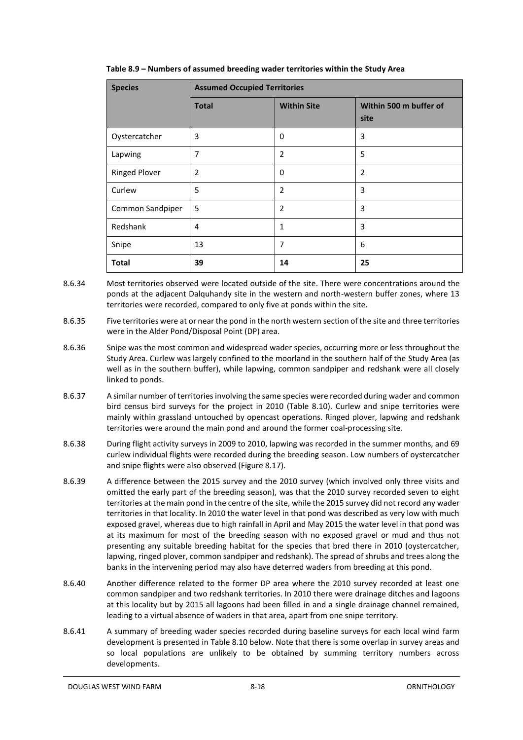**Table 8.9 – Numbers of assumed breeding wader territories within the Study Area**

| Species | Assumed Occupied Territories | | |
|---|---|---|---|
| | Total | Within Site | Within 500 m buffer of site |
| Oystercatcher | 3 | 0 | 3 |
| Lapwing | 7 | 2 | 5 |
| Ringed Plover | 2 | 0 | 2 |
| Curlew | 5 | 2 | 3 |
| Common Sandpiper | 5 | 2 | 3 |
| Redshank | 4 | 1 | 3 |
| Snipe | 13 | 7 | 6 |
| **Total** | **39** | **14** | **25** |

8.6.34 Most territories observed were located outside of the site. There were concentrations around the ponds at the adjacent Dalquhandy site in the western and north-western buffer zones, where 13 territories were recorded, compared to only five at ponds within the site.

8.6.35 Five territories were at or near the pond in the north western section of the site and three territories were in the Alder Pond/Disposal Point (DP) area.

8.6.36 Snipe was the most common and widespread wader species, occurring more or less throughout the Study Area. Curlew was largely confined to the moorland in the southern half of the Study Area (as well as in the southern buffer), while lapwing, common sandpiper and redshank were all closely linked to ponds.

8.6.37 A similar number of territories involving the same species were recorded during wader and common bird census bird surveys for the project in 2010 (Table 8.10). Curlew and snipe territories were mainly within grassland untouched by opencast operations. Ringed plover, lapwing and redshank territories were around the main pond and around the former coal-processing site.

8.6.38 During flight activity surveys in 2009 to 2010, lapwing was recorded in the summer months, and 69 curlew individual flights were recorded during the breeding season. Low numbers of oystercatcher and snipe flights were also observed (Figure 8.17).

8.6.39 A difference between the 2015 survey and the 2010 survey (which involved only three visits and omitted the early part of the breeding season), was that the 2010 survey recorded seven to eight territories at the main pond in the centre of the site, while the 2015 survey did not record any wader territories in that locality. In 2010 the water level in that pond was described as very low with much exposed gravel, whereas due to high rainfall in April and May 2015 the water level in that pond was at its maximum for most of the breeding season with no exposed gravel or mud and thus not presenting any suitable breeding habitat for the species that bred there in 2010 (oystercatcher, lapwing, ringed plover, common sandpiper and redshank). The spread of shrubs and trees along the banks in the intervening period may also have deterred waders from breeding at this pond.

8.6.40 Another difference related to the former DP area where the 2010 survey recorded at least one common sandpiper and two redshank territories. In 2010 there were drainage ditches and lagoons at this locality but by 2015 all lagoons had been filled in and a single drainage channel remained, leading to a virtual absence of waders in that area, apart from one snipe territory.

8.6.41 A summary of breeding wader species recorded during baseline surveys for each local wind farm development is presented in Table 8.10 below. Note that there is some overlap in survey areas and so local populations are unlikely to be obtained by summing territory numbers across developments.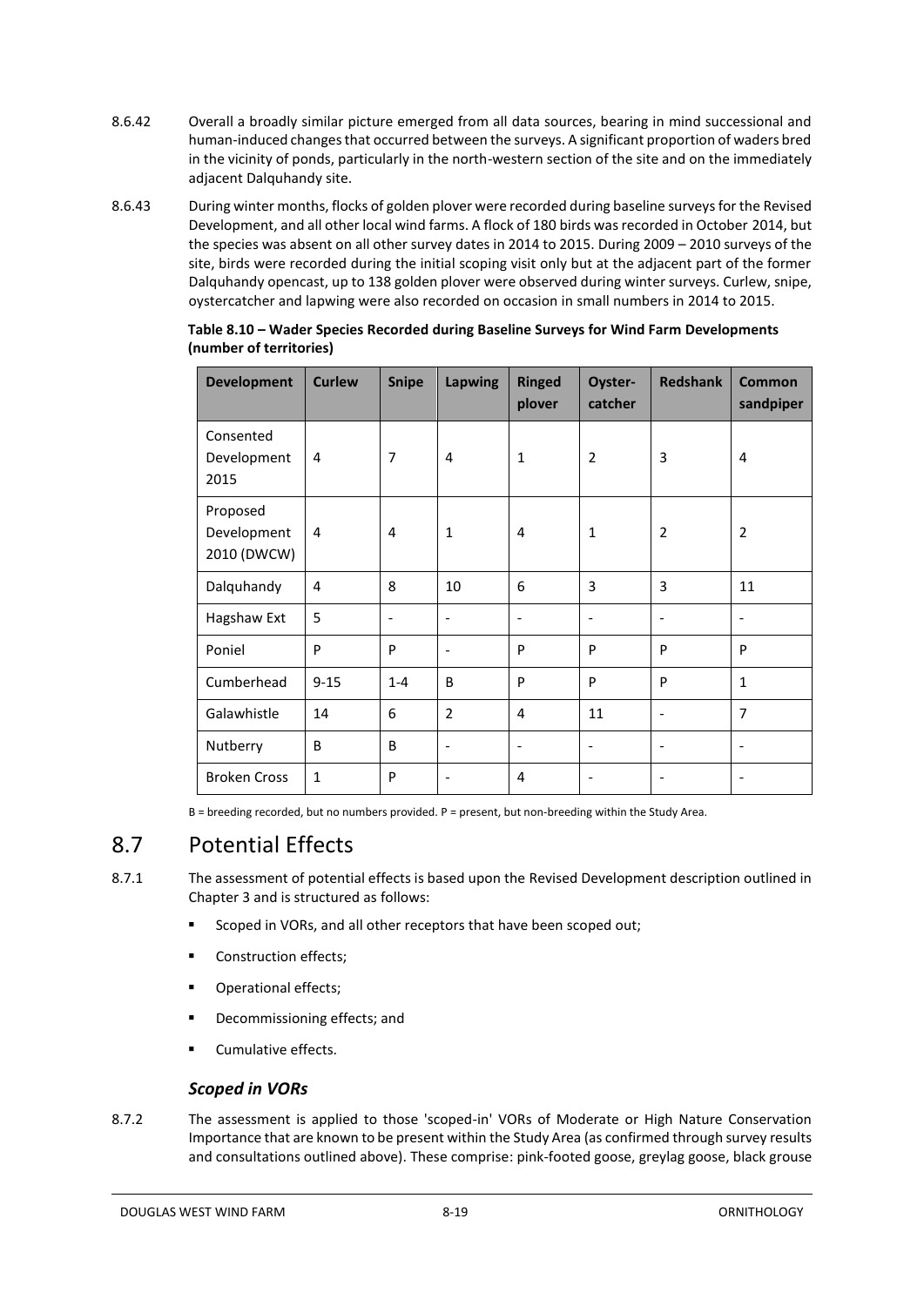8.6.42 Overall a broadly similar picture emerged from all data sources, bearing in mind successional and human-induced changes that occurred between the surveys. A significant proportion of waders bred in the vicinity of ponds, particularly in the north-western section of the site and on the immediately adjacent Dalquhandy site.

8.6.43 During winter months, flocks of golden plover were recorded during baseline surveys for the Revised Development, and all other local wind farms. A flock of 180 birds was recorded in October 2014, but the species was absent on all other survey dates in 2014 to 2015. During 2009 – 2010 surveys of the site, birds were recorded during the initial scoping visit only but at the adjacent part of the former Dalquhandy opencast, up to 138 golden plover were observed during winter surveys. Curlew, snipe, oystercatcher and lapwing were also recorded on occasion in small numbers in 2014 to 2015.

**Table 8.10 – Wader Species Recorded during Baseline Surveys for Wind Farm Developments (number of territories)**

| Development | Curlew | Snipe | Lapwing | Ringed plover | Oyster-catcher | Redshank | Common sandpiper |
|---|---|---|---|---|---|---|---|
| Consented Development 2015 | 4 | 7 | 4 | 1 | 2 | 3 | 4 |
| Proposed Development 2010 (DWCW) | 4 | 4 | 1 | 4 | 1 | 2 | 2 |
| Dalquhandy | 4 | 8 | 10 | 6 | 3 | 3 | 11 |
| Hagshaw Ext | 5 | - | - | - | - | - | - |
| Poniel | P | P | - | P | P | P | P |
| Cumberhead | 9-15 | 1-4 | B | P | P | P | 1 |
| Galawhistle | 14 | 6 | 2 | 4 | 11 | - | 7 |
| Nutberry | B | B | - | - | - | - | - |
| Broken Cross | 1 | P | - | 4 | - | - | - |

B = breeding recorded, but no numbers provided. P = present, but non-breeding within the Study Area.

## 8.7 Potential Effects

8.7.1 The assessment of potential effects is based upon the Revised Development description outlined in Chapter 3 and is structured as follows:

- Scoped in VORs, and all other receptors that have been scoped out;
- Construction effects;
- Operational effects;
- Decommissioning effects; and
- Cumulative effects.

### *Scoped in VORs*

8.7.2 The assessment is applied to those 'scoped-in' VORs of Moderate or High Nature Conservation Importance that are known to be present within the Study Area (as confirmed through survey results and consultations outlined above). These comprise: pink-footed goose, greylag goose, black grouse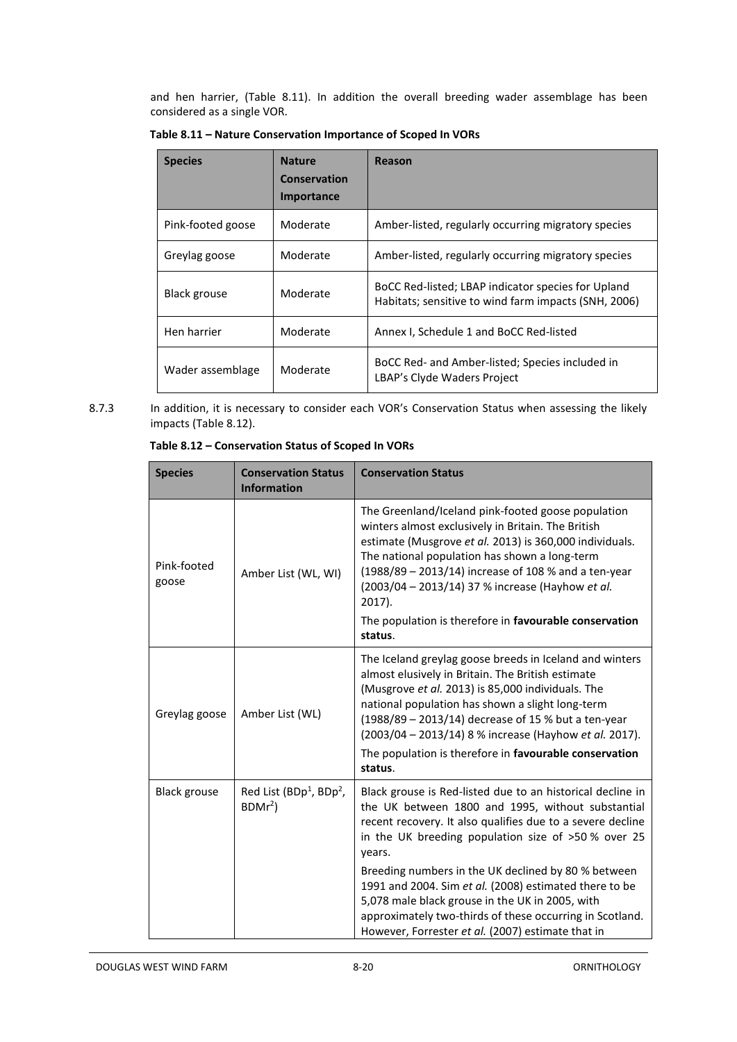and hen harrier, (Table 8.11). In addition the overall breeding wader assemblage has been considered as a single VOR.

**Table 8.11 – Nature Conservation Importance of Scoped In VORs**

| Species | Nature Conservation Importance | Reason |
|---|---|---|
| Pink-footed goose | Moderate | Amber-listed, regularly occurring migratory species |
| Greylag goose | Moderate | Amber-listed, regularly occurring migratory species |
| Black grouse | Moderate | BoCC Red-listed; LBAP indicator species for Upland Habitats; sensitive to wind farm impacts (SNH, 2006) |
| Hen harrier | Moderate | Annex I, Schedule 1 and BoCC Red-listed |
| Wader assemblage | Moderate | BoCC Red- and Amber-listed; Species included in LBAP's Clyde Waders Project |

8.7.3 In addition, it is necessary to consider each VOR's Conservation Status when assessing the likely impacts (Table 8.12).

**Table 8.12 – Conservation Status of Scoped In VORs**

| Species | Conservation Status Information | Conservation Status |
|---|---|---|
| Pink-footed goose | Amber List (WL, WI) | The Greenland/Iceland pink-footed goose population winters almost exclusively in Britain. The British estimate (Musgrove *et al.* 2013) is 360,000 individuals. The national population has shown a long-term (1988/89 – 2013/14) increase of 108 % and a ten-year (2003/04 – 2013/14) 37 % increase (Hayhow *et al.* 2017).<br>The population is therefore in **favourable conservation status**. |
| Greylag goose | Amber List (WL) | The Iceland greylag goose breeds in Iceland and winters almost elusively in Britain. The British estimate (Musgrove *et al.* 2013) is 85,000 individuals. The national population has shown a slight long-term (1988/89 – 2013/14) decrease of 15 % but a ten-year (2003/04 – 2013/14) 8 % increase (Hayhow *et al.* 2017).<br>The population is therefore in **favourable conservation status**. |
| Black grouse | Red List ($BDp^1$, $BDp^2$, $BDMr^2$) | Black grouse is Red-listed due to an historical decline in the UK between 1800 and 1995, without substantial recent recovery. It also qualifies due to a severe decline in the UK breeding population size of >50 % over 25 years.<br>Breeding numbers in the UK declined by 80 % between 1991 and 2004. Sim *et al.* (2008) estimated there to be 5,078 male black grouse in the UK in 2005, with approximately two-thirds of these occurring in Scotland. However, Forrester *et al.* (2007) estimate that in |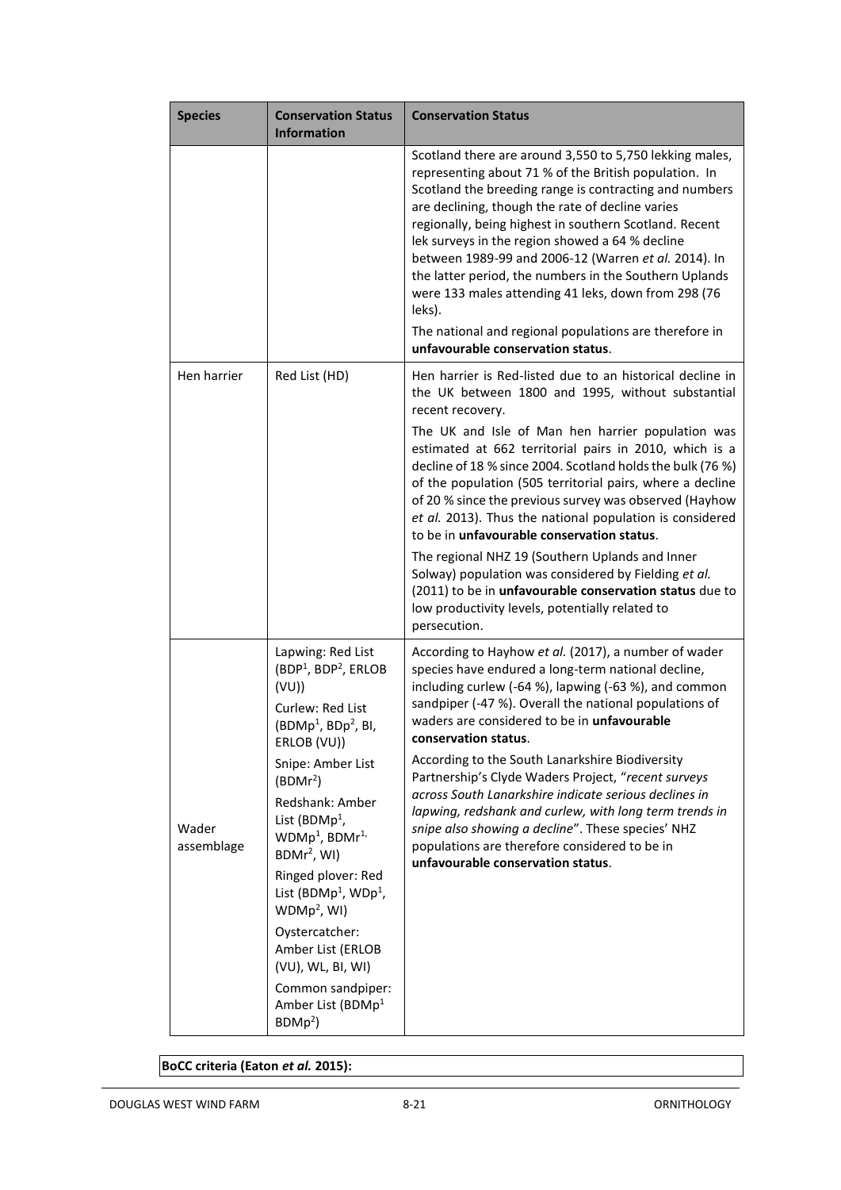| Species | Conservation Status Information | Conservation Status |
|---|---|---|
| | | Scotland there are around 3,550 to 5,750 lekking males, representing about 71 % of the British population. In Scotland the breeding range is contracting and numbers are declining, though the rate of decline varies regionally, being highest in southern Scotland. Recent lek surveys in the region showed a 64 % decline between 1989-99 and 2006-12 (Warren *et al.* 2014). In the latter period, the numbers in the Southern Uplands were 133 males attending 41 leks, down from 298 (76 leks).<br><br>The national and regional populations are therefore in **unfavourable conservation status**. |
| Hen harrier | Red List (HD) | Hen harrier is Red-listed due to an historical decline in the UK between 1800 and 1995, without substantial recent recovery.<br><br>The UK and Isle of Man hen harrier population was estimated at 662 territorial pairs in 2010, which is a decline of 18 % since 2004. Scotland holds the bulk (76 %) of the population (505 territorial pairs, where a decline of 20 % since the previous survey was observed (Hayhow *et al.* 2013). Thus the national population is considered to be in **unfavourable conservation status**.<br><br>The regional NHZ 19 (Southern Uplands and Inner Solway) population was considered by Fielding *et al.* (2011) to be in **unfavourable conservation status** due to low productivity levels, potentially related to persecution. |
| Wader assemblage | Lapwing: Red List (BDP[1], BDP[2], ERLOB (VU))<br><br>Curlew: Red List (BDMp[1], BDp[2], BI, ERLOB (VU))<br><br>Snipe: Amber List (BDMr[2])<br><br>Redshank: Amber List (BDMp[1], WDMp[1], BDMr[1], BDMr[2], WI)<br><br>Ringed plover: Red List (BDMp[1], WDp[1], WDMp[2], WI)<br><br>Oystercatcher: Amber List (ERLOB (VU), WL, BI, WI)<br><br>Common sandpiper: Amber List (BDMp[1] BDMp[2]) | According to Hayhow *et al.* (2017), a number of wader species have endured a long-term national decline, including curlew (-64 %), lapwing (-63 %), and common sandpiper (-47 %). Overall the national populations of waders are considered to be in **unfavourable conservation status**.<br><br>According to the South Lanarkshire Biodiversity Partnership's Clyde Waders Project, "*recent surveys across South Lanarkshire indicate serious declines in lapwing, redshank and curlew, with long term trends in snipe also showing a decline*". These species' NHZ populations are therefore considered to be in **unfavourable conservation status**. |

**BoCC criteria (Eaton *et al.* 2015):**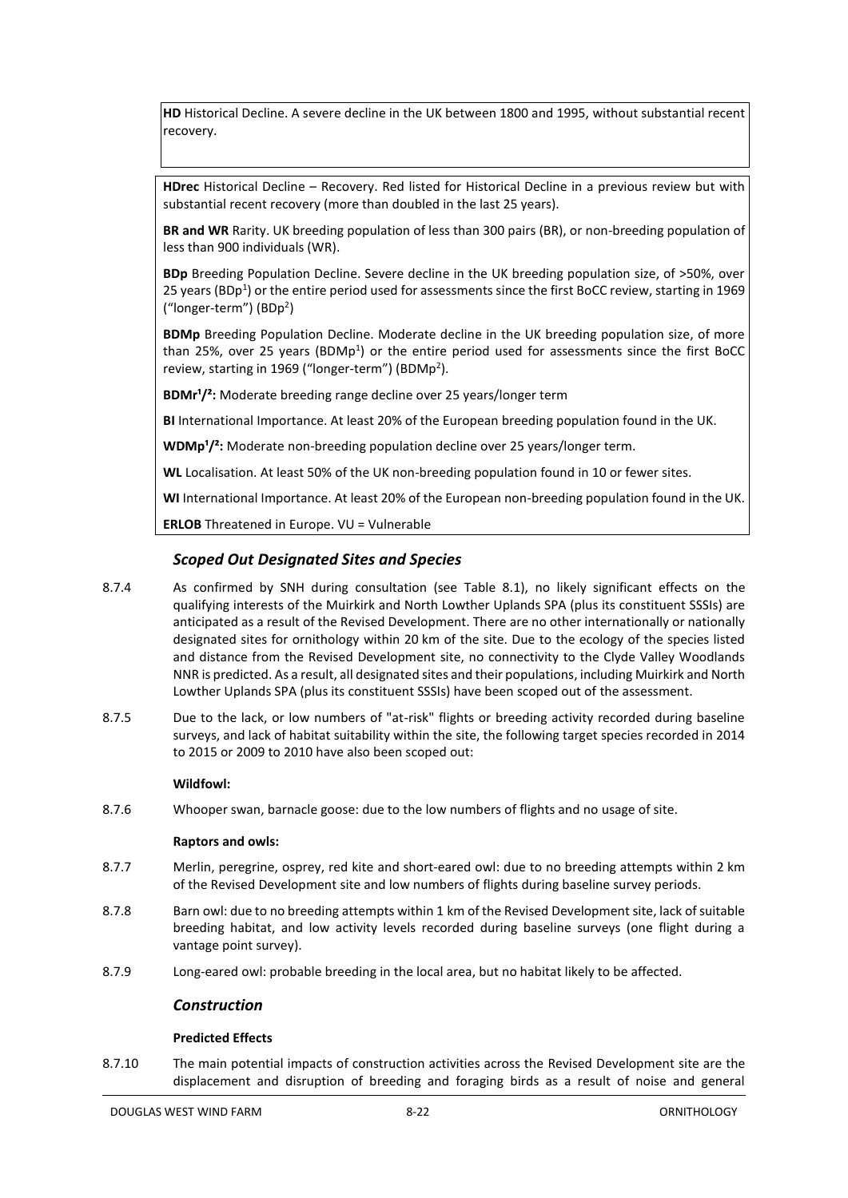**HD** Historical Decline. A severe decline in the UK between 1800 and 1995, without substantial recent recovery.

**HDrec** Historical Decline – Recovery. Red listed for Historical Decline in a previous review but with substantial recent recovery (more than doubled in the last 25 years).

**BR and WR** Rarity. UK breeding population of less than 300 pairs (BR), or non-breeding population of less than 900 individuals (WR).

**BDp** Breeding Population Decline. Severe decline in the UK breeding population size, of >50%, over 25 years ($BDp^1$) or the entire period used for assessments since the first BoCC review, starting in 1969 ("longer-term") ($BDp^2$)

**BDMp** Breeding Population Decline. Moderate decline in the UK breeding population size, of more than 25%, over 25 years ($BDMp^1$) or the entire period used for assessments since the first BoCC review, starting in 1969 ("longer-term") ($BDMp^2$).

**$BDMr^1/^2$:** Moderate breeding range decline over 25 years/longer term

**BI** International Importance. At least 20% of the European breeding population found in the UK.

**$WDMp^1/^2$:** Moderate non-breeding population decline over 25 years/longer term.

**WL** Localisation. At least 50% of the UK non-breeding population found in 10 or fewer sites.

**WI** International Importance. At least 20% of the European non-breeding population found in the UK.

**ERLOB** Threatened in Europe. VU = Vulnerable

### *Scoped Out Designated Sites and Species*

8.7.4 As confirmed by SNH during consultation (see Table 8.1), no likely significant effects on the qualifying interests of the Muirkirk and North Lowther Uplands SPA (plus its constituent SSSIs) are anticipated as a result of the Revised Development. There are no other internationally or nationally designated sites for ornithology within 20 km of the site. Due to the ecology of the species listed and distance from the Revised Development site, no connectivity to the Clyde Valley Woodlands NNR is predicted. As a result, all designated sites and their populations, including Muirkirk and North Lowther Uplands SPA (plus its constituent SSSIs) have been scoped out of the assessment.

8.7.5 Due to the lack, or low numbers of "at-risk" flights or breeding activity recorded during baseline surveys, and lack of habitat suitability within the site, the following target species recorded in 2014 to 2015 or 2009 to 2010 have also been scoped out:

**Wildfowl:**

8.7.6 Whooper swan, barnacle goose: due to the low numbers of flights and no usage of site.

**Raptors and owls:**

8.7.7 Merlin, peregrine, osprey, red kite and short-eared owl: due to no breeding attempts within 2 km of the Revised Development site and low numbers of flights during baseline survey periods.

8.7.8 Barn owl: due to no breeding attempts within 1 km of the Revised Development site, lack of suitable breeding habitat, and low activity levels recorded during baseline surveys (one flight during a vantage point survey).

8.7.9 Long-eared owl: probable breeding in the local area, but no habitat likely to be affected.

### *Construction*

**Predicted Effects**

8.7.10 The main potential impacts of construction activities across the Revised Development site are the displacement and disruption of breeding and foraging birds as a result of noise and general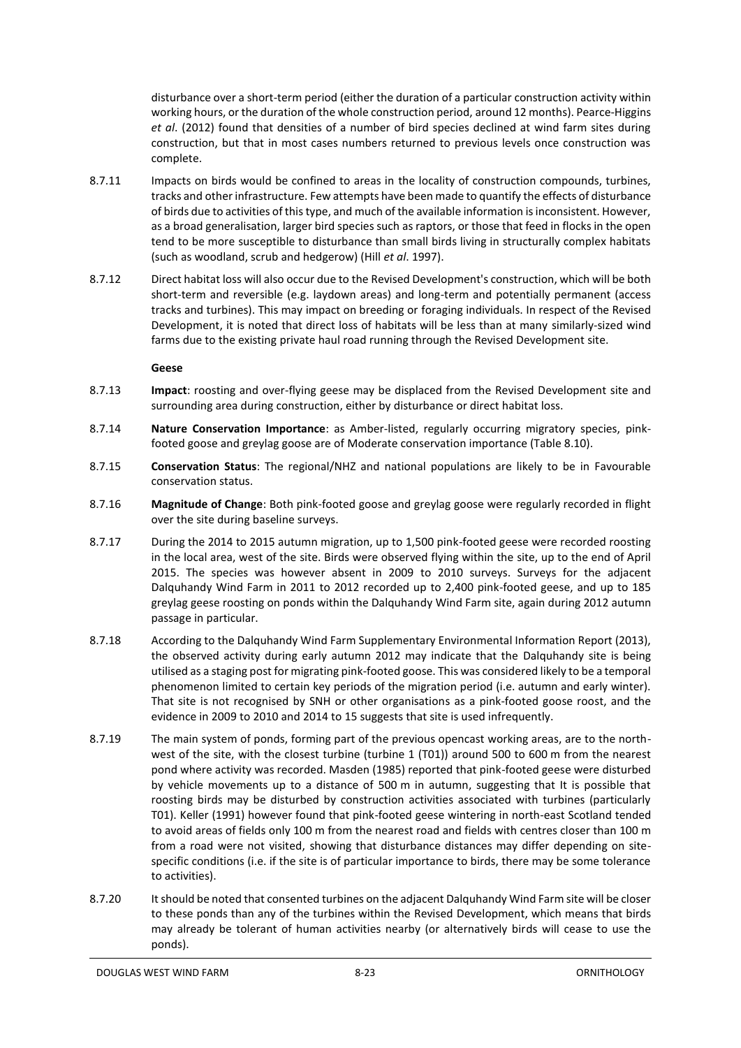disturbance over a short-term period (either the duration of a particular construction activity within working hours, or the duration of the whole construction period, around 12 months). Pearce-Higgins *et al*. (2012) found that densities of a number of bird species declined at wind farm sites during construction, but that in most cases numbers returned to previous levels once construction was complete.

8.7.11 Impacts on birds would be confined to areas in the locality of construction compounds, turbines, tracks and other infrastructure. Few attempts have been made to quantify the effects of disturbance of birds due to activities of this type, and much of the available information is inconsistent. However, as a broad generalisation, larger bird species such as raptors, or those that feed in flocks in the open tend to be more susceptible to disturbance than small birds living in structurally complex habitats (such as woodland, scrub and hedgerow) (Hill *et al*. 1997).

8.7.12 Direct habitat loss will also occur due to the Revised Development's construction, which will be both short-term and reversible (e.g. laydown areas) and long-term and potentially permanent (access tracks and turbines). This may impact on breeding or foraging individuals. In respect of the Revised Development, it is noted that direct loss of habitats will be less than at many similarly-sized wind farms due to the existing private haul road running through the Revised Development site.

**Geese**

8.7.13 **Impact**: roosting and over-flying geese may be displaced from the Revised Development site and surrounding area during construction, either by disturbance or direct habitat loss.

8.7.14 **Nature Conservation Importance**: as Amber-listed, regularly occurring migratory species, pink-footed goose and greylag goose are of Moderate conservation importance (Table 8.10).

8.7.15 **Conservation Status**: The regional/NHZ and national populations are likely to be in Favourable conservation status.

8.7.16 **Magnitude of Change**: Both pink-footed goose and greylag goose were regularly recorded in flight over the site during baseline surveys.

8.7.17 During the 2014 to 2015 autumn migration, up to 1,500 pink-footed geese were recorded roosting in the local area, west of the site. Birds were observed flying within the site, up to the end of April 2015. The species was however absent in 2009 to 2010 surveys. Surveys for the adjacent Dalquhandy Wind Farm in 2011 to 2012 recorded up to 2,400 pink-footed geese, and up to 185 greylag geese roosting on ponds within the Dalquhandy Wind Farm site, again during 2012 autumn passage in particular.

8.7.18 According to the Dalquhandy Wind Farm Supplementary Environmental Information Report (2013), the observed activity during early autumn 2012 may indicate that the Dalquhandy site is being utilised as a staging post for migrating pink-footed goose. This was considered likely to be a temporal phenomenon limited to certain key periods of the migration period (i.e. autumn and early winter). That site is not recognised by SNH or other organisations as a pink-footed goose roost, and the evidence in 2009 to 2010 and 2014 to 15 suggests that site is used infrequently.

8.7.19 The main system of ponds, forming part of the previous opencast working areas, are to the north-west of the site, with the closest turbine (turbine 1 (T01)) around 500 to 600 m from the nearest pond where activity was recorded. Masden (1985) reported that pink-footed geese were disturbed by vehicle movements up to a distance of 500 m in autumn, suggesting that It is possible that roosting birds may be disturbed by construction activities associated with turbines (particularly T01). Keller (1991) however found that pink-footed geese wintering in north-east Scotland tended to avoid areas of fields only 100 m from the nearest road and fields with centres closer than 100 m from a road were not visited, showing that disturbance distances may differ depending on site-specific conditions (i.e. if the site is of particular importance to birds, there may be some tolerance to activities).

8.7.20 It should be noted that consented turbines on the adjacent Dalquhandy Wind Farm site will be closer to these ponds than any of the turbines within the Revised Development, which means that birds may already be tolerant of human activities nearby (or alternatively birds will cease to use the ponds).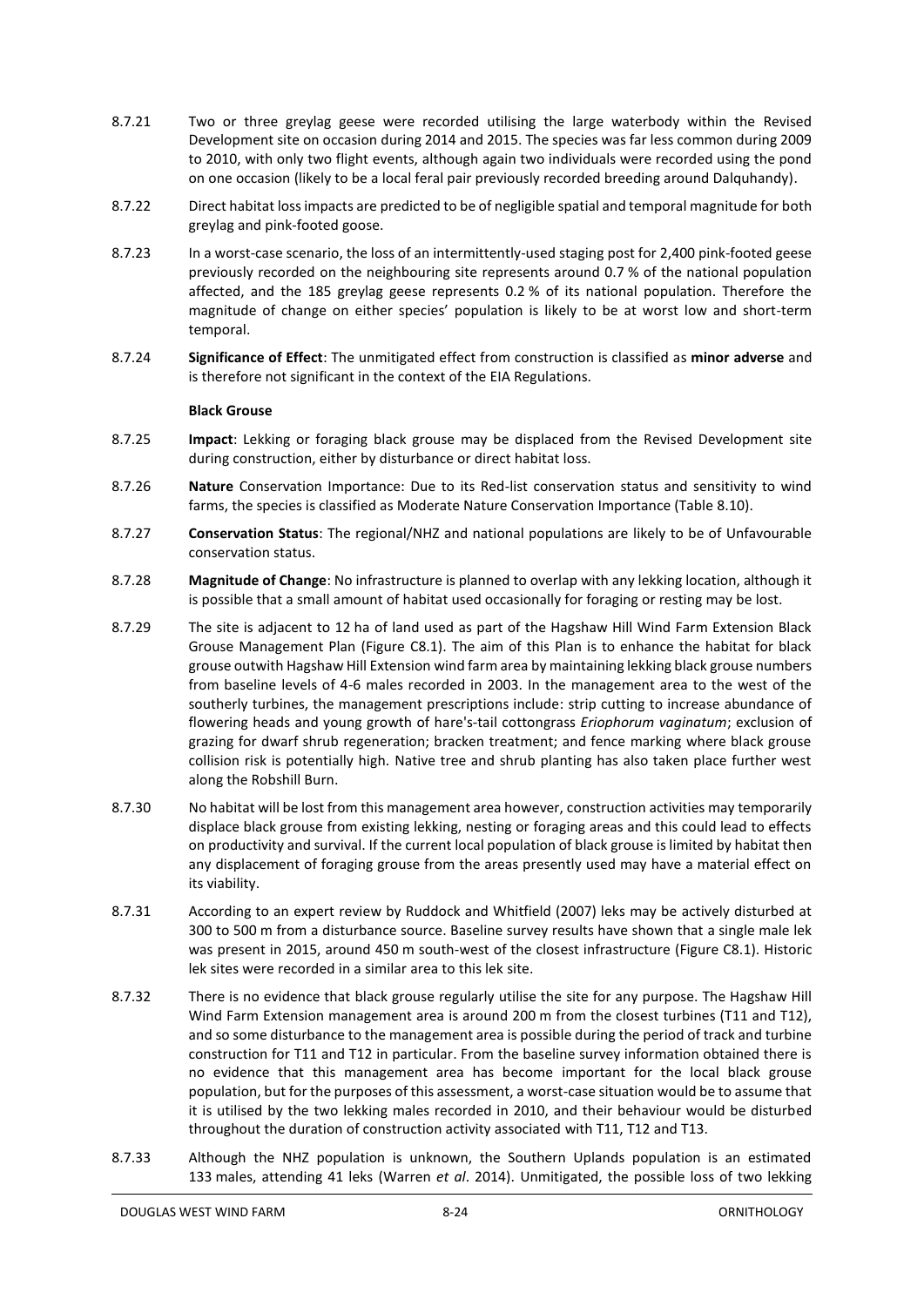8.7.21 Two or three greylag geese were recorded utilising the large waterbody within the Revised Development site on occasion during 2014 and 2015. The species was far less common during 2009 to 2010, with only two flight events, although again two individuals were recorded using the pond on one occasion (likely to be a local feral pair previously recorded breeding around Dalquhandy).

8.7.22 Direct habitat loss impacts are predicted to be of negligible spatial and temporal magnitude for both greylag and pink-footed goose.

8.7.23 In a worst-case scenario, the loss of an intermittently-used staging post for 2,400 pink-footed geese previously recorded on the neighbouring site represents around 0.7 % of the national population affected, and the 185 greylag geese represents 0.2 % of its national population. Therefore the magnitude of change on either species' population is likely to be at worst low and short-term temporal.

8.7.24 **Significance of Effect**: The unmitigated effect from construction is classified as **minor adverse** and is therefore not significant in the context of the EIA Regulations.

**Black Grouse**

8.7.25 **Impact**: Lekking or foraging black grouse may be displaced from the Revised Development site during construction, either by disturbance or direct habitat loss.

8.7.26 **Nature** Conservation Importance: Due to its Red-list conservation status and sensitivity to wind farms, the species is classified as Moderate Nature Conservation Importance (Table 8.10).

8.7.27 **Conservation Status**: The regional/NHZ and national populations are likely to be of Unfavourable conservation status.

8.7.28 **Magnitude of Change**: No infrastructure is planned to overlap with any lekking location, although it is possible that a small amount of habitat used occasionally for foraging or resting may be lost.

8.7.29 The site is adjacent to 12 ha of land used as part of the Hagshaw Hill Wind Farm Extension Black Grouse Management Plan (Figure C8.1). The aim of this Plan is to enhance the habitat for black grouse outwith Hagshaw Hill Extension wind farm area by maintaining lekking black grouse numbers from baseline levels of 4-6 males recorded in 2003. In the management area to the west of the southerly turbines, the management prescriptions include: strip cutting to increase abundance of flowering heads and young growth of hare's-tail cottongrass *Eriophorum vaginatum*; exclusion of grazing for dwarf shrub regeneration; bracken treatment; and fence marking where black grouse collision risk is potentially high. Native tree and shrub planting has also taken place further west along the Robshill Burn.

8.7.30 No habitat will be lost from this management area however, construction activities may temporarily displace black grouse from existing lekking, nesting or foraging areas and this could lead to effects on productivity and survival. If the current local population of black grouse is limited by habitat then any displacement of foraging grouse from the areas presently used may have a material effect on its viability.

8.7.31 According to an expert review by Ruddock and Whitfield (2007) leks may be actively disturbed at 300 to 500 m from a disturbance source. Baseline survey results have shown that a single male lek was present in 2015, around 450 m south-west of the closest infrastructure (Figure C8.1). Historic lek sites were recorded in a similar area to this lek site.

8.7.32 There is no evidence that black grouse regularly utilise the site for any purpose. The Hagshaw Hill Wind Farm Extension management area is around 200 m from the closest turbines (T11 and T12), and so some disturbance to the management area is possible during the period of track and turbine construction for T11 and T12 in particular. From the baseline survey information obtained there is no evidence that this management area has become important for the local black grouse population, but for the purposes of this assessment, a worst-case situation would be to assume that it is utilised by the two lekking males recorded in 2010, and their behaviour would be disturbed throughout the duration of construction activity associated with T11, T12 and T13.

8.7.33 Although the NHZ population is unknown, the Southern Uplands population is an estimated 133 males, attending 41 leks (Warren *et al*. 2014). Unmitigated, the possible loss of two lekking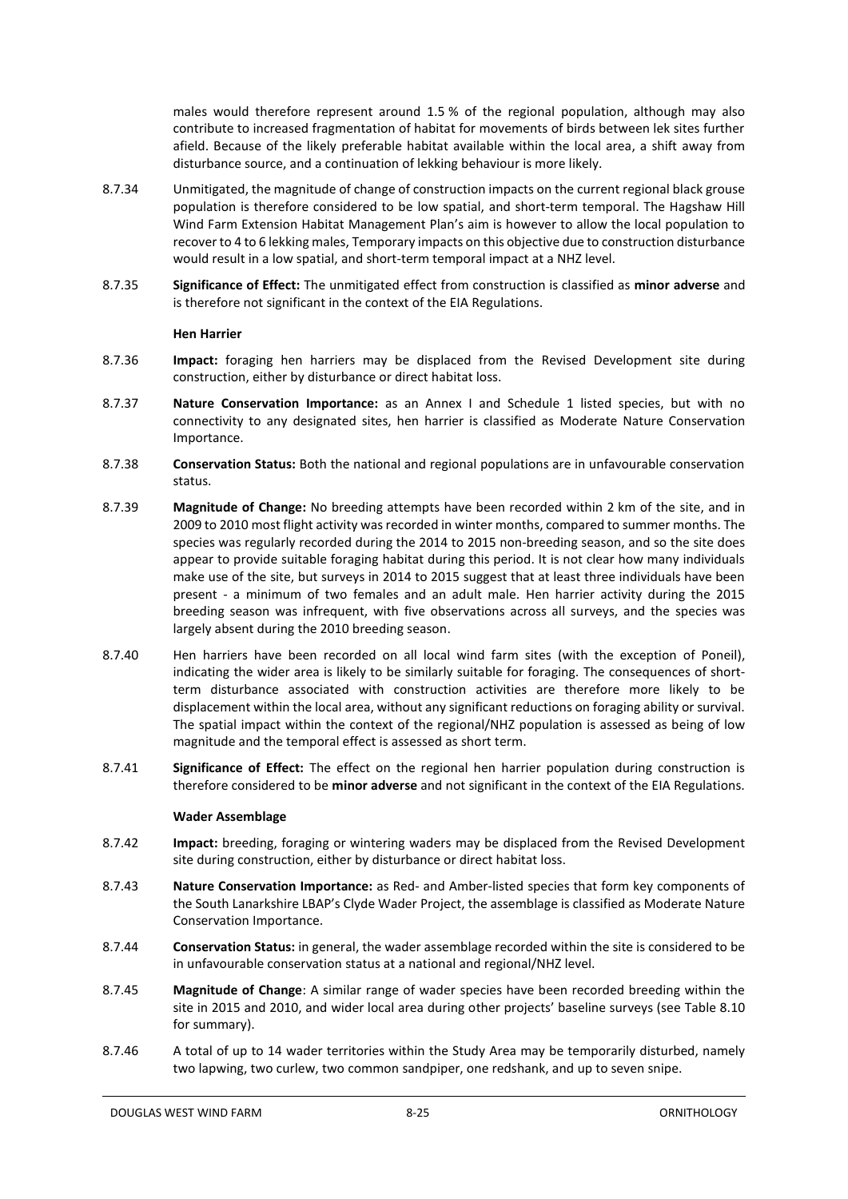males would therefore represent around 1.5 % of the regional population, although may also contribute to increased fragmentation of habitat for movements of birds between lek sites further afield. Because of the likely preferable habitat available within the local area, a shift away from disturbance source, and a continuation of lekking behaviour is more likely.

8.7.34 Unmitigated, the magnitude of change of construction impacts on the current regional black grouse population is therefore considered to be low spatial, and short-term temporal. The Hagshaw Hill Wind Farm Extension Habitat Management Plan's aim is however to allow the local population to recover to 4 to 6 lekking males, Temporary impacts on this objective due to construction disturbance would result in a low spatial, and short-term temporal impact at a NHZ level.

8.7.35 **Significance of Effect:** The unmitigated effect from construction is classified as **minor adverse** and is therefore not significant in the context of the EIA Regulations.

**Hen Harrier**

8.7.36 **Impact:** foraging hen harriers may be displaced from the Revised Development site during construction, either by disturbance or direct habitat loss.

8.7.37 **Nature Conservation Importance:** as an Annex I and Schedule 1 listed species, but with no connectivity to any designated sites, hen harrier is classified as Moderate Nature Conservation Importance.

8.7.38 **Conservation Status:** Both the national and regional populations are in unfavourable conservation status.

8.7.39 **Magnitude of Change:** No breeding attempts have been recorded within 2 km of the site, and in 2009 to 2010 most flight activity was recorded in winter months, compared to summer months. The species was regularly recorded during the 2014 to 2015 non-breeding season, and so the site does appear to provide suitable foraging habitat during this period. It is not clear how many individuals make use of the site, but surveys in 2014 to 2015 suggest that at least three individuals have been present - a minimum of two females and an adult male. Hen harrier activity during the 2015 breeding season was infrequent, with five observations across all surveys, and the species was largely absent during the 2010 breeding season.

8.7.40 Hen harriers have been recorded on all local wind farm sites (with the exception of Poneil), indicating the wider area is likely to be similarly suitable for foraging. The consequences of short-term disturbance associated with construction activities are therefore more likely to be displacement within the local area, without any significant reductions on foraging ability or survival. The spatial impact within the context of the regional/NHZ population is assessed as being of low magnitude and the temporal effect is assessed as short term.

8.7.41 **Significance of Effect:** The effect on the regional hen harrier population during construction is therefore considered to be **minor adverse** and not significant in the context of the EIA Regulations.

**Wader Assemblage**

8.7.42 **Impact:** breeding, foraging or wintering waders may be displaced from the Revised Development site during construction, either by disturbance or direct habitat loss.

8.7.43 **Nature Conservation Importance:** as Red- and Amber-listed species that form key components of the South Lanarkshire LBAP's Clyde Wader Project, the assemblage is classified as Moderate Nature Conservation Importance.

8.7.44 **Conservation Status:** in general, the wader assemblage recorded within the site is considered to be in unfavourable conservation status at a national and regional/NHZ level.

8.7.45 **Magnitude of Change**: A similar range of wader species have been recorded breeding within the site in 2015 and 2010, and wider local area during other projects' baseline surveys (see Table 8.10 for summary).

8.7.46 A total of up to 14 wader territories within the Study Area may be temporarily disturbed, namely two lapwing, two curlew, two common sandpiper, one redshank, and up to seven snipe.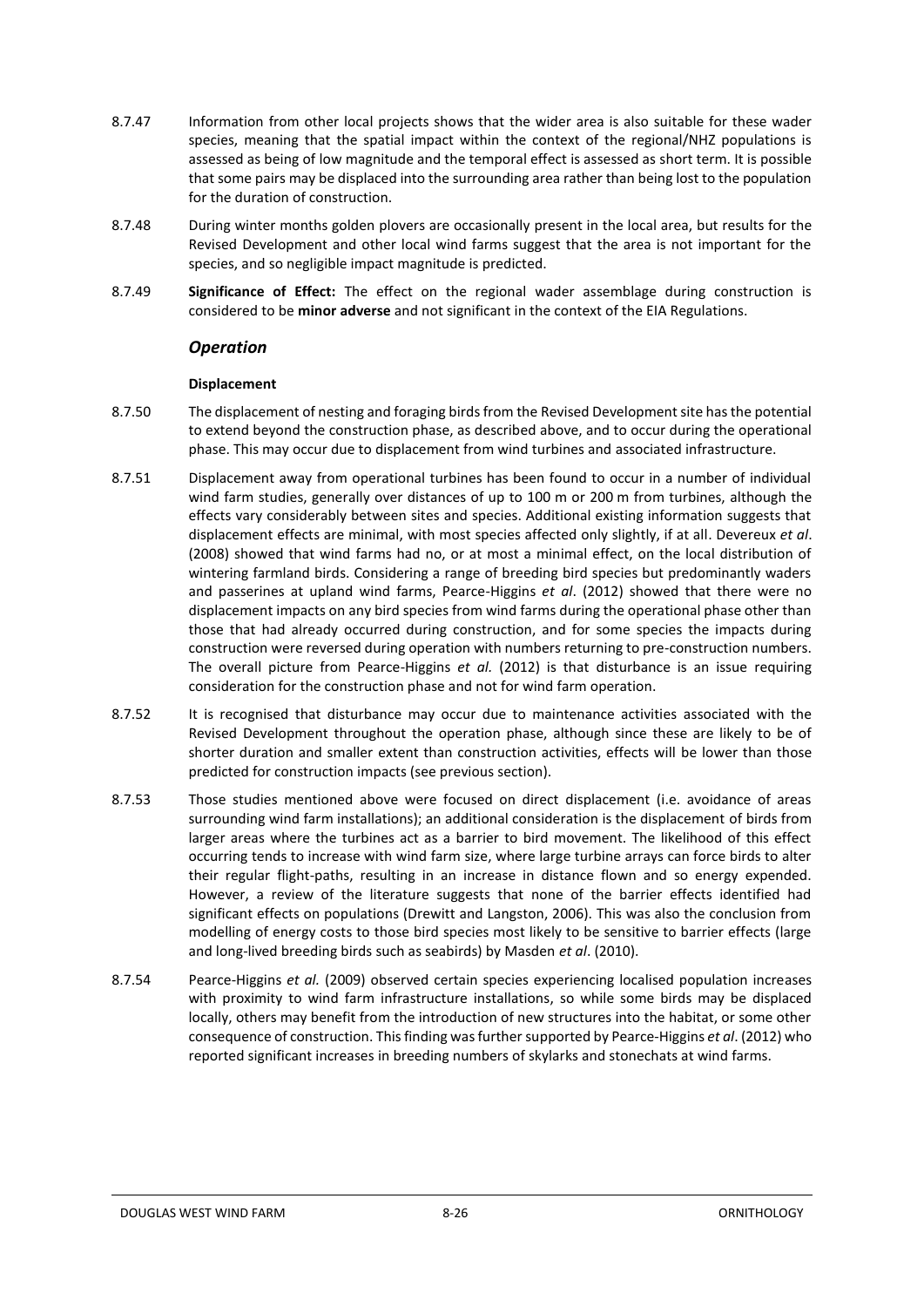8.7.47 Information from other local projects shows that the wider area is also suitable for these wader species, meaning that the spatial impact within the context of the regional/NHZ populations is assessed as being of low magnitude and the temporal effect is assessed as short term. It is possible that some pairs may be displaced into the surrounding area rather than being lost to the population for the duration of construction.

8.7.48 During winter months golden plovers are occasionally present in the local area, but results for the Revised Development and other local wind farms suggest that the area is not important for the species, and so negligible impact magnitude is predicted.

8.7.49 **Significance of Effect:** The effect on the regional wader assemblage during construction is considered to be **minor adverse** and not significant in the context of the EIA Regulations.

### *Operation*

#### Displacement

8.7.50 The displacement of nesting and foraging birds from the Revised Development site has the potential to extend beyond the construction phase, as described above, and to occur during the operational phase. This may occur due to displacement from wind turbines and associated infrastructure.

8.7.51 Displacement away from operational turbines has been found to occur in a number of individual wind farm studies, generally over distances of up to 100 m or 200 m from turbines, although the effects vary considerably between sites and species. Additional existing information suggests that displacement effects are minimal, with most species affected only slightly, if at all. Devereux *et al*. (2008) showed that wind farms had no, or at most a minimal effect, on the local distribution of wintering farmland birds. Considering a range of breeding bird species but predominantly waders and passerines at upland wind farms, Pearce-Higgins *et al*. (2012) showed that there were no displacement impacts on any bird species from wind farms during the operational phase other than those that had already occurred during construction, and for some species the impacts during construction were reversed during operation with numbers returning to pre-construction numbers. The overall picture from Pearce-Higgins *et al.* (2012) is that disturbance is an issue requiring consideration for the construction phase and not for wind farm operation.

8.7.52 It is recognised that disturbance may occur due to maintenance activities associated with the Revised Development throughout the operation phase, although since these are likely to be of shorter duration and smaller extent than construction activities, effects will be lower than those predicted for construction impacts (see previous section).

8.7.53 Those studies mentioned above were focused on direct displacement (i.e. avoidance of areas surrounding wind farm installations); an additional consideration is the displacement of birds from larger areas where the turbines act as a barrier to bird movement. The likelihood of this effect occurring tends to increase with wind farm size, where large turbine arrays can force birds to alter their regular flight-paths, resulting in an increase in distance flown and so energy expended. However, a review of the literature suggests that none of the barrier effects identified had significant effects on populations (Drewitt and Langston, 2006). This was also the conclusion from modelling of energy costs to those bird species most likely to be sensitive to barrier effects (large and long-lived breeding birds such as seabirds) by Masden *et al*. (2010).

8.7.54 Pearce-Higgins *et al.* (2009) observed certain species experiencing localised population increases with proximity to wind farm infrastructure installations, so while some birds may be displaced locally, others may benefit from the introduction of new structures into the habitat, or some other consequence of construction. This finding was further supported by Pearce-Higgins *et al*. (2012) who reported significant increases in breeding numbers of skylarks and stonechats at wind farms.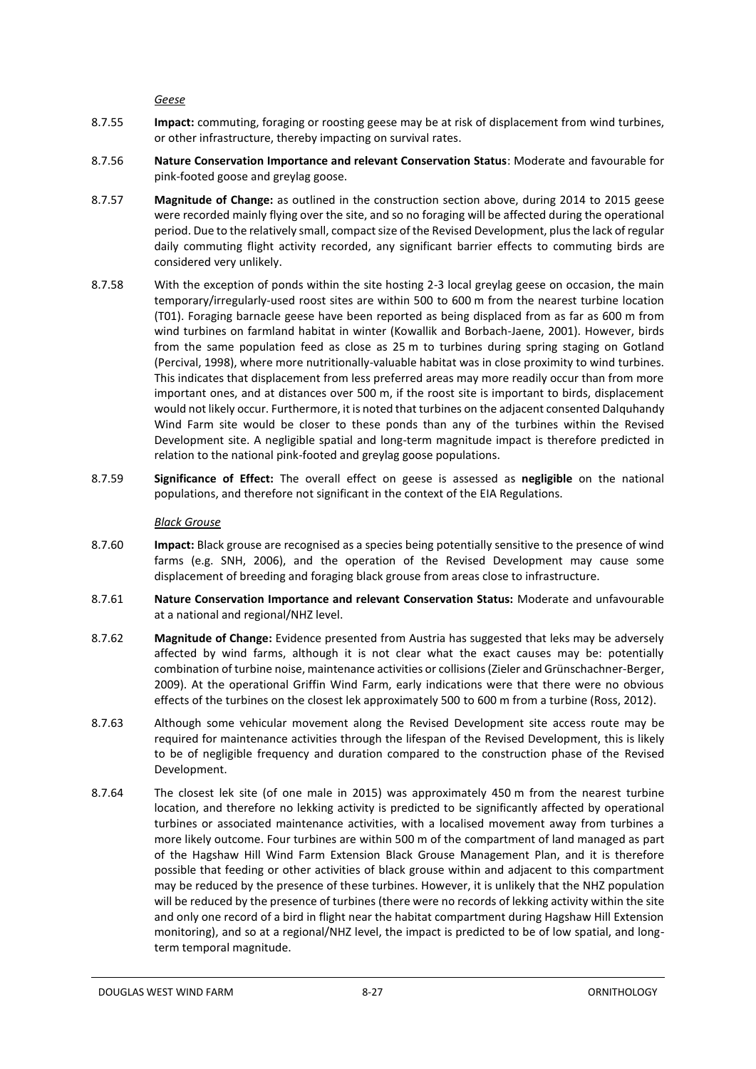*Geese*

8.7.55 **Impact:** commuting, foraging or roosting geese may be at risk of displacement from wind turbines, or other infrastructure, thereby impacting on survival rates.

8.7.56 **Nature Conservation Importance and relevant Conservation Status**: Moderate and favourable for pink-footed goose and greylag goose.

8.7.57 **Magnitude of Change:** as outlined in the construction section above, during 2014 to 2015 geese were recorded mainly flying over the site, and so no foraging will be affected during the operational period. Due to the relatively small, compact size of the Revised Development, plus the lack of regular daily commuting flight activity recorded, any significant barrier effects to commuting birds are considered very unlikely.

8.7.58 With the exception of ponds within the site hosting 2-3 local greylag geese on occasion, the main temporary/irregularly-used roost sites are within 500 to 600 m from the nearest turbine location (T01). Foraging barnacle geese have been reported as being displaced from as far as 600 m from wind turbines on farmland habitat in winter (Kowallik and Borbach-Jaene, 2001). However, birds from the same population feed as close as 25 m to turbines during spring staging on Gotland (Percival, 1998), where more nutritionally-valuable habitat was in close proximity to wind turbines. This indicates that displacement from less preferred areas may more readily occur than from more important ones, and at distances over 500 m, if the roost site is important to birds, displacement would not likely occur. Furthermore, it is noted that turbines on the adjacent consented Dalquhandy Wind Farm site would be closer to these ponds than any of the turbines within the Revised Development site. A negligible spatial and long-term magnitude impact is therefore predicted in relation to the national pink-footed and greylag goose populations.

8.7.59 **Significance of Effect:** The overall effect on geese is assessed as **negligible** on the national populations, and therefore not significant in the context of the EIA Regulations.

*Black Grouse*

8.7.60 **Impact:** Black grouse are recognised as a species being potentially sensitive to the presence of wind farms (e.g. SNH, 2006), and the operation of the Revised Development may cause some displacement of breeding and foraging black grouse from areas close to infrastructure.

8.7.61 **Nature Conservation Importance and relevant Conservation Status:** Moderate and unfavourable at a national and regional/NHZ level.

8.7.62 **Magnitude of Change:** Evidence presented from Austria has suggested that leks may be adversely affected by wind farms, although it is not clear what the exact causes may be: potentially combination of turbine noise, maintenance activities or collisions (Zieler and Grünschachner-Berger, 2009). At the operational Griffin Wind Farm, early indications were that there were no obvious effects of the turbines on the closest lek approximately 500 to 600 m from a turbine (Ross, 2012).

8.7.63 Although some vehicular movement along the Revised Development site access route may be required for maintenance activities through the lifespan of the Revised Development, this is likely to be of negligible frequency and duration compared to the construction phase of the Revised Development.

8.7.64 The closest lek site (of one male in 2015) was approximately 450 m from the nearest turbine location, and therefore no lekking activity is predicted to be significantly affected by operational turbines or associated maintenance activities, with a localised movement away from turbines a more likely outcome. Four turbines are within 500 m of the compartment of land managed as part of the Hagshaw Hill Wind Farm Extension Black Grouse Management Plan, and it is therefore possible that feeding or other activities of black grouse within and adjacent to this compartment may be reduced by the presence of these turbines. However, it is unlikely that the NHZ population will be reduced by the presence of turbines (there were no records of lekking activity within the site and only one record of a bird in flight near the habitat compartment during Hagshaw Hill Extension monitoring), and so at a regional/NHZ level, the impact is predicted to be of low spatial, and long-term temporal magnitude.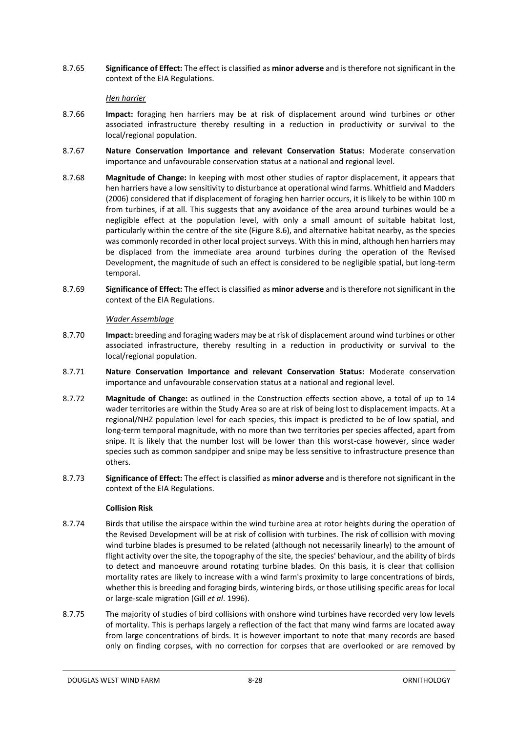8.7.65 **Significance of Effect:** The effect is classified as **minor adverse** and is therefore not significant in the context of the EIA Regulations.

*Hen harrier*

8.7.66 **Impact:** foraging hen harriers may be at risk of displacement around wind turbines or other associated infrastructure thereby resulting in a reduction in productivity or survival to the local/regional population.

8.7.67 **Nature Conservation Importance and relevant Conservation Status:** Moderate conservation importance and unfavourable conservation status at a national and regional level.

8.7.68 **Magnitude of Change:** In keeping with most other studies of raptor displacement, it appears that hen harriers have a low sensitivity to disturbance at operational wind farms. Whitfield and Madders (2006) considered that if displacement of foraging hen harrier occurs, it is likely to be within 100 m from turbines, if at all. This suggests that any avoidance of the area around turbines would be a negligible effect at the population level, with only a small amount of suitable habitat lost, particularly within the centre of the site (Figure 8.6), and alternative habitat nearby, as the species was commonly recorded in other local project surveys. With this in mind, although hen harriers may be displaced from the immediate area around turbines during the operation of the Revised Development, the magnitude of such an effect is considered to be negligible spatial, but long-term temporal.

8.7.69 **Significance of Effect:** The effect is classified as **minor adverse** and is therefore not significant in the context of the EIA Regulations.

*Wader Assemblage*

8.7.70 **Impact:** breeding and foraging waders may be at risk of displacement around wind turbines or other associated infrastructure, thereby resulting in a reduction in productivity or survival to the local/regional population.

8.7.71 **Nature Conservation Importance and relevant Conservation Status:** Moderate conservation importance and unfavourable conservation status at a national and regional level.

8.7.72 **Magnitude of Change:** as outlined in the Construction effects section above, a total of up to 14 wader territories are within the Study Area so are at risk of being lost to displacement impacts. At a regional/NHZ population level for each species, this impact is predicted to be of low spatial, and long-term temporal magnitude, with no more than two territories per species affected, apart from snipe. It is likely that the number lost will be lower than this worst-case however, since wader species such as common sandpiper and snipe may be less sensitive to infrastructure presence than others.

8.7.73 **Significance of Effect:** The effect is classified as **minor adverse** and is therefore not significant in the context of the EIA Regulations.

**Collision Risk**

8.7.74 Birds that utilise the airspace within the wind turbine area at rotor heights during the operation of the Revised Development will be at risk of collision with turbines. The risk of collision with moving wind turbine blades is presumed to be related (although not necessarily linearly) to the amount of flight activity over the site, the topography of the site, the species' behaviour, and the ability of birds to detect and manoeuvre around rotating turbine blades. On this basis, it is clear that collision mortality rates are likely to increase with a wind farm's proximity to large concentrations of birds, whether this is breeding and foraging birds, wintering birds, or those utilising specific areas for local or large-scale migration (Gill *et al*. 1996).

8.7.75 The majority of studies of bird collisions with onshore wind turbines have recorded very low levels of mortality. This is perhaps largely a reflection of the fact that many wind farms are located away from large concentrations of birds. It is however important to note that many records are based only on finding corpses, with no correction for corpses that are overlooked or are removed by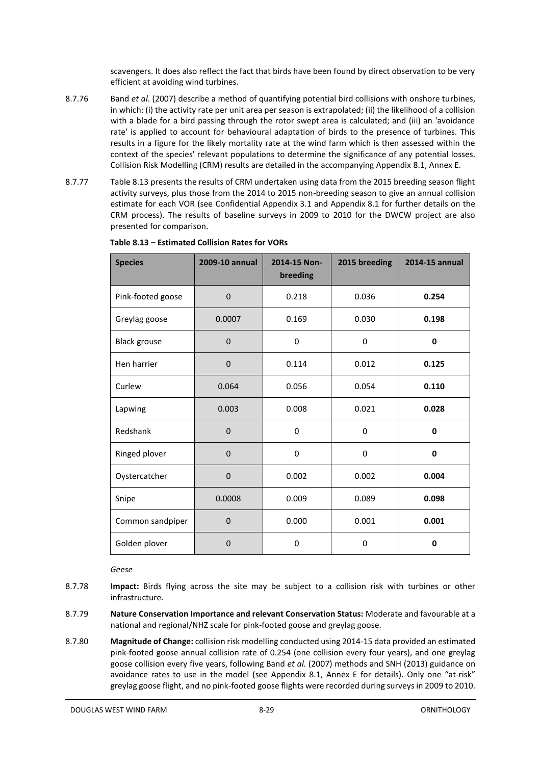scavengers. It does also reflect the fact that birds have been found by direct observation to be very efficient at avoiding wind turbines.

8.7.76 Band *et al*. (2007) describe a method of quantifying potential bird collisions with onshore turbines, in which: (i) the activity rate per unit area per season is extrapolated; (ii) the likelihood of a collision with a blade for a bird passing through the rotor swept area is calculated; and (iii) an 'avoidance rate' is applied to account for behavioural adaptation of birds to the presence of turbines. This results in a figure for the likely mortality rate at the wind farm which is then assessed within the context of the species' relevant populations to determine the significance of any potential losses. Collision Risk Modelling (CRM) results are detailed in the accompanying Appendix 8.1, Annex E.

8.7.77 Table 8.13 presents the results of CRM undertaken using data from the 2015 breeding season flight activity surveys, plus those from the 2014 to 2015 non-breeding season to give an annual collision estimate for each VOR (see Confidential Appendix 3.1 and Appendix 8.1 for further details on the CRM process). The results of baseline surveys in 2009 to 2010 for the DWCW project are also presented for comparison.

**Table 8.13 – Estimated Collision Rates for VORs**

| Species | 2009-10 annual | 2014-15 Non-breeding | 2015 breeding | 2014-15 annual |
|---|---|---|---|---|
| Pink-footed goose | 0 | 0.218 | 0.036 | **0.254** |
| Greylag goose | 0.0007 | 0.169 | 0.030 | **0.198** |
| Black grouse | 0 | 0 | 0 | **0** |
| Hen harrier | 0 | 0.114 | 0.012 | **0.125** |
| Curlew | 0.064 | 0.056 | 0.054 | **0.110** |
| Lapwing | 0.003 | 0.008 | 0.021 | **0.028** |
| Redshank | 0 | 0 | 0 | **0** |
| Ringed plover | 0 | 0 | 0 | **0** |
| Oystercatcher | 0 | 0.002 | 0.002 | **0.004** |
| Snipe | 0.0008 | 0.009 | 0.089 | **0.098** |
| Common sandpiper | 0 | 0.000 | 0.001 | **0.001** |
| Golden plover | 0 | 0 | 0 | **0** |

*Geese*

8.7.78 **Impact:** Birds flying across the site may be subject to a collision risk with turbines or other infrastructure.

8.7.79 **Nature Conservation Importance and relevant Conservation Status:** Moderate and favourable at a national and regional/NHZ scale for pink-footed goose and greylag goose.

8.7.80 **Magnitude of Change:** collision risk modelling conducted using 2014-15 data provided an estimated pink-footed goose annual collision rate of 0.254 (one collision every four years), and one greylag goose collision every five years, following Band *et al.* (2007) methods and SNH (2013) guidance on avoidance rates to use in the model (see Appendix 8.1, Annex E for details). Only one "at-risk" greylag goose flight, and no pink-footed goose flights were recorded during surveys in 2009 to 2010.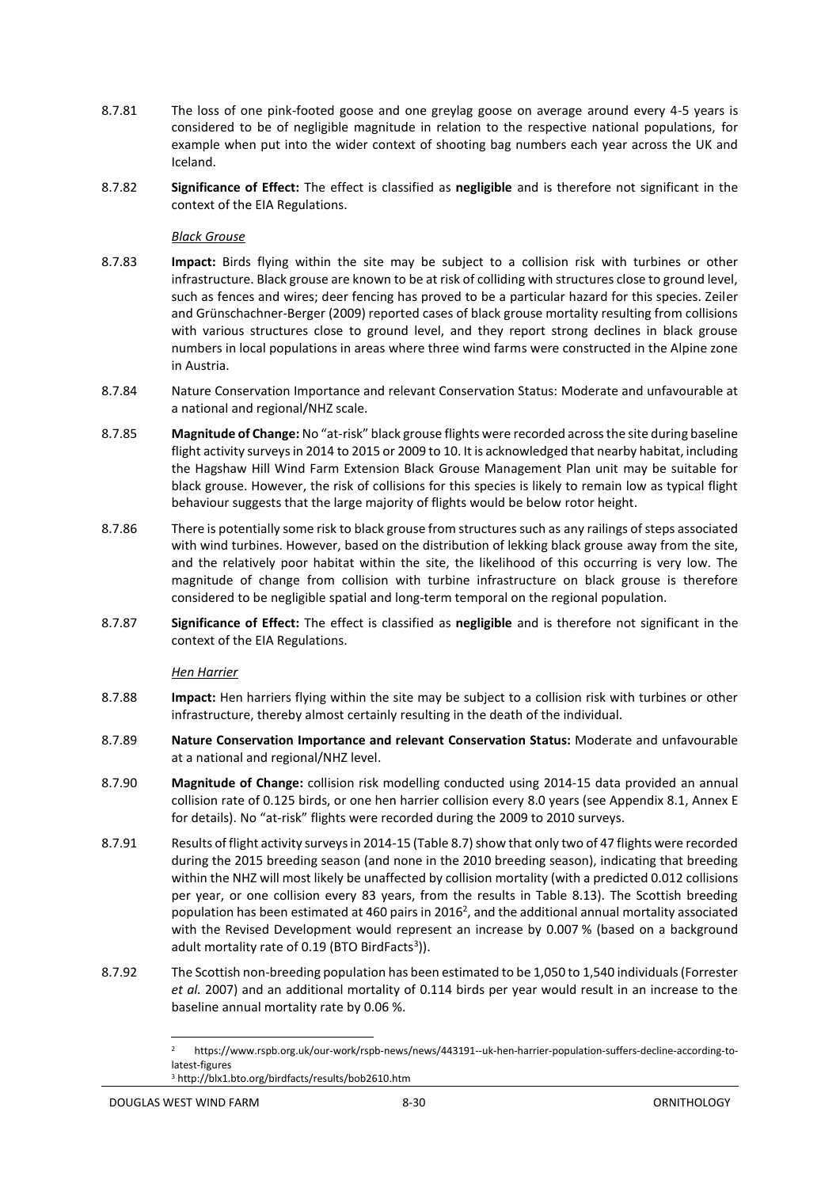8.7.81 The loss of one pink-footed goose and one greylag goose on average around every 4-5 years is considered to be of negligible magnitude in relation to the respective national populations, for example when put into the wider context of shooting bag numbers each year across the UK and Iceland.

8.7.82 **Significance of Effect:** The effect is classified as **negligible** and is therefore not significant in the context of the EIA Regulations.

*Black Grouse*

8.7.83 **Impact:** Birds flying within the site may be subject to a collision risk with turbines or other infrastructure. Black grouse are known to be at risk of colliding with structures close to ground level, such as fences and wires; deer fencing has proved to be a particular hazard for this species. Zeiler and Grünschachner-Berger (2009) reported cases of black grouse mortality resulting from collisions with various structures close to ground level, and they report strong declines in black grouse numbers in local populations in areas where three wind farms were constructed in the Alpine zone in Austria.

8.7.84 Nature Conservation Importance and relevant Conservation Status: Moderate and unfavourable at a national and regional/NHZ scale.

8.7.85 **Magnitude of Change:** No "at-risk" black grouse flights were recorded across the site during baseline flight activity surveys in 2014 to 2015 or 2009 to 10. It is acknowledged that nearby habitat, including the Hagshaw Hill Wind Farm Extension Black Grouse Management Plan unit may be suitable for black grouse. However, the risk of collisions for this species is likely to remain low as typical flight behaviour suggests that the large majority of flights would be below rotor height.

8.7.86 There is potentially some risk to black grouse from structures such as any railings of steps associated with wind turbines. However, based on the distribution of lekking black grouse away from the site, and the relatively poor habitat within the site, the likelihood of this occurring is very low. The magnitude of change from collision with turbine infrastructure on black grouse is therefore considered to be negligible spatial and long-term temporal on the regional population.

8.7.87 **Significance of Effect:** The effect is classified as **negligible** and is therefore not significant in the context of the EIA Regulations.

*Hen Harrier*

8.7.88 **Impact:** Hen harriers flying within the site may be subject to a collision risk with turbines or other infrastructure, thereby almost certainly resulting in the death of the individual.

8.7.89 **Nature Conservation Importance and relevant Conservation Status:** Moderate and unfavourable at a national and regional/NHZ level.

8.7.90 **Magnitude of Change:** collision risk modelling conducted using 2014-15 data provided an annual collision rate of 0.125 birds, or one hen harrier collision every 8.0 years (see Appendix 8.1, Annex E for details). No "at-risk" flights were recorded during the 2009 to 2010 surveys.

8.7.91 Results of flight activity surveys in 2014-15 (Table 8.7) show that only two of 47 flights were recorded during the 2015 breeding season (and none in the 2010 breeding season), indicating that breeding within the NHZ will most likely be unaffected by collision mortality (with a predicted 0.012 collisions per year, or one collision every 83 years, from the results in Table 8.13). The Scottish breeding population has been estimated at 460 pairs in 2016[2], and the additional annual mortality associated with the Revised Development would represent an increase by 0.007 % (based on a background adult mortality rate of 0.19 (BTO BirdFacts[3])).

8.7.92 The Scottish non-breeding population has been estimated to be 1,050 to 1,540 individuals (Forrester *et al.* 2007) and an additional mortality of 0.114 birds per year would result in an increase to the baseline annual mortality rate by 0.06 %.

[2] https://www.rspb.org.uk/our-work/rspb-news/news/443191--uk-hen-harrier-population-suffers-decline-according-to-latest-figures

[3] http://blx1.bto.org/birdfacts/results/bob2610.htm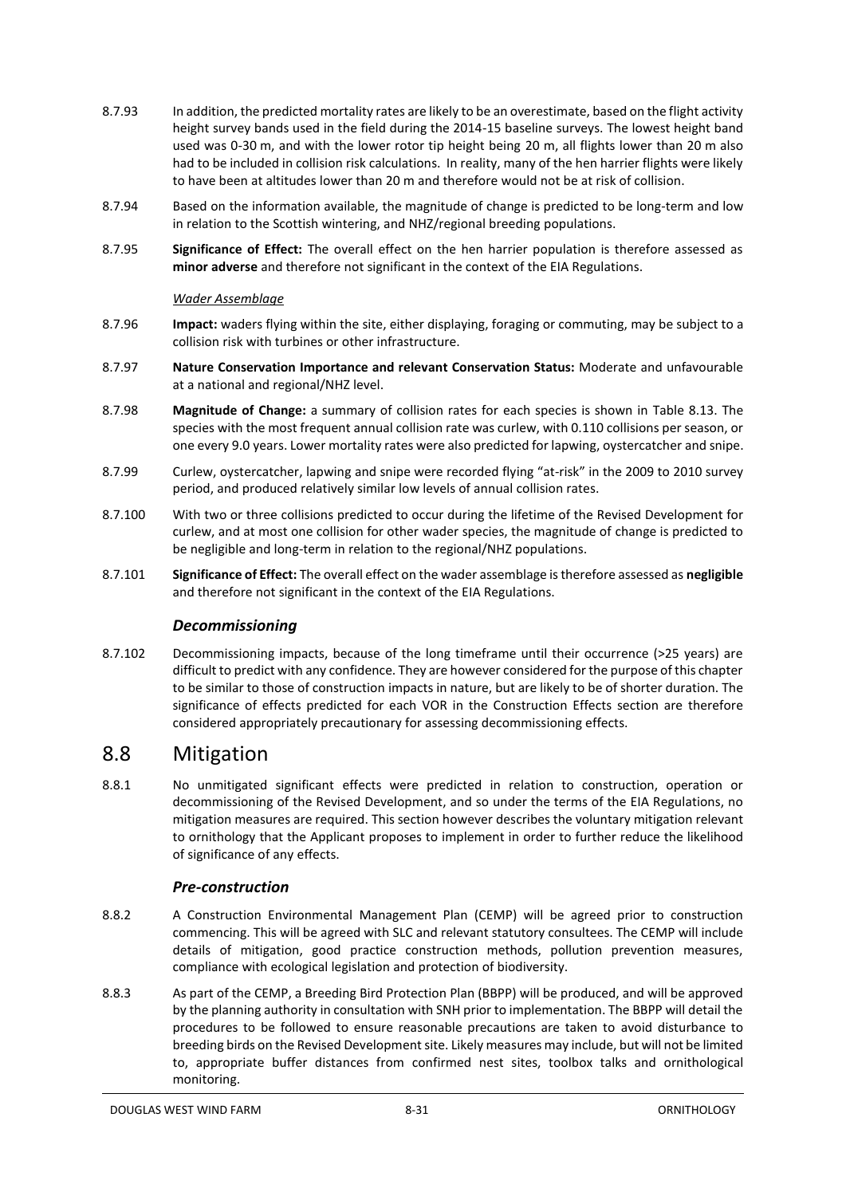8.7.93 In addition, the predicted mortality rates are likely to be an overestimate, based on the flight activity height survey bands used in the field during the 2014-15 baseline surveys. The lowest height band used was 0-30 m, and with the lower rotor tip height being 20 m, all flights lower than 20 m also had to be included in collision risk calculations. In reality, many of the hen harrier flights were likely to have been at altitudes lower than 20 m and therefore would not be at risk of collision.

8.7.94 Based on the information available, the magnitude of change is predicted to be long-term and low in relation to the Scottish wintering, and NHZ/regional breeding populations.

8.7.95 **Significance of Effect:** The overall effect on the hen harrier population is therefore assessed as **minor adverse** and therefore not significant in the context of the EIA Regulations.

*Wader Assemblage*

8.7.96 **Impact:** waders flying within the site, either displaying, foraging or commuting, may be subject to a collision risk with turbines or other infrastructure.

8.7.97 **Nature Conservation Importance and relevant Conservation Status:** Moderate and unfavourable at a national and regional/NHZ level.

8.7.98 **Magnitude of Change:** a summary of collision rates for each species is shown in Table 8.13. The species with the most frequent annual collision rate was curlew, with 0.110 collisions per season, or one every 9.0 years. Lower mortality rates were also predicted for lapwing, oystercatcher and snipe.

8.7.99 Curlew, oystercatcher, lapwing and snipe were recorded flying "at-risk" in the 2009 to 2010 survey period, and produced relatively similar low levels of annual collision rates.

8.7.100 With two or three collisions predicted to occur during the lifetime of the Revised Development for curlew, and at most one collision for other wader species, the magnitude of change is predicted to be negligible and long-term in relation to the regional/NHZ populations.

8.7.101 **Significance of Effect:** The overall effect on the wader assemblage is therefore assessed as **negligible** and therefore not significant in the context of the EIA Regulations.

### *Decommissioning*

8.7.102 Decommissioning impacts, because of the long timeframe until their occurrence (>25 years) are difficult to predict with any confidence. They are however considered for the purpose of this chapter to be similar to those of construction impacts in nature, but are likely to be of shorter duration. The significance of effects predicted for each VOR in the Construction Effects section are therefore considered appropriately precautionary for assessing decommissioning effects.

## 8.8 Mitigation

8.8.1 No unmitigated significant effects were predicted in relation to construction, operation or decommissioning of the Revised Development, and so under the terms of the EIA Regulations, no mitigation measures are required. This section however describes the voluntary mitigation relevant to ornithology that the Applicant proposes to implement in order to further reduce the likelihood of significance of any effects.

### *Pre-construction*

8.8.2 A Construction Environmental Management Plan (CEMP) will be agreed prior to construction commencing. This will be agreed with SLC and relevant statutory consultees. The CEMP will include details of mitigation, good practice construction methods, pollution prevention measures, compliance with ecological legislation and protection of biodiversity.

8.8.3 As part of the CEMP, a Breeding Bird Protection Plan (BBPP) will be produced, and will be approved by the planning authority in consultation with SNH prior to implementation. The BBPP will detail the procedures to be followed to ensure reasonable precautions are taken to avoid disturbance to breeding birds on the Revised Development site. Likely measures may include, but will not be limited to, appropriate buffer distances from confirmed nest sites, toolbox talks and ornithological monitoring.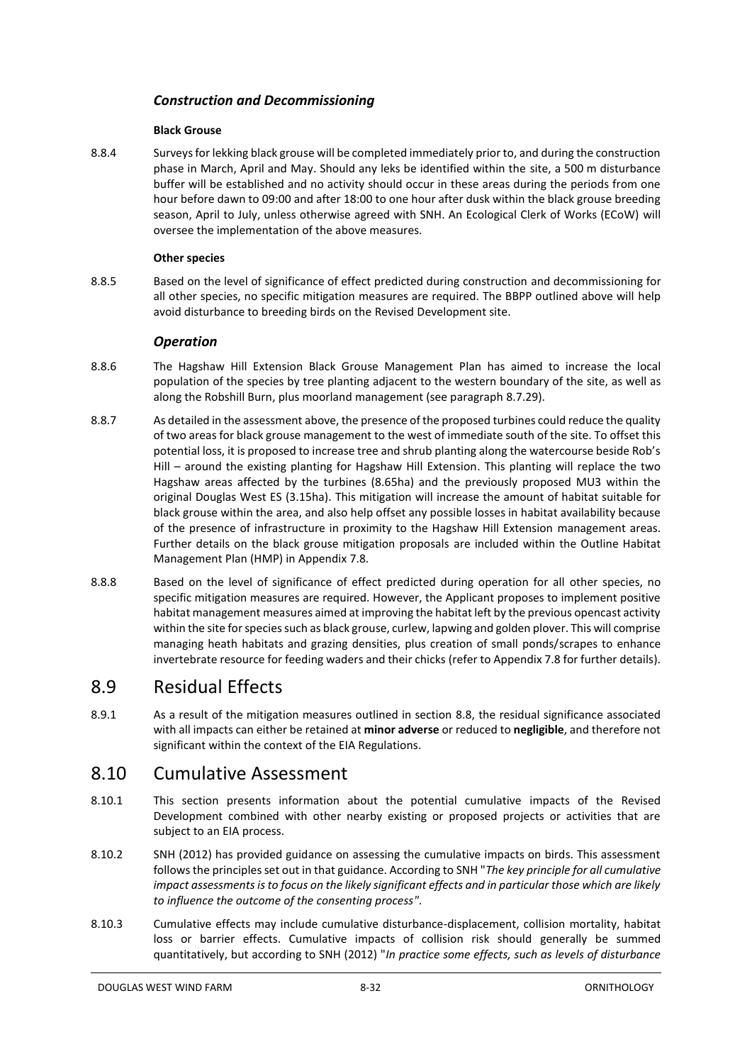### *Construction and Decommissioning*

**Black Grouse**

8.8.4 Surveys for lekking black grouse will be completed immediately prior to, and during the construction phase in March, April and May. Should any leks be identified within the site, a 500 m disturbance buffer will be established and no activity should occur in these areas during the periods from one hour before dawn to 09:00 and after 18:00 to one hour after dusk within the black grouse breeding season, April to July, unless otherwise agreed with SNH. An Ecological Clerk of Works (ECoW) will oversee the implementation of the above measures.

**Other species**

8.8.5 Based on the level of significance of effect predicted during construction and decommissioning for all other species, no specific mitigation measures are required. The BBPP outlined above will help avoid disturbance to breeding birds on the Revised Development site.

### *Operation*

8.8.6 The Hagshaw Hill Extension Black Grouse Management Plan has aimed to increase the local population of the species by tree planting adjacent to the western boundary of the site, as well as along the Robshill Burn, plus moorland management (see paragraph 8.7.29).

8.8.7 As detailed in the assessment above, the presence of the proposed turbines could reduce the quality of two areas for black grouse management to the west of immediate south of the site. To offset this potential loss, it is proposed to increase tree and shrub planting along the watercourse beside Rob's Hill – around the existing planting for Hagshaw Hill Extension. This planting will replace the two Hagshaw areas affected by the turbines (8.65ha) and the previously proposed MU3 within the original Douglas West ES (3.15ha). This mitigation will increase the amount of habitat suitable for black grouse within the area, and also help offset any possible losses in habitat availability because of the presence of infrastructure in proximity to the Hagshaw Hill Extension management areas. Further details on the black grouse mitigation proposals are included within the Outline Habitat Management Plan (HMP) in Appendix 7.8.

8.8.8 Based on the level of significance of effect predicted during operation for all other species, no specific mitigation measures are required. However, the Applicant proposes to implement positive habitat management measures aimed at improving the habitat left by the previous opencast activity within the site for species such as black grouse, curlew, lapwing and golden plover. This will comprise managing heath habitats and grazing densities, plus creation of small ponds/scrapes to enhance invertebrate resource for feeding waders and their chicks (refer to Appendix 7.8 for further details).

## 8.9 Residual Effects

8.9.1 As a result of the mitigation measures outlined in section 8.8, the residual significance associated with all impacts can either be retained at **minor adverse** or reduced to **negligible**, and therefore not significant within the context of the EIA Regulations.

## 8.10 Cumulative Assessment

8.10.1 This section presents information about the potential cumulative impacts of the Revised Development combined with other nearby existing or proposed projects or activities that are subject to an EIA process.

8.10.2 SNH (2012) has provided guidance on assessing the cumulative impacts on birds. This assessment follows the principles set out in that guidance. According to SNH "*The key principle for all cumulative impact assessments is to focus on the likely significant effects and in particular those which are likely to influence the outcome of the consenting process"*.

8.10.3 Cumulative effects may include cumulative disturbance-displacement, collision mortality, habitat loss or barrier effects. Cumulative impacts of collision risk should generally be summed quantitatively, but according to SNH (2012) "*In practice some effects, such as levels of disturbance*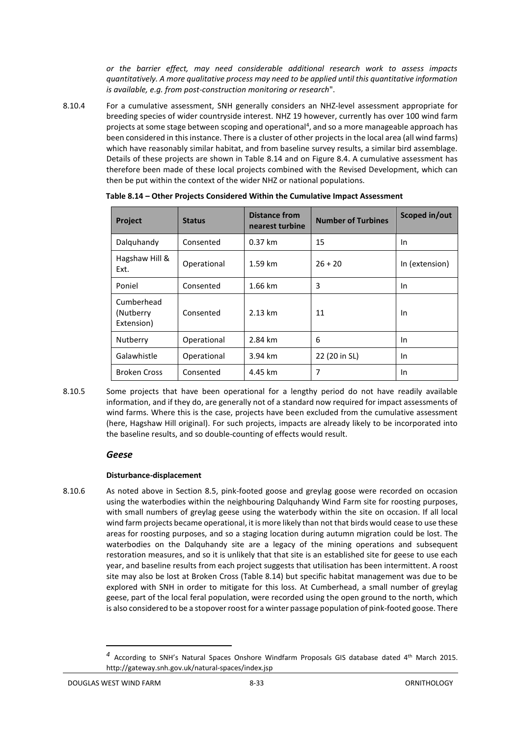*or the barrier effect, may need considerable additional research work to assess impacts quantitatively. A more qualitative process may need to be applied until this quantitative information is available, e.g. from post-construction monitoring or research*".

8.10.4 For a cumulative assessment, SNH generally considers an NHZ-level assessment appropriate for breeding species of wider countryside interest. NHZ 19 however, currently has over 100 wind farm projects at some stage between scoping and operational[4], and so a more manageable approach has been considered in this instance. There is a cluster of other projects in the local area (all wind farms) which have reasonably similar habitat, and from baseline survey results, a similar bird assemblage. Details of these projects are shown in Table 8.14 and on Figure 8.4. A cumulative assessment has therefore been made of these local projects combined with the Revised Development, which can then be put within the context of the wider NHZ or national populations.

**Table 8.14 – Other Projects Considered Within the Cumulative Impact Assessment**

| Project | Status | Distance from nearest turbine | Number of Turbines | Scoped in/out |
|---|---|---|---|---|
| Dalquhandy | Consented | 0.37 km | 15 | In |
| Hagshaw Hill & Ext. | Operational | 1.59 km | 26 + 20 | In (extension) |
| Poniel | Consented | 1.66 km | 3 | In |
| Cumberhead (Nutberry Extension) | Consented | 2.13 km | 11 | In |
| Nutberry | Operational | 2.84 km | 6 | In |
| Galawhistle | Operational | 3.94 km | 22 (20 in SL) | In |
| Broken Cross | Consented | 4.45 km | 7 | In |

8.10.5 Some projects that have been operational for a lengthy period do not have readily available information, and if they do, are generally not of a standard now required for impact assessments of wind farms. Where this is the case, projects have been excluded from the cumulative assessment (here, Hagshaw Hill original). For such projects, impacts are already likely to be incorporated into the baseline results, and so double-counting of effects would result.

### *Geese*

#### Disturbance-displacement

8.10.6 As noted above in Section 8.5, pink-footed goose and greylag goose were recorded on occasion using the waterbodies within the neighbouring Dalquhandy Wind Farm site for roosting purposes, with small numbers of greylag geese using the waterbody within the site on occasion. If all local wind farm projects became operational, it is more likely than not that birds would cease to use these areas for roosting purposes, and so a staging location during autumn migration could be lost. The waterbodies on the Dalquhandy site are a legacy of the mining operations and subsequent restoration measures, and so it is unlikely that that site is an established site for geese to use each year, and baseline results from each project suggests that utilisation has been intermittent. A roost site may also be lost at Broken Cross (Table 8.14) but specific habitat management was due to be explored with SNH in order to mitigate for this loss. At Cumberhead, a small number of greylag geese, part of the local feral population, were recorded using the open ground to the north, which is also considered to be a stopover roost for a winter passage population of pink-footed goose. There

[4] According to SNH's Natural Spaces Onshore Windfarm Proposals GIS database dated 4th March 2015. http://gateway.snh.gov.uk/natural-spaces/index.jsp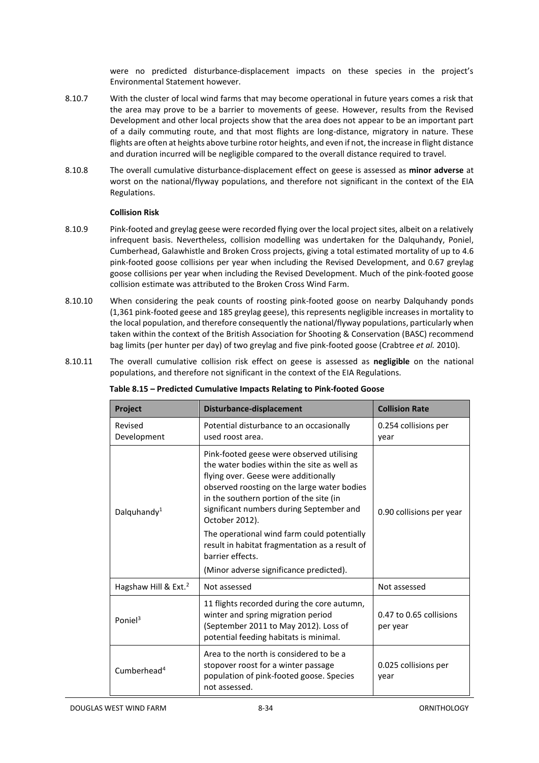were no predicted disturbance-displacement impacts on these species in the project's Environmental Statement however.

8.10.7 With the cluster of local wind farms that may become operational in future years comes a risk that the area may prove to be a barrier to movements of geese. However, results from the Revised Development and other local projects show that the area does not appear to be an important part of a daily commuting route, and that most flights are long-distance, migratory in nature. These flights are often at heights above turbine rotor heights, and even if not, the increase in flight distance and duration incurred will be negligible compared to the overall distance required to travel.

8.10.8 The overall cumulative disturbance-displacement effect on geese is assessed as **minor adverse** at worst on the national/flyway populations, and therefore not significant in the context of the EIA Regulations.

**Collision Risk**

8.10.9 Pink-footed and greylag geese were recorded flying over the local project sites, albeit on a relatively infrequent basis. Nevertheless, collision modelling was undertaken for the Dalquhandy, Poniel, Cumberhead, Galawhistle and Broken Cross projects, giving a total estimated mortality of up to 4.6 pink-footed goose collisions per year when including the Revised Development, and 0.67 greylag goose collisions per year when including the Revised Development. Much of the pink-footed goose collision estimate was attributed to the Broken Cross Wind Farm.

8.10.10 When considering the peak counts of roosting pink-footed goose on nearby Dalquhandy ponds (1,361 pink-footed geese and 185 greylag geese), this represents negligible increases in mortality to the local population, and therefore consequently the national/flyway populations, particularly when taken within the context of the British Association for Shooting & Conservation (BASC) recommend bag limits (per hunter per day) of two greylag and five pink-footed goose (Crabtree *et al.* 2010).

8.10.11 The overall cumulative collision risk effect on geese is assessed as **negligible** on the national populations, and therefore not significant in the context of the EIA Regulations.

**Table 8.15 – Predicted Cumulative Impacts Relating to Pink-footed Goose**

| Project | Disturbance-displacement | Collision Rate |
|---|---|---|
| Revised Development | Potential disturbance to an occasionally used roost area. | 0.254 collisions per year |
| Dalquhandy[1] | Pink-footed geese were observed utilising the water bodies within the site as well as flying over. Geese were additionally observed roosting on the large water bodies in the southern portion of the site (in significant numbers during September and October 2012).<br>The operational wind farm could potentially result in habitat fragmentation as a result of barrier effects.<br>(Minor adverse significance predicted). | 0.90 collisions per year |
| Hagshaw Hill & Ext.[2] | Not assessed | Not assessed |
| Poniel[3] | 11 flights recorded during the core autumn, winter and spring migration period (September 2011 to May 2012). Loss of potential feeding habitats is minimal. | 0.47 to 0.65 collisions per year |
| Cumberhead[4] | Area to the north is considered to be a stopover roost for a winter passage population of pink-footed goose. Species not assessed. | 0.025 collisions per year |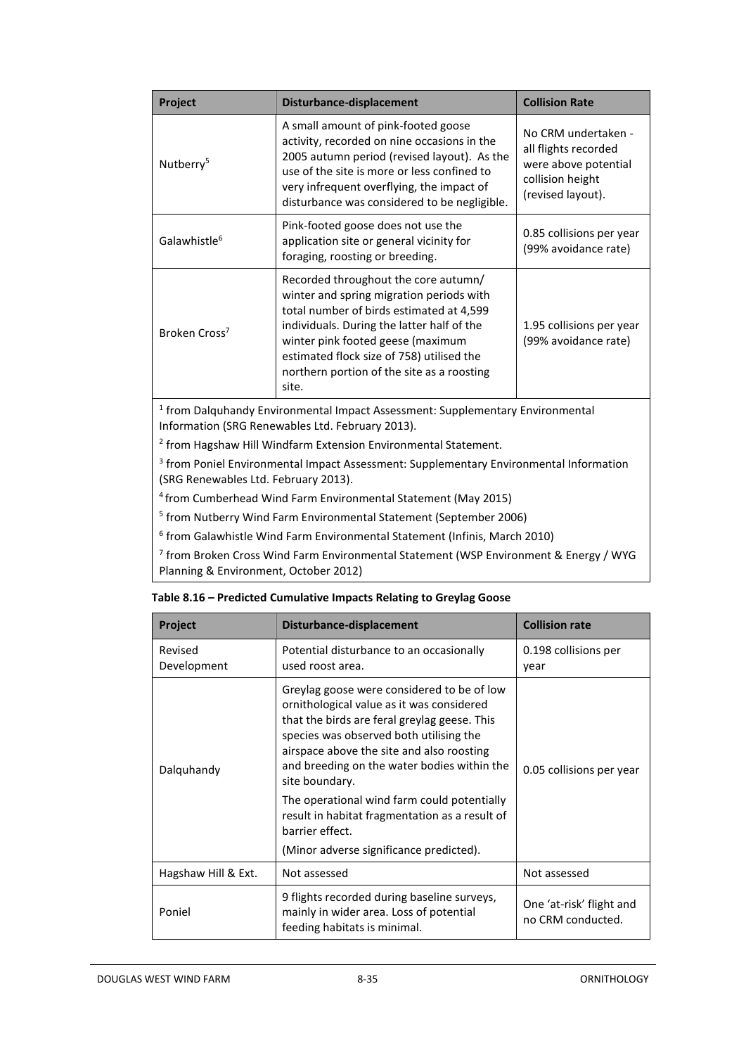| Project | Disturbance-displacement | Collision Rate |
| --- | --- | --- |
| Nutberry[5] | A small amount of pink-footed goose activity, recorded on nine occasions in the 2005 autumn period (revised layout). As the use of the site is more or less confined to very infrequent overflying, the impact of disturbance was considered to be negligible. | No CRM undertaken - all flights recorded were above potential collision height (revised layout). |
| Galawhistle[6] | Pink-footed goose does not use the application site or general vicinity for foraging, roosting or breeding. | 0.85 collisions per year (99% avoidance rate) |
| Broken Cross[7] | Recorded throughout the core autumn/ winter and spring migration periods with total number of birds estimated at 4,599 individuals. During the latter half of the winter pink footed geese (maximum estimated flock size of 758) utilised the northern portion of the site as a roosting site. | 1.95 collisions per year (99% avoidance rate) |

[1] from Dalquhandy Environmental Impact Assessment: Supplementary Environmental Information (SRG Renewables Ltd. February 2013).

[2] from Hagshaw Hill Windfarm Extension Environmental Statement.

[3] from Poniel Environmental Impact Assessment: Supplementary Environmental Information (SRG Renewables Ltd. February 2013).

[4] from Cumberhead Wind Farm Environmental Statement (May 2015)

[5] from Nutberry Wind Farm Environmental Statement (September 2006)

[6] from Galawhistle Wind Farm Environmental Statement (Infinis, March 2010)

[7] from Broken Cross Wind Farm Environmental Statement (WSP Environment & Energy / WYG Planning & Environment, October 2012)

**Table 8.16 – Predicted Cumulative Impacts Relating to Greylag Goose**

| Project | Disturbance-displacement | Collision rate |
| --- | --- | --- |
| Revised Development | Potential disturbance to an occasionally used roost area. | 0.198 collisions per year |
| Dalquhandy | Greylag goose were considered to be of low ornithological value as it was considered that the birds are feral greylag geese. This species was observed both utilising the airspace above the site and also roosting and breeding on the water bodies within the site boundary.<br><br>The operational wind farm could potentially result in habitat fragmentation as a result of barrier effect.<br><br>(Minor adverse significance predicted). | 0.05 collisions per year |
| Hagshaw Hill & Ext. | Not assessed | Not assessed |
| Poniel | 9 flights recorded during baseline surveys, mainly in wider area. Loss of potential feeding habitats is minimal. | One 'at-risk' flight and no CRM conducted. |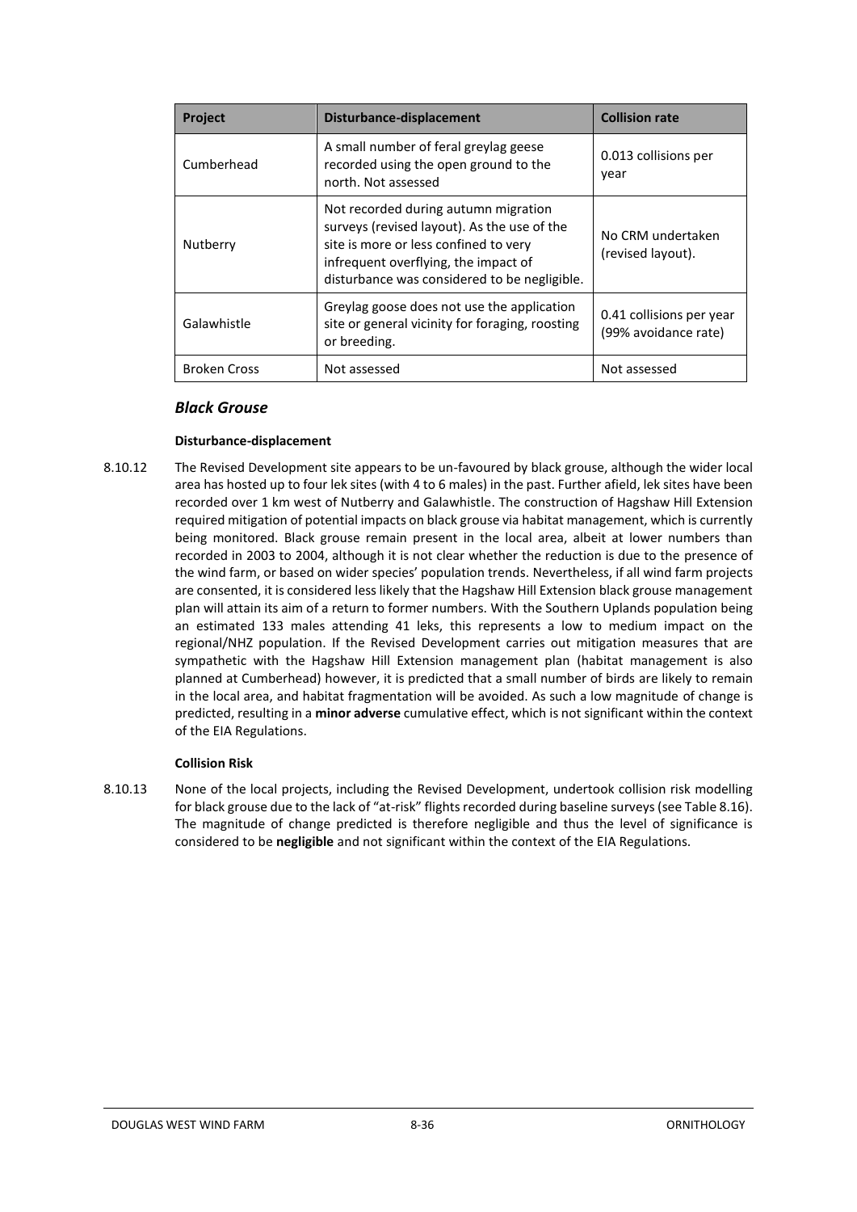| Project | Disturbance-displacement | Collision rate |
|---|---|---|
| Cumberhead | A small number of feral greylag geese recorded using the open ground to the north. Not assessed | 0.013 collisions per year |
| Nutberry | Not recorded during autumn migration surveys (revised layout). As the use of the site is more or less confined to very infrequent overflying, the impact of disturbance was considered to be negligible. | No CRM undertaken (revised layout). |
| Galawhistle | Greylag goose does not use the application site or general vicinity for foraging, roosting or breeding. | 0.41 collisions per year (99% avoidance rate) |
| Broken Cross | Not assessed | Not assessed |

### *Black Grouse*

#### Disturbance-displacement

8.10.12 The Revised Development site appears to be un-favoured by black grouse, although the wider local area has hosted up to four lek sites (with 4 to 6 males) in the past. Further afield, lek sites have been recorded over 1 km west of Nutberry and Galawhistle. The construction of Hagshaw Hill Extension required mitigation of potential impacts on black grouse via habitat management, which is currently being monitored. Black grouse remain present in the local area, albeit at lower numbers than recorded in 2003 to 2004, although it is not clear whether the reduction is due to the presence of the wind farm, or based on wider species' population trends. Nevertheless, if all wind farm projects are consented, it is considered less likely that the Hagshaw Hill Extension black grouse management plan will attain its aim of a return to former numbers. With the Southern Uplands population being an estimated 133 males attending 41 leks, this represents a low to medium impact on the regional/NHZ population. If the Revised Development carries out mitigation measures that are sympathetic with the Hagshaw Hill Extension management plan (habitat management is also planned at Cumberhead) however, it is predicted that a small number of birds are likely to remain in the local area, and habitat fragmentation will be avoided. As such a low magnitude of change is predicted, resulting in a **minor adverse** cumulative effect, which is not significant within the context of the EIA Regulations.

#### Collision Risk

8.10.13 None of the local projects, including the Revised Development, undertook collision risk modelling for black grouse due to the lack of "at-risk" flights recorded during baseline surveys (see Table 8.16). The magnitude of change predicted is therefore negligible and thus the level of significance is considered to be **negligible** and not significant within the context of the EIA Regulations.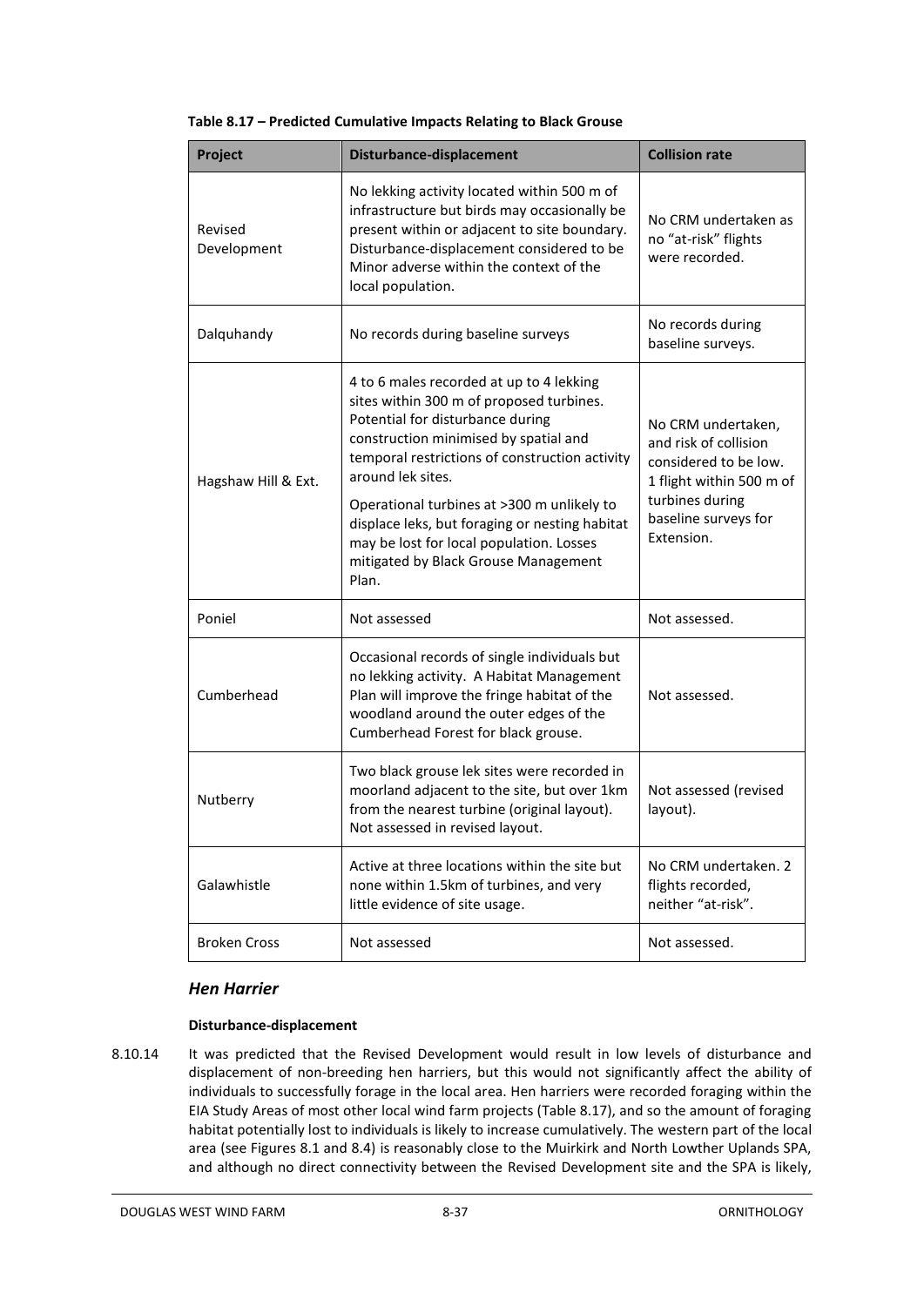**Table 8.17 – Predicted Cumulative Impacts Relating to Black Grouse**

| Project | Disturbance-displacement | Collision rate |
|---|---|---|
| Revised Development | No lekking activity located within 500 m of infrastructure but birds may occasionally be present within or adjacent to site boundary. Disturbance-displacement considered to be Minor adverse within the context of the local population. | No CRM undertaken as no "at-risk" flights were recorded. |
| Dalquhandy | No records during baseline surveys | No records during baseline surveys. |
| Hagshaw Hill & Ext. | 4 to 6 males recorded at up to 4 lekking sites within 300 m of proposed turbines. Potential for disturbance during construction minimised by spatial and temporal restrictions of construction activity around lek sites.<br><br>Operational turbines at >300 m unlikely to displace leks, but foraging or nesting habitat may be lost for local population. Losses mitigated by Black Grouse Management Plan. | No CRM undertaken, and risk of collision considered to be low. 1 flight within 500 m of turbines during baseline surveys for Extension. |
| Poniel | Not assessed | Not assessed. |
| Cumberhead | Occasional records of single individuals but no lekking activity. A Habitat Management Plan will improve the fringe habitat of the woodland around the outer edges of the Cumberhead Forest for black grouse. | Not assessed. |
| Nutberry | Two black grouse lek sites were recorded in moorland adjacent to the site, but over 1km from the nearest turbine (original layout). Not assessed in revised layout. | Not assessed (revised layout). |
| Galawhistle | Active at three locations within the site but none within 1.5km of turbines, and very little evidence of site usage. | No CRM undertaken. 2 flights recorded, neither "at-risk". |
| Broken Cross | Not assessed | Not assessed. |

### *Hen Harrier*

**Disturbance-displacement**

8.10.14 It was predicted that the Revised Development would result in low levels of disturbance and displacement of non-breeding hen harriers, but this would not significantly affect the ability of individuals to successfully forage in the local area. Hen harriers were recorded foraging within the EIA Study Areas of most other local wind farm projects (Table 8.17), and so the amount of foraging habitat potentially lost to individuals is likely to increase cumulatively. The western part of the local area (see Figures 8.1 and 8.4) is reasonably close to the Muirkirk and North Lowther Uplands SPA, and although no direct connectivity between the Revised Development site and the SPA is likely,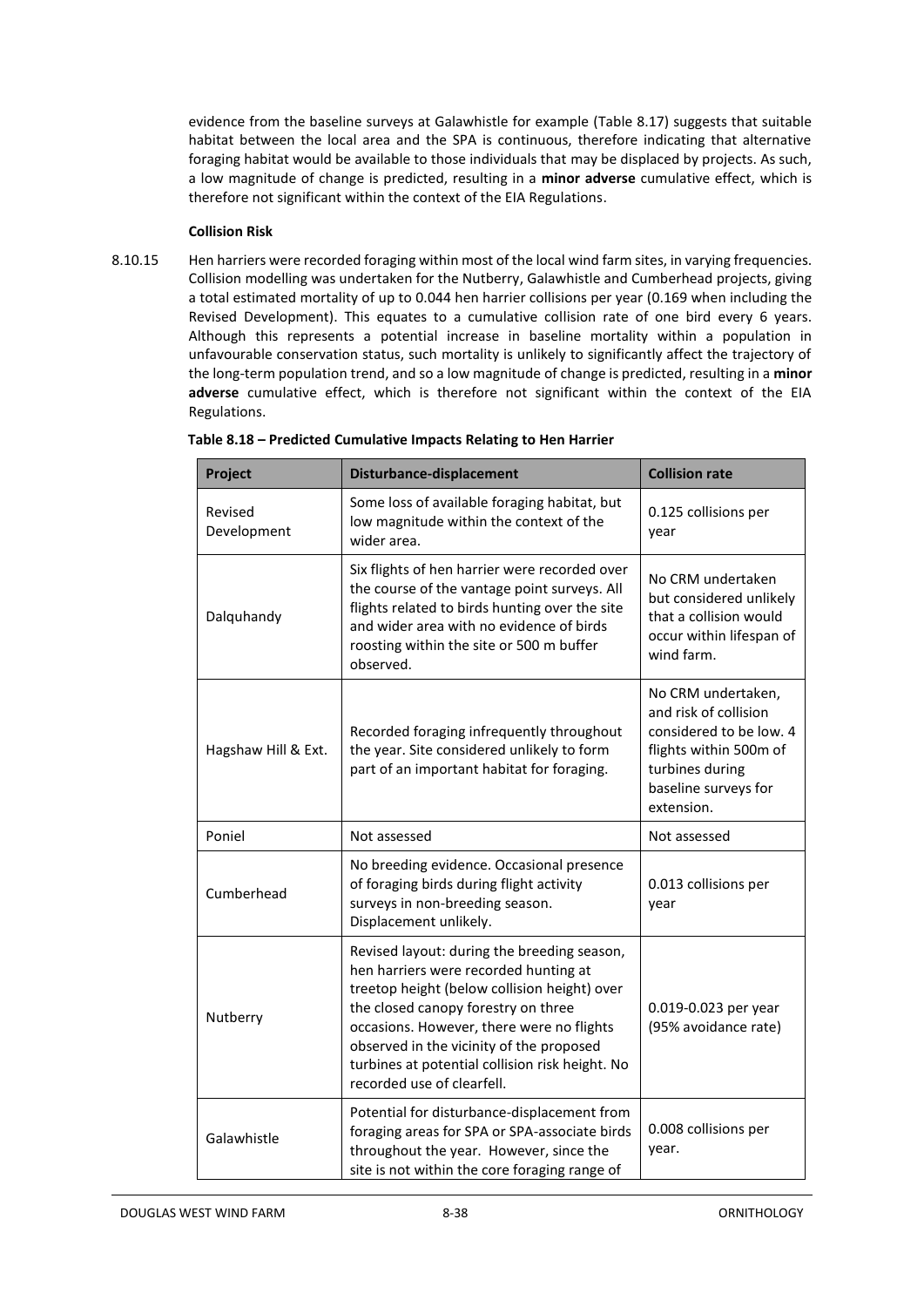evidence from the baseline surveys at Galawhistle for example (Table 8.17) suggests that suitable habitat between the local area and the SPA is continuous, therefore indicating that alternative foraging habitat would be available to those individuals that may be displaced by projects. As such, a low magnitude of change is predicted, resulting in a **minor adverse** cumulative effect, which is therefore not significant within the context of the EIA Regulations.

**Collision Risk**

8.10.15 Hen harriers were recorded foraging within most of the local wind farm sites, in varying frequencies. Collision modelling was undertaken for the Nutberry, Galawhistle and Cumberhead projects, giving a total estimated mortality of up to 0.044 hen harrier collisions per year (0.169 when including the Revised Development). This equates to a cumulative collision rate of one bird every 6 years. Although this represents a potential increase in baseline mortality within a population in unfavourable conservation status, such mortality is unlikely to significantly affect the trajectory of the long-term population trend, and so a low magnitude of change is predicted, resulting in a **minor adverse** cumulative effect, which is therefore not significant within the context of the EIA Regulations.

**Table 8.18 – Predicted Cumulative Impacts Relating to Hen Harrier**

| Project | Disturbance-displacement | Collision rate |
|---|---|---|
| Revised Development | Some loss of available foraging habitat, but low magnitude within the context of the wider area. | 0.125 collisions per year |
| Dalquhandy | Six flights of hen harrier were recorded over the course of the vantage point surveys. All flights related to birds hunting over the site and wider area with no evidence of birds roosting within the site or 500 m buffer observed. | No CRM undertaken but considered unlikely that a collision would occur within lifespan of wind farm. |
| Hagshaw Hill & Ext. | Recorded foraging infrequently throughout the year. Site considered unlikely to form part of an important habitat for foraging. | No CRM undertaken, and risk of collision considered to be low. 4 flights within 500m of turbines during baseline surveys for extension. |
| Poniel | Not assessed | Not assessed |
| Cumberhead | No breeding evidence. Occasional presence of foraging birds during flight activity surveys in non-breeding season. Displacement unlikely. | 0.013 collisions per year |
| Nutberry | Revised layout: during the breeding season, hen harriers were recorded hunting at treetop height (below collision height) over the closed canopy forestry on three occasions. However, there were no flights observed in the vicinity of the proposed turbines at potential collision risk height. No recorded use of clearfell. | 0.019-0.023 per year (95% avoidance rate) |
| Galawhistle | Potential for disturbance-displacement from foraging areas for SPA or SPA-associate birds throughout the year. However, since the site is not within the core foraging range of | 0.008 collisions per year. |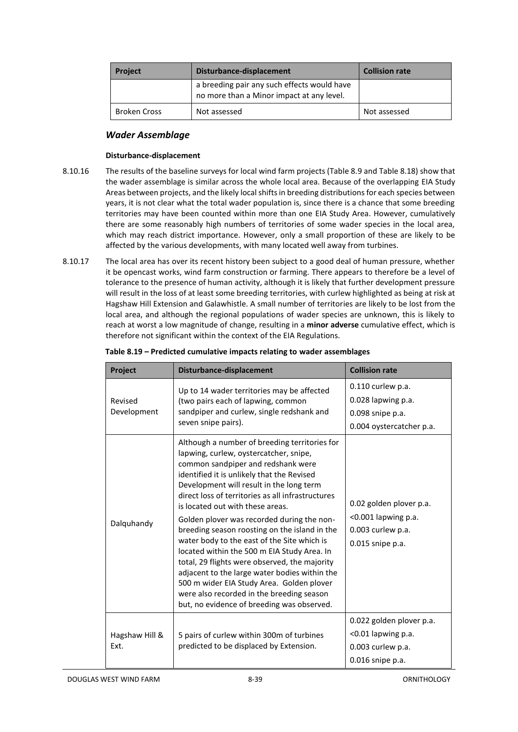| Project | Disturbance-displacement | Collision rate |
|---|---|---|
| | a breeding pair any such effects would have no more than a Minor impact at any level. | |
| Broken Cross | Not assessed | Not assessed |

### *Wader Assemblage*

**Disturbance-displacement**

8.10.16 The results of the baseline surveys for local wind farm projects (Table 8.9 and Table 8.18) show that the wader assemblage is similar across the whole local area. Because of the overlapping EIA Study Areas between projects, and the likely local shifts in breeding distributions for each species between years, it is not clear what the total wader population is, since there is a chance that some breeding territories may have been counted within more than one EIA Study Area. However, cumulatively there are some reasonably high numbers of territories of some wader species in the local area, which may reach district importance. However, only a small proportion of these are likely to be affected by the various developments, with many located well away from turbines.

8.10.17 The local area has over its recent history been subject to a good deal of human pressure, whether it be opencast works, wind farm construction or farming. There appears to therefore be a level of tolerance to the presence of human activity, although it is likely that further development pressure will result in the loss of at least some breeding territories, with curlew highlighted as being at risk at Hagshaw Hill Extension and Galawhistle. A small number of territories are likely to be lost from the local area, and although the regional populations of wader species are unknown, this is likely to reach at worst a low magnitude of change, resulting in a **minor adverse** cumulative effect, which is therefore not significant within the context of the EIA Regulations.

**Table 8.19 – Predicted cumulative impacts relating to wader assemblages**

| Project | Disturbance-displacement | Collision rate |
|---|---|---|
| Revised Development | Up to 14 wader territories may be affected (two pairs each of lapwing, common sandpiper and curlew, single redshank and seven snipe pairs). | 0.110 curlew p.a.<br>0.028 lapwing p.a.<br>0.098 snipe p.a.<br>0.004 oystercatcher p.a. |
| Dalquhandy | Although a number of breeding territories for lapwing, curlew, oystercatcher, snipe, common sandpiper and redshank were identified it is unlikely that the Revised Development will result in the long term direct loss of territories as all infrastructures is located out with these areas.<br><br>Golden plover was recorded during the non-breeding season roosting on the island in the water body to the east of the Site which is located within the 500 m EIA Study Area. In total, 29 flights were observed, the majority adjacent to the large water bodies within the 500 m wider EIA Study Area. Golden plover were also recorded in the breeding season but, no evidence of breeding was observed. | 0.02 golden plover p.a.<br><0.001 lapwing p.a.<br>0.003 curlew p.a.<br>0.015 snipe p.a. |
| Hagshaw Hill & Ext. | 5 pairs of curlew within 300m of turbines predicted to be displaced by Extension. | 0.022 golden plover p.a.<br><0.01 lapwing p.a.<br>0.003 curlew p.a.<br>0.016 snipe p.a. |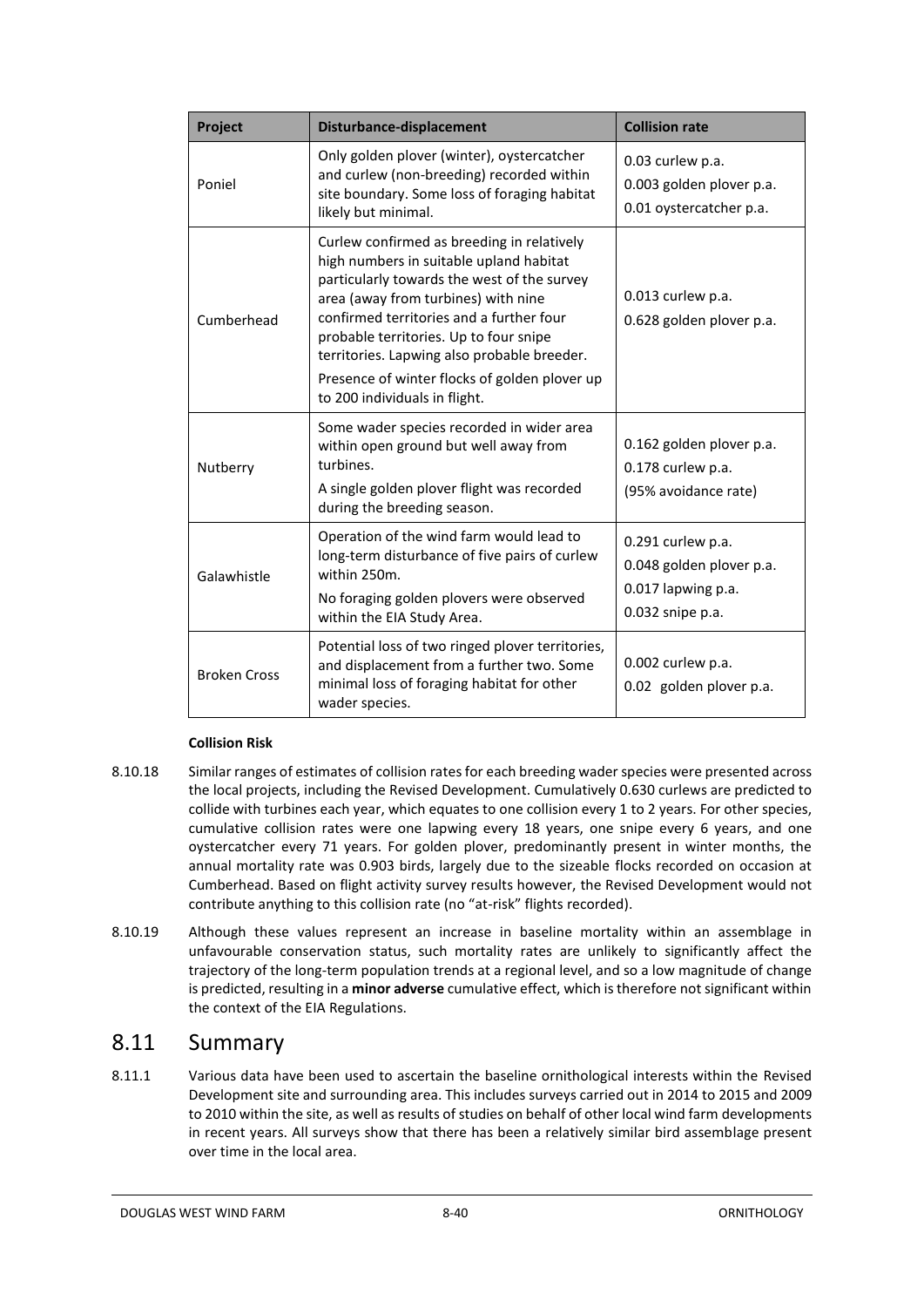| Project | Disturbance-displacement | Collision rate |
|---|---|---|
| Poniel | Only golden plover (winter), oystercatcher and curlew (non-breeding) recorded within site boundary. Some loss of foraging habitat likely but minimal. | 0.03 curlew p.a.<br>0.003 golden plover p.a.<br>0.01 oystercatcher p.a. |
| Cumberhead | Curlew confirmed as breeding in relatively high numbers in suitable upland habitat particularly towards the west of the survey area (away from turbines) with nine confirmed territories and a further four probable territories. Up to four snipe territories. Lapwing also probable breeder.<br>Presence of winter flocks of golden plover up to 200 individuals in flight. | 0.013 curlew p.a.<br>0.628 golden plover p.a. |
| Nutberry | Some wader species recorded in wider area within open ground but well away from turbines.<br>A single golden plover flight was recorded during the breeding season. | 0.162 golden plover p.a.<br>0.178 curlew p.a.<br>(95% avoidance rate) |
| Galawhistle | Operation of the wind farm would lead to long-term disturbance of five pairs of curlew within 250m.<br>No foraging golden plovers were observed within the EIA Study Area. | 0.291 curlew p.a.<br>0.048 golden plover p.a.<br>0.017 lapwing p.a.<br>0.032 snipe p.a. |
| Broken Cross | Potential loss of two ringed plover territories, and displacement from a further two. Some minimal loss of foraging habitat for other wader species. | 0.002 curlew p.a.<br>0.02 golden plover p.a. |

**Collision Risk**

8.10.18 Similar ranges of estimates of collision rates for each breeding wader species were presented across the local projects, including the Revised Development. Cumulatively 0.630 curlews are predicted to collide with turbines each year, which equates to one collision every 1 to 2 years. For other species, cumulative collision rates were one lapwing every 18 years, one snipe every 6 years, and one oystercatcher every 71 years. For golden plover, predominantly present in winter months, the annual mortality rate was 0.903 birds, largely due to the sizeable flocks recorded on occasion at Cumberhead. Based on flight activity survey results however, the Revised Development would not contribute anything to this collision rate (no "at-risk" flights recorded).

8.10.19 Although these values represent an increase in baseline mortality within an assemblage in unfavourable conservation status, such mortality rates are unlikely to significantly affect the trajectory of the long-term population trends at a regional level, and so a low magnitude of change is predicted, resulting in a **minor adverse** cumulative effect, which is therefore not significant within the context of the EIA Regulations.

## 8.11 Summary

8.11.1 Various data have been used to ascertain the baseline ornithological interests within the Revised Development site and surrounding area. This includes surveys carried out in 2014 to 2015 and 2009 to 2010 within the site, as well as results of studies on behalf of other local wind farm developments in recent years. All surveys show that there has been a relatively similar bird assemblage present over time in the local area.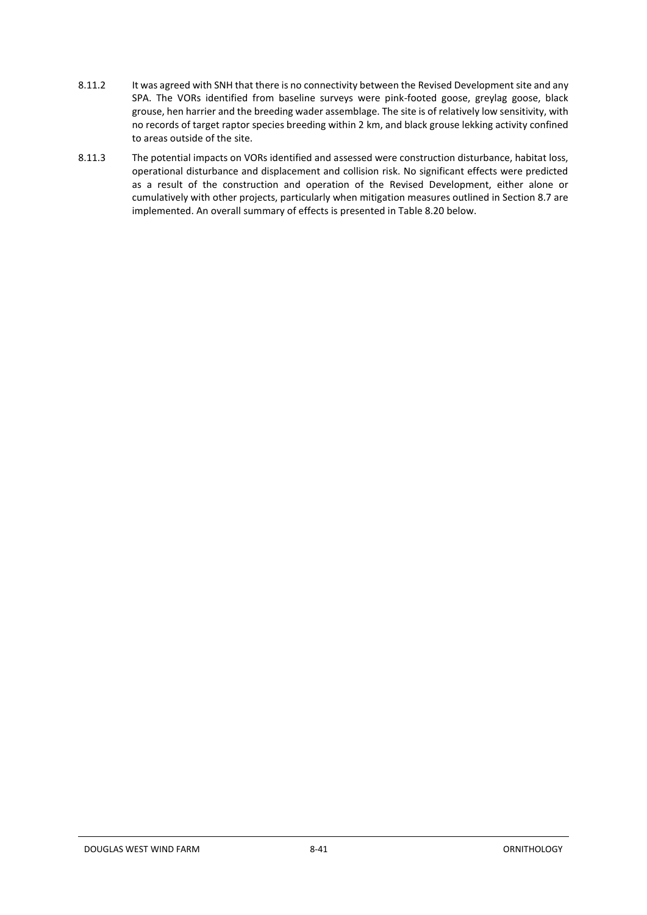8.11.2 It was agreed with SNH that there is no connectivity between the Revised Development site and any SPA. The VORs identified from baseline surveys were pink-footed goose, greylag goose, black grouse, hen harrier and the breeding wader assemblage. The site is of relatively low sensitivity, with no records of target raptor species breeding within 2 km, and black grouse lekking activity confined to areas outside of the site.

8.11.3 The potential impacts on VORs identified and assessed were construction disturbance, habitat loss, operational disturbance and displacement and collision risk. No significant effects were predicted as a result of the construction and operation of the Revised Development, either alone or cumulatively with other projects, particularly when mitigation measures outlined in Section 8.7 are implemented. An overall summary of effects is presented in Table 8.20 below.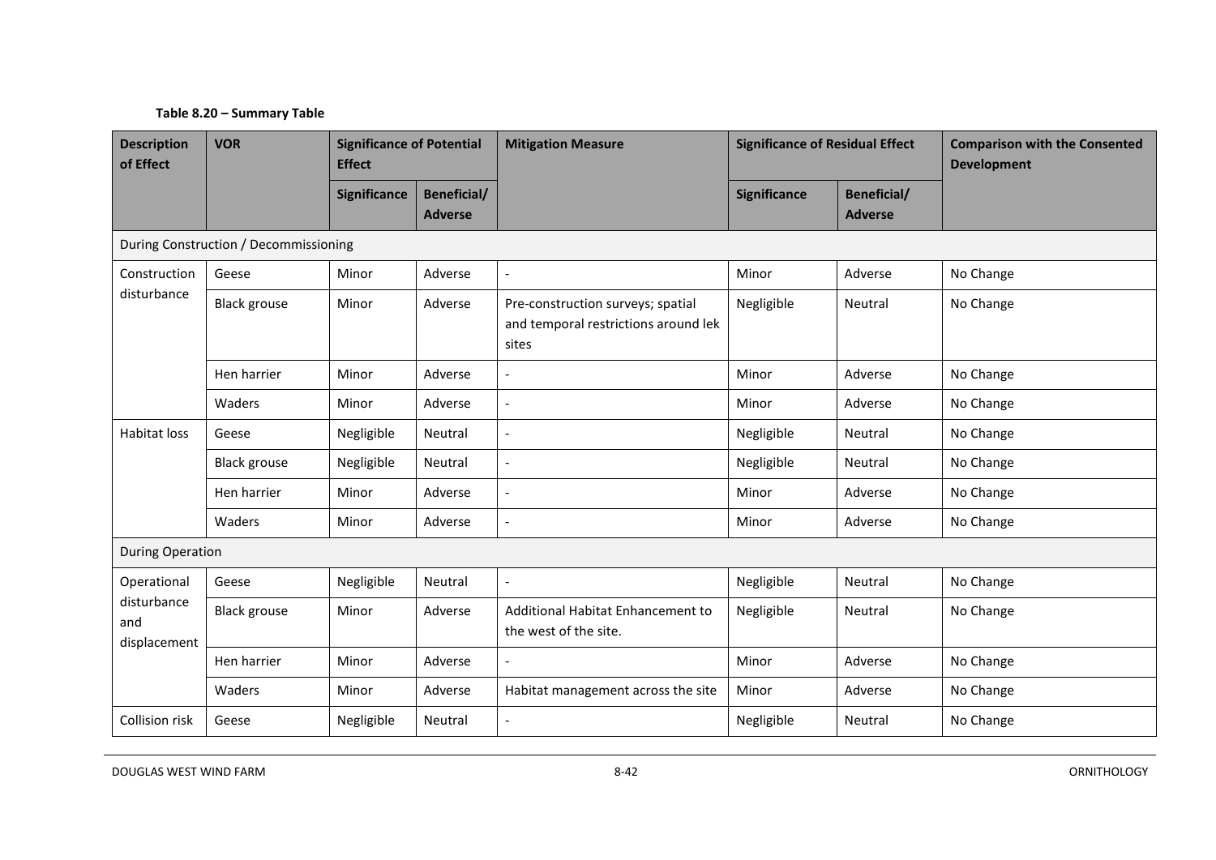**Table 8.20 – Summary Table**

| Description of Effect | VOR | Significance of Potential Effect | | Mitigation Measure | Significance of Residual Effect | | Comparison with the Consented Development |
|---|---|---|---|---|---|---|---|
| | | Significance | Beneficial/ Adverse | | Significance | Beneficial/ Adverse | |
| During Construction / Decommissioning | | | | | | | |
| Construction disturbance | Geese | Minor | Adverse | - | Minor | Adverse | No Change |
| | Black grouse | Minor | Adverse | Pre-construction surveys; spatial and temporal restrictions around lek sites | Negligible | Neutral | No Change |
| | Hen harrier | Minor | Adverse | - | Minor | Adverse | No Change |
| | Waders | Minor | Adverse | - | Minor | Adverse | No Change |
| Habitat loss | Geese | Negligible | Neutral | - | Negligible | Neutral | No Change |
| | Black grouse | Negligible | Neutral | - | Negligible | Neutral | No Change |
| | Hen harrier | Minor | Adverse | - | Minor | Adverse | No Change |
| | Waders | Minor | Adverse | - | Minor | Adverse | No Change |
| During Operation | | | | | | | |
| Operational disturbance and displacement | Geese | Negligible | Neutral | - | Negligible | Neutral | No Change |
| | Black grouse | Minor | Adverse | Additional Habitat Enhancement to the west of the site. | Negligible | Neutral | No Change |
| | Hen harrier | Minor | Adverse | - | Minor | Adverse | No Change |
| | Waders | Minor | Adverse | Habitat management across the site | Minor | Adverse | No Change |
| Collision risk | Geese | Negligible | Neutral | - | Negligible | Neutral | No Change |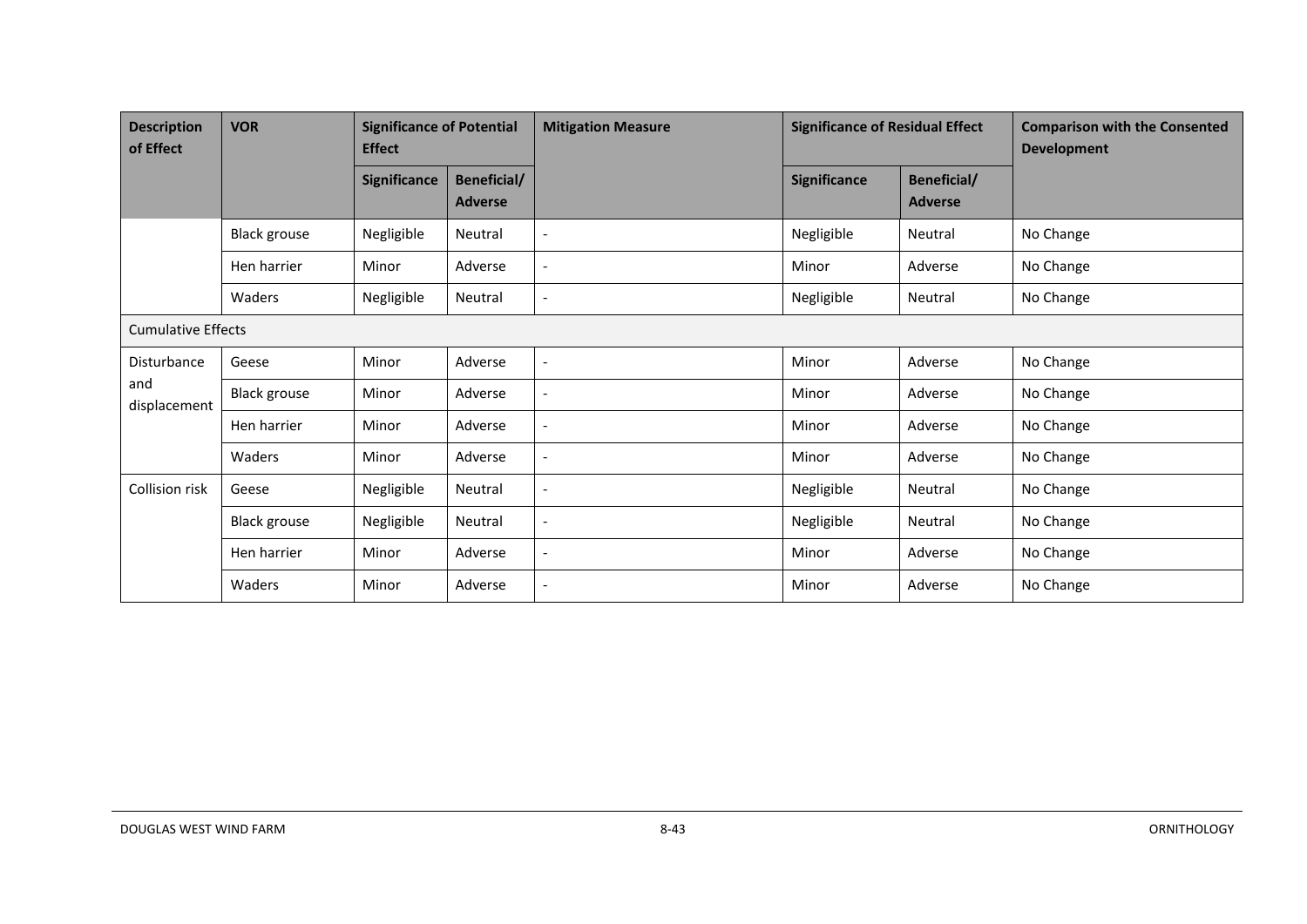| Description of Effect | VOR | Significance of Potential Effect | | Mitigation Measure | Significance of Residual Effect | | Comparison with the Consented Development |
|---|---|---|---|---|---|---|---|
| | | Significance | Beneficial/ Adverse | | Significance | Beneficial/ Adverse | |
| | Black grouse | Negligible | Neutral | - | Negligible | Neutral | No Change |
| | Hen harrier | Minor | Adverse | - | Minor | Adverse | No Change |
| | Waders | Negligible | Neutral | - | Negligible | Neutral | No Change |
| Cumulative Effects | | | | | | | |
| Disturbance and displacement | Geese | Minor | Adverse | - | Minor | Adverse | No Change |
| | Black grouse | Minor | Adverse | - | Minor | Adverse | No Change |
| | Hen harrier | Minor | Adverse | - | Minor | Adverse | No Change |
| | Waders | Minor | Adverse | - | Minor | Adverse | No Change |
| Collision risk | Geese | Negligible | Neutral | - | Negligible | Neutral | No Change |
| | Black grouse | Negligible | Neutral | - | Negligible | Neutral | No Change |
| | Hen harrier | Minor | Adverse | - | Minor | Adverse | No Change |
| | Waders | Minor | Adverse | - | Minor | Adverse | No Change |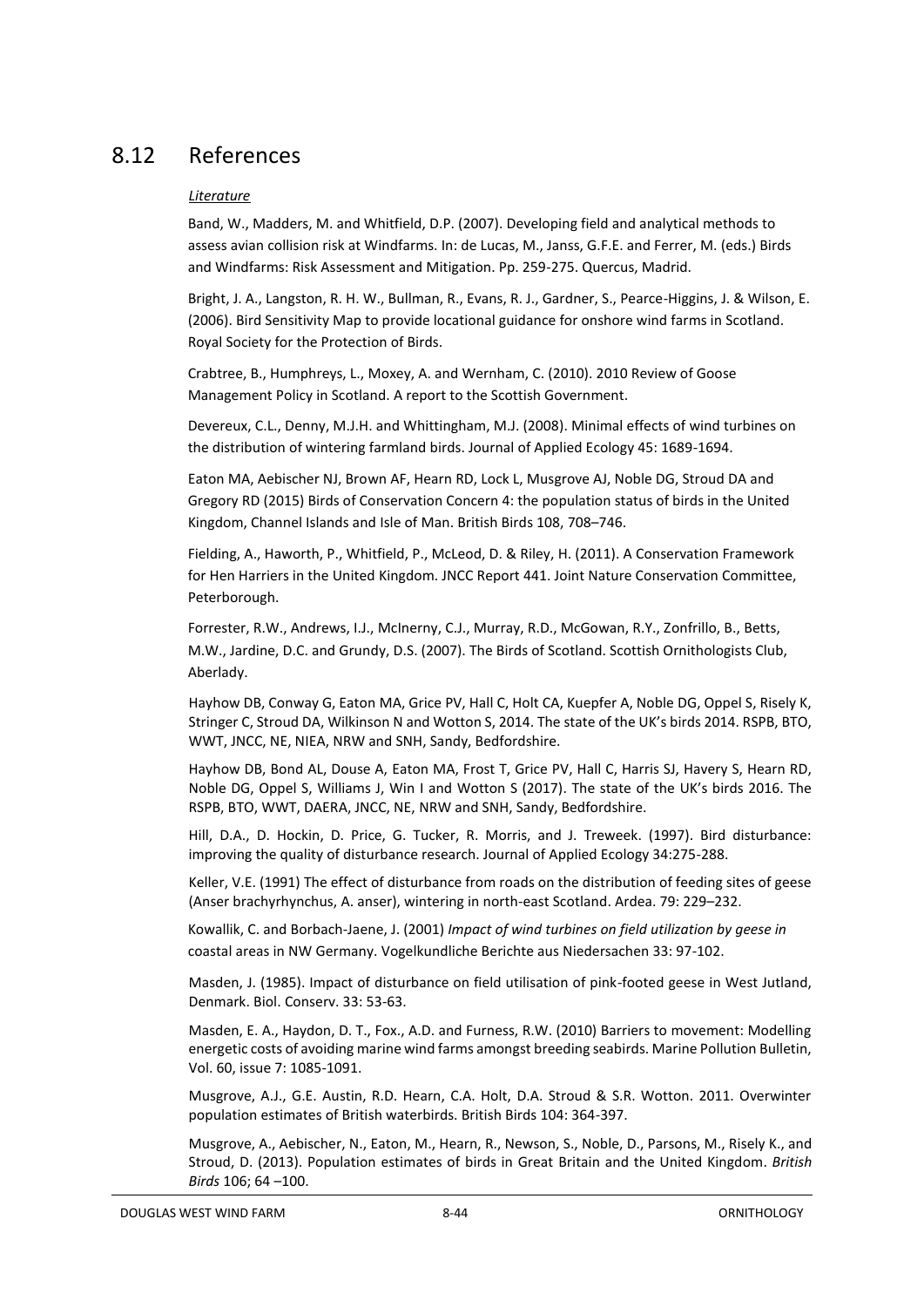## 8.12 References

*Literature*

Band, W., Madders, M. and Whitfield, D.P. (2007). Developing field and analytical methods to assess avian collision risk at Windfarms. In: de Lucas, M., Janss, G.F.E. and Ferrer, M. (eds.) Birds and Windfarms: Risk Assessment and Mitigation. Pp. 259-275. Quercus, Madrid.

Bright, J. A., Langston, R. H. W., Bullman, R., Evans, R. J., Gardner, S., Pearce-Higgins, J. & Wilson, E. (2006). Bird Sensitivity Map to provide locational guidance for onshore wind farms in Scotland. Royal Society for the Protection of Birds.

Crabtree, B., Humphreys, L., Moxey, A. and Wernham, C. (2010). 2010 Review of Goose Management Policy in Scotland. A report to the Scottish Government.

Devereux, C.L., Denny, M.J.H. and Whittingham, M.J. (2008). Minimal effects of wind turbines on the distribution of wintering farmland birds. Journal of Applied Ecology 45: 1689-1694.

Eaton MA, Aebischer NJ, Brown AF, Hearn RD, Lock L, Musgrove AJ, Noble DG, Stroud DA and Gregory RD (2015) Birds of Conservation Concern 4: the population status of birds in the United Kingdom, Channel Islands and Isle of Man. British Birds 108, 708–746.

Fielding, A., Haworth, P., Whitfield, P., McLeod, D. & Riley, H. (2011). A Conservation Framework for Hen Harriers in the United Kingdom. JNCC Report 441. Joint Nature Conservation Committee, Peterborough.

Forrester, R.W., Andrews, I.J., McInerny, C.J., Murray, R.D., McGowan, R.Y., Zonfrillo, B., Betts, M.W., Jardine, D.C. and Grundy, D.S. (2007). The Birds of Scotland. Scottish Ornithologists Club, Aberlady.

Hayhow DB, Conway G, Eaton MA, Grice PV, Hall C, Holt CA, Kuepfer A, Noble DG, Oppel S, Risely K, Stringer C, Stroud DA, Wilkinson N and Wotton S, 2014. The state of the UK's birds 2014. RSPB, BTO, WWT, JNCC, NE, NIEA, NRW and SNH, Sandy, Bedfordshire.

Hayhow DB, Bond AL, Douse A, Eaton MA, Frost T, Grice PV, Hall C, Harris SJ, Havery S, Hearn RD, Noble DG, Oppel S, Williams J, Win I and Wotton S (2017). The state of the UK's birds 2016. The RSPB, BTO, WWT, DAERA, JNCC, NE, NRW and SNH, Sandy, Bedfordshire.

Hill, D.A., D. Hockin, D. Price, G. Tucker, R. Morris, and J. Treweek. (1997). Bird disturbance: improving the quality of disturbance research. Journal of Applied Ecology 34:275-288.

Keller, V.E. (1991) The effect of disturbance from roads on the distribution of feeding sites of geese (Anser brachyrhynchus, A. anser), wintering in north-east Scotland. Ardea. 79: 229–232.

Kowallik, C. and Borbach-Jaene, J. (2001) *Impact of wind turbines on field utilization by geese in* coastal areas in NW Germany. Vogelkundliche Berichte aus Niedersachen 33: 97-102.

Masden, J. (1985). Impact of disturbance on field utilisation of pink-footed geese in West Jutland, Denmark. Biol. Conserv. 33: 53-63.

Masden, E. A., Haydon, D. T., Fox., A.D. and Furness, R.W. (2010) Barriers to movement: Modelling energetic costs of avoiding marine wind farms amongst breeding seabirds. Marine Pollution Bulletin, Vol. 60, issue 7: 1085-1091.

Musgrove, A.J., G.E. Austin, R.D. Hearn, C.A. Holt, D.A. Stroud & S.R. Wotton. 2011. Overwinter population estimates of British waterbirds. British Birds 104: 364-397.

Musgrove, A., Aebischer, N., Eaton, M., Hearn, R., Newson, S., Noble, D., Parsons, M., Risely K., and Stroud, D. (2013). Population estimates of birds in Great Britain and the United Kingdom. *British Birds* 106; 64 –100.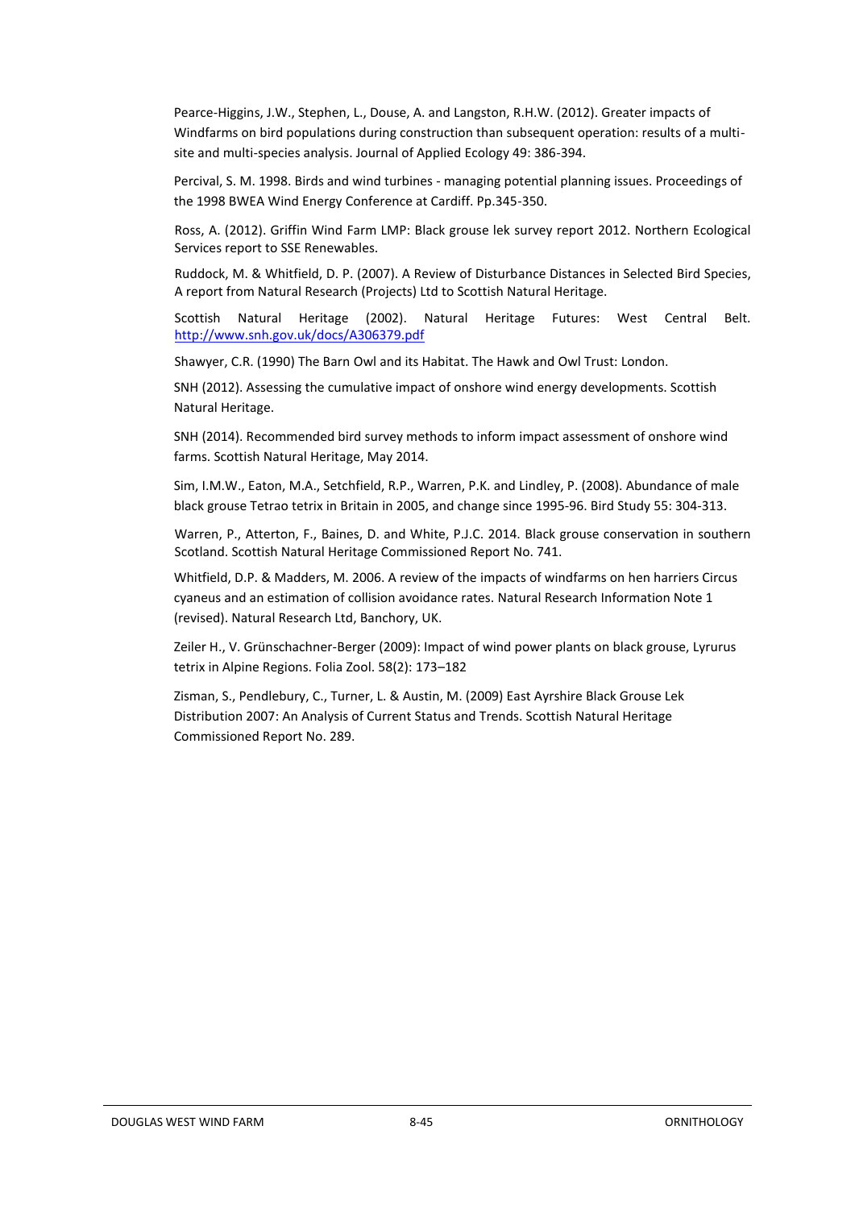Pearce-Higgins, J.W., Stephen, L., Douse, A. and Langston, R.H.W. (2012). Greater impacts of Windfarms on bird populations during construction than subsequent operation: results of a multi-site and multi-species analysis. Journal of Applied Ecology 49: 386-394.

Percival, S. M. 1998. Birds and wind turbines - managing potential planning issues. Proceedings of the 1998 BWEA Wind Energy Conference at Cardiff. Pp.345-350.

Ross, A. (2012). Griffin Wind Farm LMP: Black grouse lek survey report 2012. Northern Ecological Services report to SSE Renewables.

Ruddock, M. & Whitfield, D. P. (2007). A Review of Disturbance Distances in Selected Bird Species, A report from Natural Research (Projects) Ltd to Scottish Natural Heritage.

Scottish Natural Heritage (2002). Natural Heritage Futures: West Central Belt. http://www.snh.gov.uk/docs/A306379.pdf

Shawyer, C.R. (1990) The Barn Owl and its Habitat. The Hawk and Owl Trust: London.

SNH (2012). Assessing the cumulative impact of onshore wind energy developments. Scottish Natural Heritage.

SNH (2014). Recommended bird survey methods to inform impact assessment of onshore wind farms. Scottish Natural Heritage, May 2014.

Sim, I.M.W., Eaton, M.A., Setchfield, R.P., Warren, P.K. and Lindley, P. (2008). Abundance of male black grouse Tetrao tetrix in Britain in 2005, and change since 1995-96. Bird Study 55: 304-313.

Warren, P., Atterton, F., Baines, D. and White, P.J.C. 2014. Black grouse conservation in southern Scotland. Scottish Natural Heritage Commissioned Report No. 741.

Whitfield, D.P. & Madders, M. 2006. A review of the impacts of windfarms on hen harriers Circus cyaneus and an estimation of collision avoidance rates. Natural Research Information Note 1 (revised). Natural Research Ltd, Banchory, UK.

Zeiler H., V. Grünschachner-Berger (2009): Impact of wind power plants on black grouse, Lyrurus tetrix in Alpine Regions. Folia Zool. 58(2): 173–182

Zisman, S., Pendlebury, C., Turner, L. & Austin, M. (2009) East Ayrshire Black Grouse Lek Distribution 2007: An Analysis of Current Status and Trends. Scottish Natural Heritage Commissioned Report No. 289.